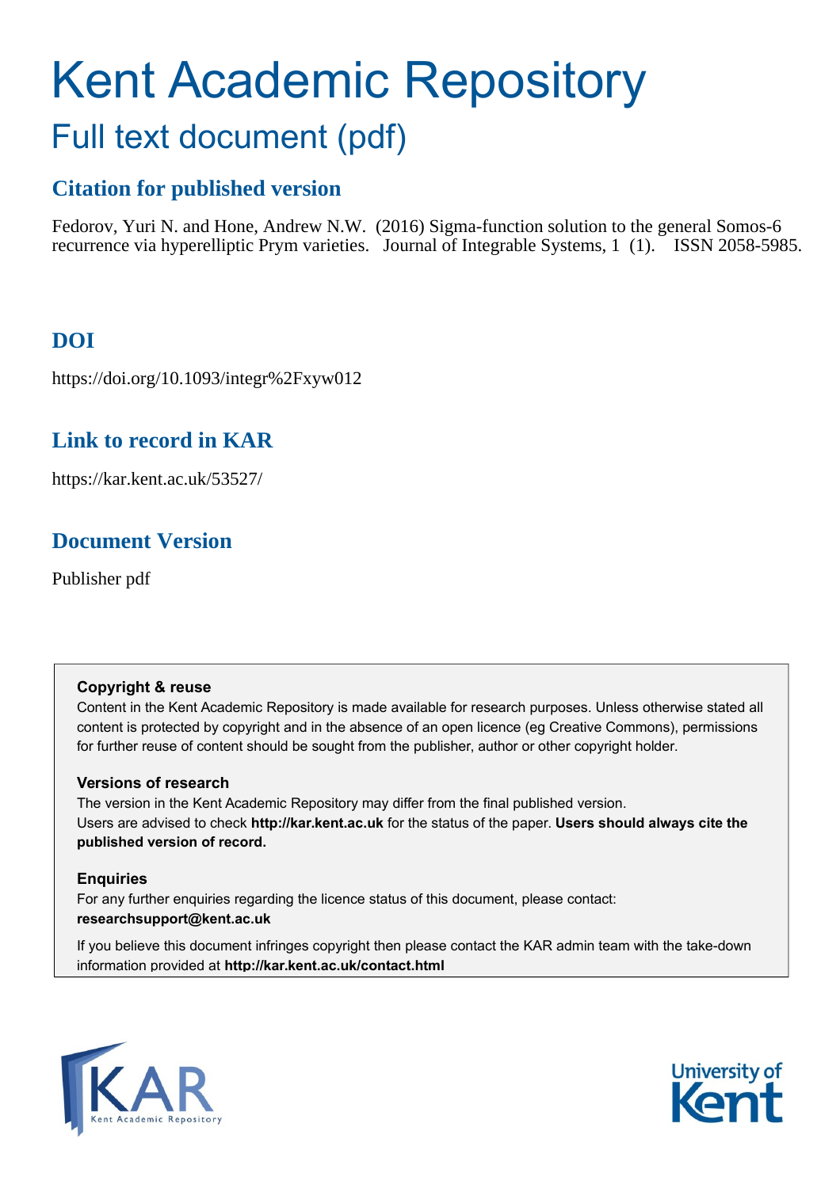# Kent Academic Repository

## Full text document (pdf)

## Citation for published version

Fedorov, Yuri N. and Hone, Andrew N.W. (2016) Sigma-function solution to the general Somos-6 recurrence via hyperelliptic Prym varieties. Journal of Integrable Systems, 1 (1). ISSN 2058-5985.

## DOI

https://doi.org/10.1093/integr%2Fxyw012

## Link to record in KAR

https://kar.kent.ac.uk/53527/

## Document Version

Publisher pdf

**Copyright & reuse**

Content in the Kent Academic Repository is made available for research purposes. Unless otherwise stated all content is protected by copyright and in the absence of an open licence (eg Creative Commons), permissions for further reuse of content should be sought from the publisher, author or other copyright holder.

**Versions of research**

The version in the Kent Academic Repository may differ from the final published version. Users are advised to check **http://kar.kent.ac.uk** for the status of the paper. **Users should always cite the published version of record.**

**Enquiries**

For any further enquiries regarding the licence status of this document, please contact: **researchsupport@kent.ac.uk**

If you believe this document infringes copyright then please contact the KAR admin team with the take-down information provided at **http://kar.kent.ac.uk/contact.html**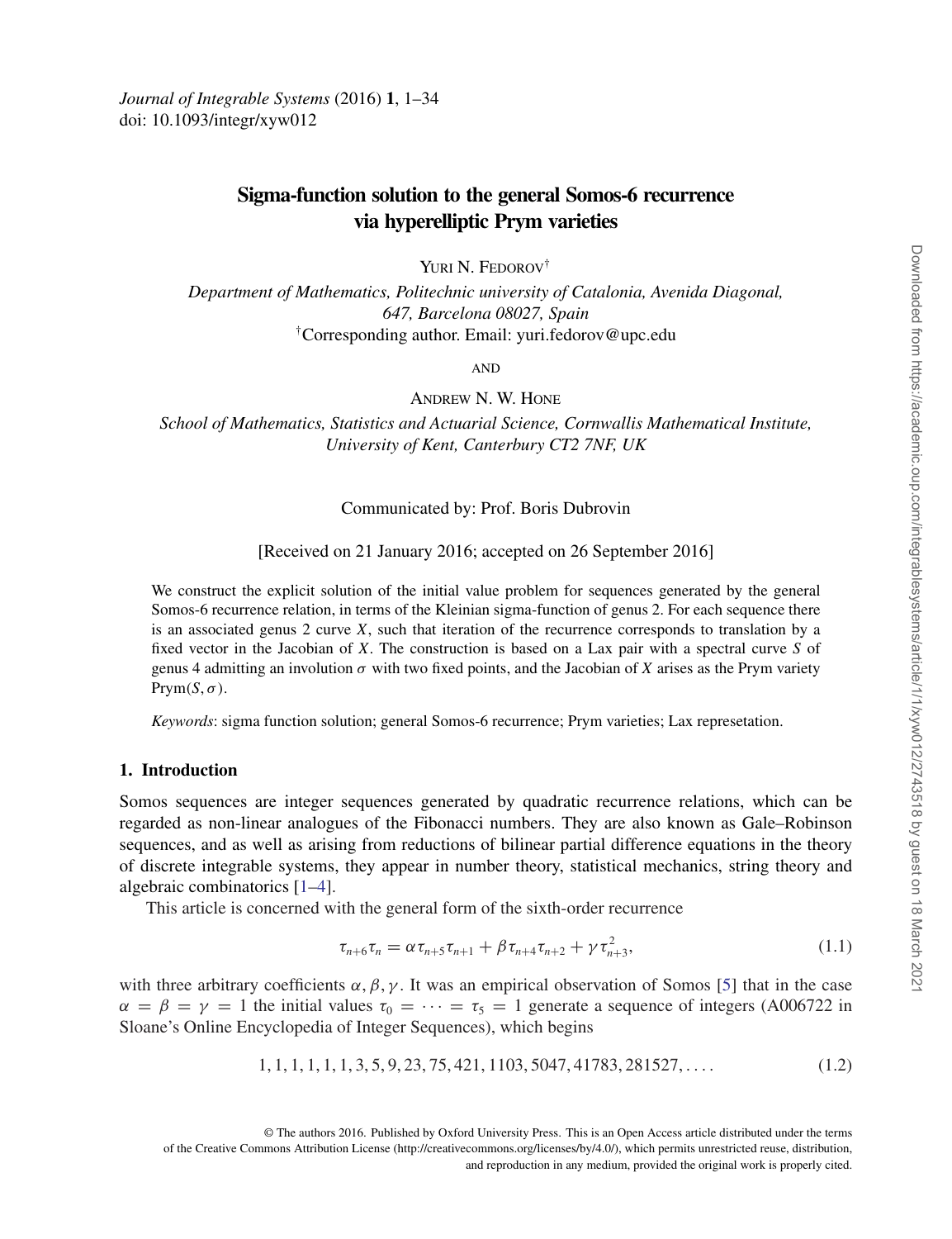# Sigma-function solution to the general Somos-6 recurrence via hyperelliptic Prym varieties

YURI N. FEDOROV[†]

*Department of Mathematics, Politechnic university of Catalonia, Avenida Diagonal, 647, Barcelona 08027, Spain*
[†]Corresponding author. Email: yuri.fedorov@upc.edu

AND

ANDREW N. W. HONE

*School of Mathematics, Statistics and Actuarial Science, Cornwallis Mathematical Institute, University of Kent, Canterbury CT2 7NF, UK*

Communicated by: Prof. Boris Dubrovin

[Received on 21 January 2016; accepted on 26 September 2016]

We construct the explicit solution of the initial value problem for sequences generated by the general Somos-6 recurrence relation, in terms of the Kleinian sigma-function of genus 2. For each sequence there is an associated genus 2 curve $X$, such that iteration of the recurrence corresponds to translation by a fixed vector in the Jacobian of $X$. The construction is based on a Lax pair with a spectral curve $S$ of genus 4 admitting an involution $\sigma$ with two fixed points, and the Jacobian of $X$ arises as the Prym variety $\mathrm{Prym}(S, \sigma)$.

*Keywords*: sigma function solution; general Somos-6 recurrence; Prym varieties; Lax represetation.

## 1. Introduction

Somos sequences are integer sequences generated by quadratic recurrence relations, which can be regarded as non-linear analogues of the Fibonacci numbers. They are also known as Gale–Robinson sequences, and as well as arising from reductions of bilinear partial difference equations in the theory of discrete integrable systems, they appear in number theory, statistical mechanics, string theory and algebraic combinatorics [1–4].

This article is concerned with the general form of the sixth-order recurrence

$$\tau_{n+6}\tau_n = \alpha\tau_{n+5}\tau_{n+1} + \beta\tau_{n+4}\tau_{n+2} + \gamma\tau_{n+3}^2, \tag{1.1}$$

with three arbitrary coefficients $\alpha, \beta, \gamma$. It was an empirical observation of Somos [5] that in the case $\alpha = \beta = \gamma = 1$ the initial values $\tau_0 = \cdots = \tau_5 = 1$ generate a sequence of integers (A006722 in Sloane's Online Encyclopedia of Integer Sequences), which begins

$$1, 1, 1, 1, 1, 1, 3, 5, 9, 23, 75, 421, 1103, 5047, 41783, 281527, \ldots. \tag{1.2}$$

© The authors 2016. Published by Oxford University Press. This is an Open Access article distributed under the terms of the Creative Commons Attribution License (http://creativecommons.org/licenses/by/4.0/), which permits unrestricted reuse, distribution, and reproduction in any medium, provided the original work is properly cited.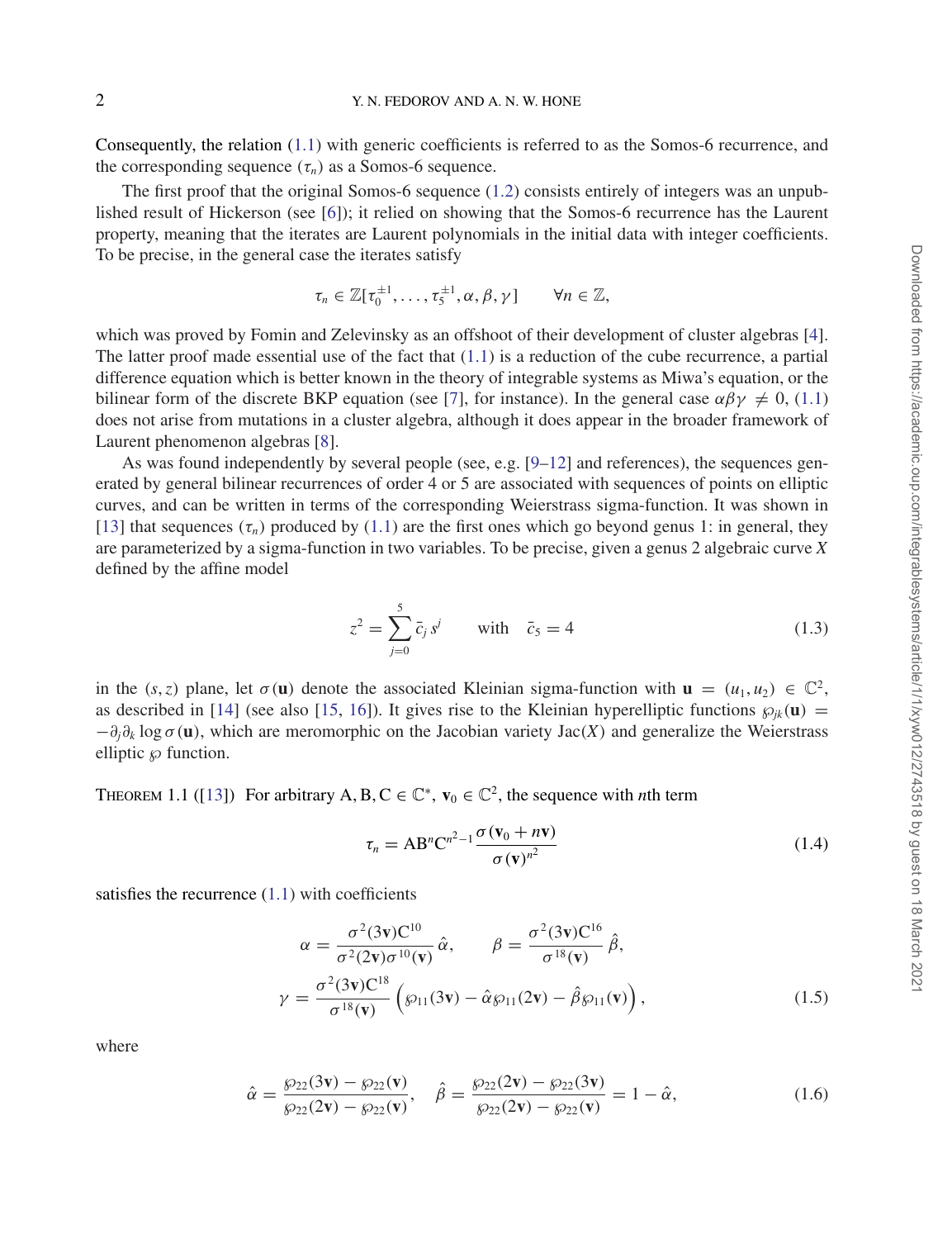Consequently, the relation (1.1) with generic coefficients is referred to as the Somos-6 recurrence, and the corresponding sequence $(\tau_n)$ as a Somos-6 sequence.

The first proof that the original Somos-6 sequence (1.2) consists entirely of integers was an unpublished result of Hickerson (see [6]); it relied on showing that the Somos-6 recurrence has the Laurent property, meaning that the iterates are Laurent polynomials in the initial data with integer coefficients. To be precise, in the general case the iterates satisfy

$$\tau_n \in \mathbb{Z}[\tau_0^{\pm 1}, \ldots, \tau_5^{\pm 1}, \alpha, \beta, \gamma] \qquad \forall n \in \mathbb{Z},$$

which was proved by Fomin and Zelevinsky as an offshoot of their development of cluster algebras [4]. The latter proof made essential use of the fact that (1.1) is a reduction of the cube recurrence, a partial difference equation which is better known in the theory of integrable systems as Miwa's equation, or the bilinear form of the discrete BKP equation (see [7], for instance). In the general case $\alpha\beta\gamma \neq 0$, (1.1) does not arise from mutations in a cluster algebra, although it does appear in the broader framework of Laurent phenomenon algebras [8].

As was found independently by several people (see, e.g. [9–12] and references), the sequences generated by general bilinear recurrences of order 4 or 5 are associated with sequences of points on elliptic curves, and can be written in terms of the corresponding Weierstrass sigma-function. It was shown in [13] that sequences $(\tau_n)$ produced by (1.1) are the first ones which go beyond genus 1: in general, they are parameterized by a sigma-function in two variables. To be precise, given a genus 2 algebraic curve $X$ defined by the affine model

$$z^2 = \sum_{j=0}^{5} \bar{c}_j \, s^j \qquad \text{with} \quad \bar{c}_5 = 4 \tag{1.3}$$

in the $(s, z)$ plane, let $\sigma(\mathbf{u})$ denote the associated Kleinian sigma-function with $\mathbf{u} = (u_1, u_2) \in \mathbb{C}^2$, as described in [14] (see also [15, 16]). It gives rise to the Kleinian hyperelliptic functions $\wp_{jk}(\mathbf{u}) = -\partial_j \partial_k \log \sigma(\mathbf{u})$, which are meromorphic on the Jacobian variety $\mathrm{Jac}(X)$ and generalize the Weierstrass elliptic $\wp$ function.

THEOREM 1.1 ([13]) For arbitrary $\mathrm{A}, \mathrm{B}, \mathrm{C} \in \mathbb{C}^*$, $\mathbf{v}_0 \in \mathbb{C}^2$, the sequence with $n$th term

$$\tau_n = \mathrm{A}\mathrm{B}^n \mathrm{C}^{n^2-1} \frac{\sigma(\mathbf{v}_0 + n\mathbf{v})}{\sigma(\mathbf{v})^{n^2}} \tag{1.4}$$

satisfies the recurrence (1.1) with coefficients

$$\alpha = \frac{\sigma^2(3\mathbf{v})\mathrm{C}^{10}}{\sigma^2(2\mathbf{v})\sigma^{10}(\mathbf{v})}\,\hat{\alpha}, \qquad \beta = \frac{\sigma^2(3\mathbf{v})\mathrm{C}^{16}}{\sigma^{18}(\mathbf{v})}\,\hat{\beta},$$

$$\gamma = \frac{\sigma^2(3\mathbf{v})\mathrm{C}^{18}}{\sigma^{18}(\mathbf{v})}\left(\wp_{11}(3\mathbf{v}) - \hat{\alpha}\wp_{11}(2\mathbf{v}) - \hat{\beta}\wp_{11}(\mathbf{v})\right), \tag{1.5}$$

where

$$\hat{\alpha} = \frac{\wp_{22}(3\mathbf{v}) - \wp_{22}(\mathbf{v})}{\wp_{22}(2\mathbf{v}) - \wp_{22}(\mathbf{v})}, \quad \hat{\beta} = \frac{\wp_{22}(2\mathbf{v}) - \wp_{22}(3\mathbf{v})}{\wp_{22}(2\mathbf{v}) - \wp_{22}(\mathbf{v})} = 1 - \hat{\alpha}, \tag{1.6}$$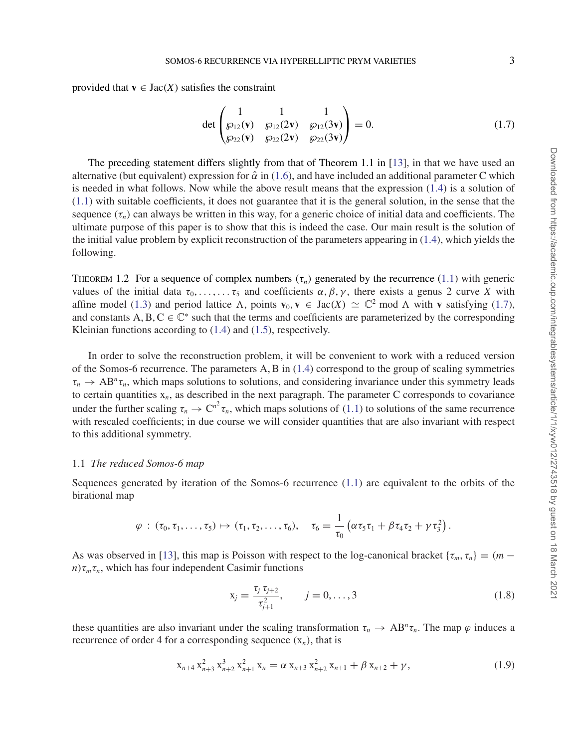provided that $\mathbf{v} \in \mathrm{Jac}(X)$ satisfies the constraint

$$\det \begin{pmatrix} 1 & 1 & 1 \\ \wp_{12}(\mathbf{v}) & \wp_{12}(2\mathbf{v}) & \wp_{12}(3\mathbf{v}) \\ \wp_{22}(\mathbf{v}) & \wp_{22}(2\mathbf{v}) & \wp_{22}(3\mathbf{v}) \end{pmatrix} = 0. \tag{1.7}$$

The preceding statement differs slightly from that of Theorem 1.1 in [13], in that we have used an alternative (but equivalent) expression for $\hat{\alpha}$ in (1.6), and have included an additional parameter $\mathrm{C}$ which is needed in what follows. Now while the above result means that the expression (1.4) is a solution of (1.1) with suitable coefficients, it does not guarantee that it is the general solution, in the sense that the sequence $(\tau_n)$ can always be written in this way, for a generic choice of initial data and coefficients. The ultimate purpose of this paper is to show that this is indeed the case. Our main result is the solution of the initial value problem by explicit reconstruction of the parameters appearing in (1.4), which yields the following.

THEOREM 1.2 For a sequence of complex numbers $(\tau_n)$ generated by the recurrence (1.1) with generic values of the initial data $\tau_0, \ldots, \ldots \tau_5$ and coefficients $\alpha, \beta, \gamma$, there exists a genus 2 curve $X$ with affine model (1.3) and period lattice $\Lambda$, points $\mathbf{v}_0, \mathbf{v} \in \mathrm{Jac}(X) \simeq \mathbb{C}^2 \bmod \Lambda$ with $\mathbf{v}$ satisfying (1.7), and constants $\mathrm{A}, \mathrm{B}, \mathrm{C} \in \mathbb{C}^*$ such that the terms and coefficients are parameterized by the corresponding Kleinian functions according to (1.4) and (1.5), respectively.

In order to solve the reconstruction problem, it will be convenient to work with a reduced version of the Somos-6 recurrence. The parameters $\mathrm{A}, \mathrm{B}$ in (1.4) correspond to the group of scaling symmetries $\tau_n \to \mathrm{AB}^n \tau_n$, which maps solutions to solutions, and considering invariance under this symmetry leads to certain quantities $\mathrm{x}_n$, as described in the next paragraph. The parameter $\mathrm{C}$ corresponds to covariance under the further scaling $\tau_n \to \mathrm{C}^{n^2} \tau_n$, which maps solutions of (1.1) to solutions of the same recurrence with rescaled coefficients; in due course we will consider quantities that are also invariant with respect to this additional symmetry.

### 1.1 *The reduced Somos-6 map*

Sequences generated by iteration of the Somos-6 recurrence (1.1) are equivalent to the orbits of the birational map

$$\varphi : (\tau_0, \tau_1, \ldots, \tau_5) \mapsto (\tau_1, \tau_2, \ldots, \tau_6), \quad \tau_6 = \frac{1}{\tau_0}\left(\alpha \tau_5 \tau_1 + \beta \tau_4 \tau_2 + \gamma \tau_3^2\right).$$

As was observed in [13], this map is Poisson with respect to the log-canonical bracket $\{\tau_m, \tau_n\} = (m - n)\tau_m \tau_n$, which has four independent Casimir functions

$$\mathrm{x}_j = \frac{\tau_j\, \tau_{j+2}}{\tau_{j+1}^2}, \qquad j = 0, \ldots, 3 \tag{1.8}$$

these quantities are also invariant under the scaling transformation $\tau_n \to \mathrm{AB}^n \tau_n$. The map $\varphi$ induces a recurrence of order 4 for a corresponding sequence $(\mathrm{x}_n)$, that is

$$\mathrm{x}_{n+4}\, \mathrm{x}_{n+3}^2\, \mathrm{x}_{n+2}^3\, \mathrm{x}_{n+1}^2\, \mathrm{x}_n = \alpha\, \mathrm{x}_{n+3}\, \mathrm{x}_{n+2}^2\, \mathrm{x}_{n+1} + \beta\, \mathrm{x}_{n+2} + \gamma, \tag{1.9}$$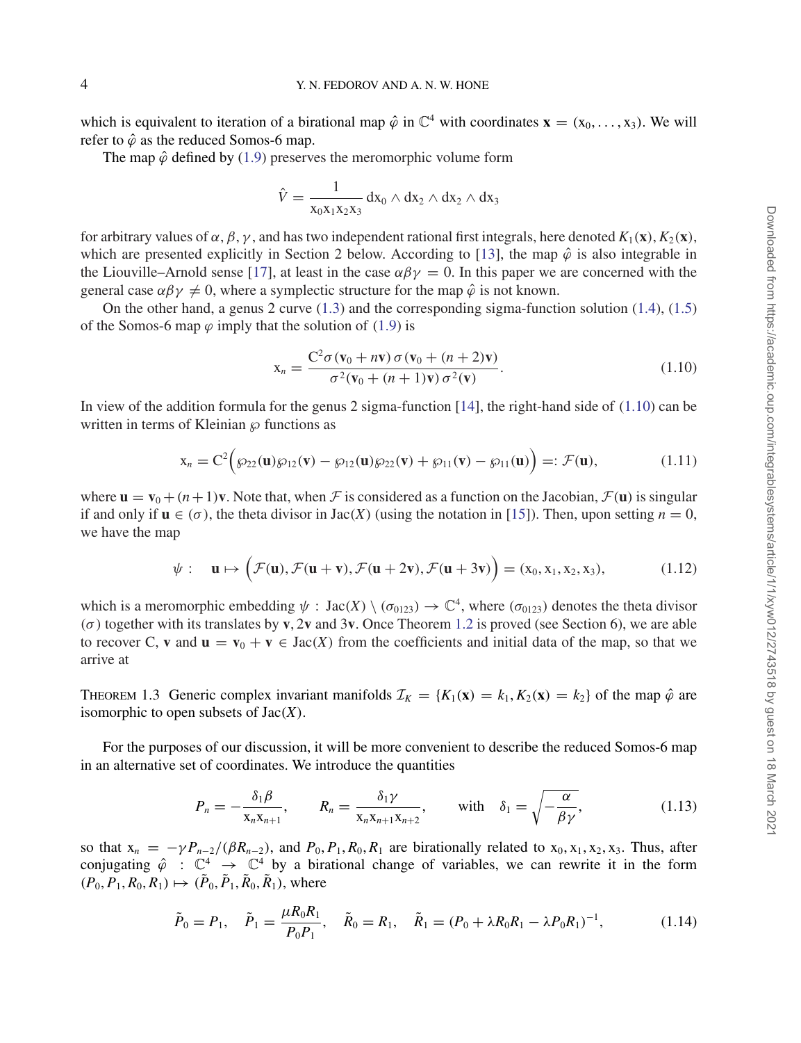which is equivalent to iteration of a birational map $\hat{\varphi}$ in $\mathbb{C}^4$ with coordinates $\mathbf{x} = (\mathrm{x}_0, \ldots, \mathrm{x}_3)$. We will refer to $\hat{\varphi}$ as the reduced Somos-6 map.

The map $\hat{\varphi}$ defined by (1.9) preserves the meromorphic volume form

$$\hat{V} = \frac{1}{\mathrm{x}_0 \mathrm{x}_1 \mathrm{x}_2 \mathrm{x}_3} \, \mathrm{dx}_0 \wedge \mathrm{dx}_2 \wedge \mathrm{dx}_2 \wedge \mathrm{dx}_3$$

for arbitrary values of $\alpha, \beta, \gamma$, and has two independent rational first integrals, here denoted $K_1(\mathbf{x}), K_2(\mathbf{x})$, which are presented explicitly in Section 2 below. According to [13], the map $\hat{\varphi}$ is also integrable in the Liouville–Arnold sense [17], at least in the case $\alpha\beta\gamma = 0$. In this paper we are concerned with the general case $\alpha\beta\gamma \neq 0$, where a symplectic structure for the map $\hat{\varphi}$ is not known.

On the other hand, a genus 2 curve (1.3) and the corresponding sigma-function solution (1.4), (1.5) of the Somos-6 map $\varphi$ imply that the solution of (1.9) is

$$\mathrm{x}_n = \frac{\mathrm{C}^2 \sigma(\mathbf{v}_0 + n\mathbf{v})\, \sigma(\mathbf{v}_0 + (n+2)\mathbf{v})}{\sigma^2(\mathbf{v}_0 + (n+1)\mathbf{v})\, \sigma^2(\mathbf{v})}. \tag{1.10}$$

In view of the addition formula for the genus 2 sigma-function [14], the right-hand side of (1.10) can be written in terms of Kleinian $\wp$ functions as

$$\mathrm{x}_n = \mathrm{C}^2 \Big( \wp_{22}(\mathbf{u})\wp_{12}(\mathbf{v}) - \wp_{12}(\mathbf{u})\wp_{22}(\mathbf{v}) + \wp_{11}(\mathbf{v}) - \wp_{11}(\mathbf{u}) \Big) =: \mathcal{F}(\mathbf{u}), \tag{1.11}$$

where $\mathbf{u} = \mathbf{v}_0 + (n+1)\mathbf{v}$. Note that, when $\mathcal{F}$ is considered as a function on the Jacobian, $\mathcal{F}(\mathbf{u})$ is singular if and only if $\mathbf{u} \in (\sigma)$, the theta divisor in $\mathrm{Jac}(X)$ (using the notation in [15]). Then, upon setting $n = 0$, we have the map

$$\psi : \quad \mathbf{u} \mapsto \Big( \mathcal{F}(\mathbf{u}), \mathcal{F}(\mathbf{u} + \mathbf{v}), \mathcal{F}(\mathbf{u} + 2\mathbf{v}), \mathcal{F}(\mathbf{u} + 3\mathbf{v}) \Big) = (\mathrm{x}_0, \mathrm{x}_1, \mathrm{x}_2, \mathrm{x}_3), \tag{1.12}$$

which is a meromorphic embedding $\psi : \mathrm{Jac}(X) \setminus (\sigma_{0123}) \to \mathbb{C}^4$, where $(\sigma_{0123})$ denotes the theta divisor $(\sigma)$ together with its translates by $\mathbf{v}, 2\mathbf{v}$ and $3\mathbf{v}$. Once Theorem 1.2 is proved (see Section 6), we are able to recover C, $\mathbf{v}$ and $\mathbf{u} = \mathbf{v}_0 + \mathbf{v} \in \mathrm{Jac}(X)$ from the coefficients and initial data of the map, so that we arrive at

THEOREM 1.3 Generic complex invariant manifolds $\mathcal{I}_K = \{K_1(\mathbf{x}) = k_1, K_2(\mathbf{x}) = k_2\}$ of the map $\hat{\varphi}$ are isomorphic to open subsets of $\mathrm{Jac}(X)$.

For the purposes of our discussion, it will be more convenient to describe the reduced Somos-6 map in an alternative set of coordinates. We introduce the quantities

$$P_n = -\frac{\delta_1 \beta}{\mathrm{x}_n \mathrm{x}_{n+1}}, \qquad R_n = \frac{\delta_1 \gamma}{\mathrm{x}_n \mathrm{x}_{n+1} \mathrm{x}_{n+2}}, \qquad \text{with} \quad \delta_1 = \sqrt{-\frac{\alpha}{\beta\gamma}}, \tag{1.13}$$

so that $\mathrm{x}_n = -\gamma P_{n-2}/(\beta R_{n-2})$, and $P_0, P_1, R_0, R_1$ are birationally related to $\mathrm{x}_0, \mathrm{x}_1, \mathrm{x}_2, \mathrm{x}_3$. Thus, after conjugating $\hat{\varphi} : \mathbb{C}^4 \to \mathbb{C}^4$ by a birational change of variables, we can rewrite it in the form $(P_0, P_1, R_0, R_1) \mapsto (\tilde{P}_0, \tilde{P}_1, \tilde{R}_0, \tilde{R}_1)$, where

$$\tilde{P}_0 = P_1, \quad \tilde{P}_1 = \frac{\mu R_0 R_1}{P_0 P_1}, \quad \tilde{R}_0 = R_1, \quad \tilde{R}_1 = (P_0 + \lambda R_0 R_1 - \lambda P_0 R_1)^{-1}, \tag{1.14}$$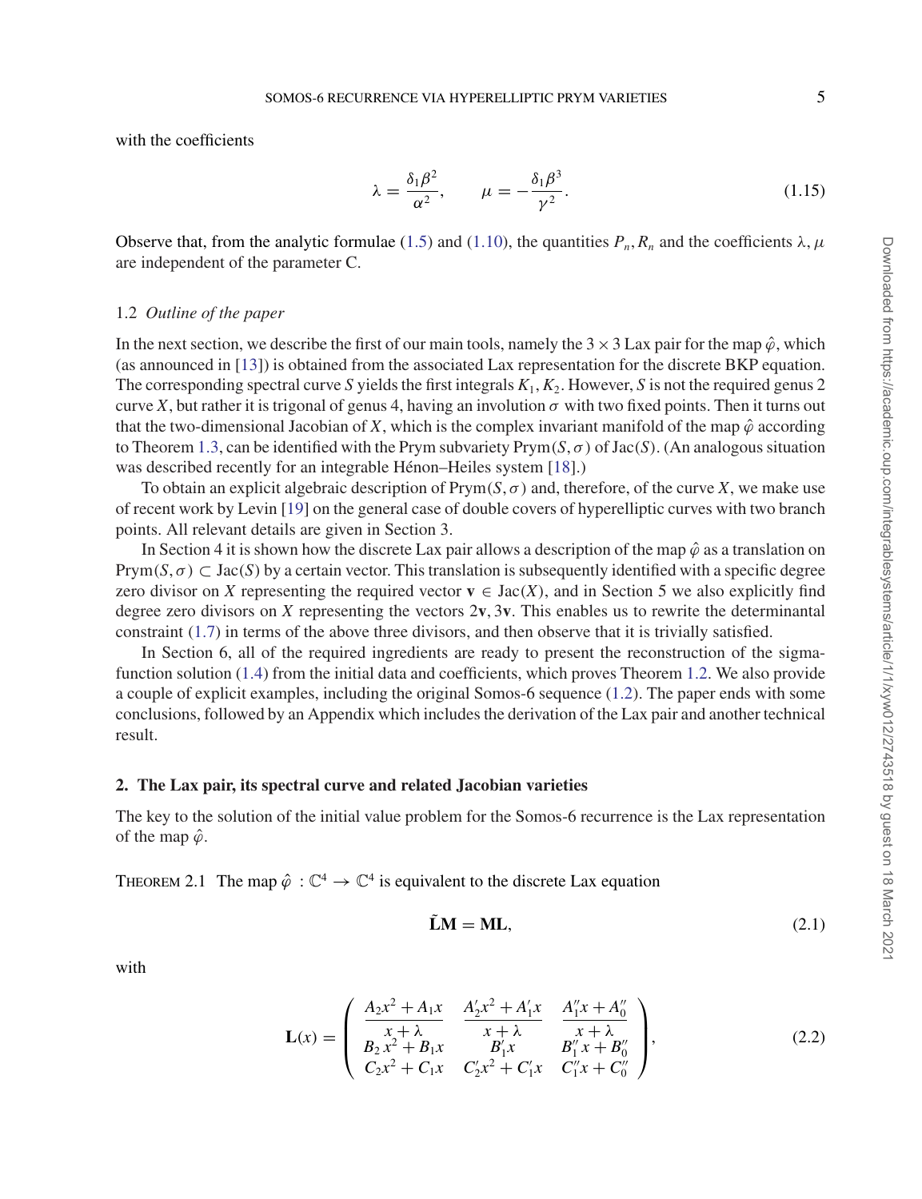with the coefficients

$$\lambda = \frac{\delta_1 \beta^2}{\alpha^2}, \qquad \mu = -\frac{\delta_1 \beta^3}{\gamma^2}. \tag{1.15}$$

Observe that, from the analytic formulae (1.5) and (1.10), the quantities $P_n, R_n$ and the coefficients $\lambda, \mu$ are independent of the parameter C.

### 1.2 *Outline of the paper*

In the next section, we describe the first of our main tools, namely the $3 \times 3$ Lax pair for the map $\hat{\varphi}$, which (as announced in [13]) is obtained from the associated Lax representation for the discrete BKP equation. The corresponding spectral curve $S$ yields the first integrals $K_1, K_2$. However, $S$ is not the required genus 2 curve $X$, but rather it is trigonal of genus 4, having an involution $\sigma$ with two fixed points. Then it turns out that the two-dimensional Jacobian of $X$, which is the complex invariant manifold of the map $\hat{\varphi}$ according to Theorem 1.3, can be identified with the Prym subvariety $\text{Prym}(S, \sigma)$ of $\text{Jac}(S)$. (An analogous situation was described recently for an integrable Hénon–Heiles system [18].)

To obtain an explicit algebraic description of $\text{Prym}(S, \sigma)$ and, therefore, of the curve $X$, we make use of recent work by Levin [19] on the general case of double covers of hyperelliptic curves with two branch points. All relevant details are given in Section 3.

In Section 4 it is shown how the discrete Lax pair allows a description of the map $\hat{\varphi}$ as a translation on $\text{Prym}(S, \sigma) \subset \text{Jac}(S)$ by a certain vector. This translation is subsequently identified with a specific degree zero divisor on $X$ representing the required vector $\mathbf{v} \in \text{Jac}(X)$, and in Section 5 we also explicitly find degree zero divisors on $X$ representing the vectors $2\mathbf{v}, 3\mathbf{v}$. This enables us to rewrite the determinantal constraint (1.7) in terms of the above three divisors, and then observe that it is trivially satisfied.

In Section 6, all of the required ingredients are ready to present the reconstruction of the sigma-function solution (1.4) from the initial data and coefficients, which proves Theorem 1.2. We also provide a couple of explicit examples, including the original Somos-6 sequence (1.2). The paper ends with some conclusions, followed by an Appendix which includes the derivation of the Lax pair and another technical result.

## 2. The Lax pair, its spectral curve and related Jacobian varieties

The key to the solution of the initial value problem for the Somos-6 recurrence is the Lax representation of the map $\hat{\varphi}$.

THEOREM 2.1 The map $\hat{\varphi} : \mathbb{C}^4 \to \mathbb{C}^4$ is equivalent to the discrete Lax equation

$$\tilde{\mathbf{L}}\mathbf{M} = \mathbf{M}\mathbf{L}, \tag{2.1}$$

with

$$\mathbf{L}(x) = \begin{pmatrix} \dfrac{A_2 x^2 + A_1 x}{x + \lambda} & \dfrac{A_2' x^2 + A_1' x}{x + \lambda} & \dfrac{A_1'' x + A_0''}{x + \lambda} \\ B_2 x^2 + B_1 x & B_1' x & B_1'' x + B_0'' \\ C_2 x^2 + C_1 x & C_2' x^2 + C_1' x & C_1'' x + C_0'' \end{pmatrix}, \tag{2.2}$$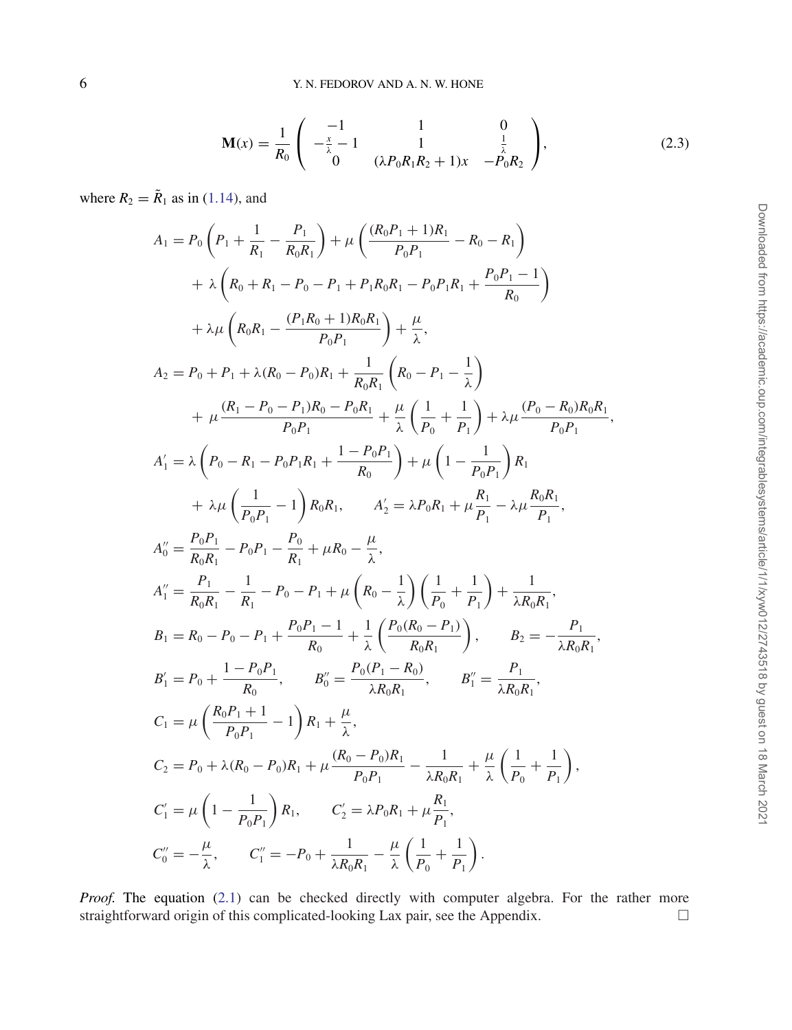$$
\mathbf{M}(x) = \frac{1}{R_0} \begin{pmatrix} -1 & 1 & 0 \\ -\frac{x}{\lambda} - 1 & 1 & \frac{1}{\lambda} \\ 0 & (\lambda P_0 R_1 R_2 + 1)x & -P_0 R_2 \end{pmatrix}, \tag{2.3}
$$

where $R_2 = \tilde{R}_1$ as in (1.14), and

$$
\begin{aligned}
A_1 &= P_0 \left( P_1 + \frac{1}{R_1} - \frac{P_1}{R_0 R_1} \right) + \mu \left( \frac{(R_0 P_1 + 1) R_1}{P_0 P_1} - R_0 - R_1 \right) \\
&\quad + \lambda \left( R_0 + R_1 - P_0 - P_1 + P_1 R_0 R_1 - P_0 P_1 R_1 + \frac{P_0 P_1 - 1}{R_0} \right) \\
&\quad + \lambda \mu \left( R_0 R_1 - \frac{(P_1 R_0 + 1) R_0 R_1}{P_0 P_1} \right) + \frac{\mu}{\lambda}, \\
A_2 &= P_0 + P_1 + \lambda (R_0 - P_0) R_1 + \frac{1}{R_0 R_1} \left( R_0 - P_1 - \frac{1}{\lambda} \right) \\
&\quad + \mu \frac{(R_1 - P_0 - P_1) R_0 - P_0 R_1}{P_0 P_1} + \frac{\mu}{\lambda} \left( \frac{1}{P_0} + \frac{1}{P_1} \right) + \lambda \mu \frac{(P_0 - R_0) R_0 R_1}{P_0 P_1}, \\
A_1' &= \lambda \left( P_0 - R_1 - P_0 P_1 R_1 + \frac{1 - P_0 P_1}{R_0} \right) + \mu \left( 1 - \frac{1}{P_0 P_1} \right) R_1 \\
&\quad + \lambda \mu \left( \frac{1}{P_0 P_1} - 1 \right) R_0 R_1, \qquad A_2' = \lambda P_0 R_1 + \mu \frac{R_1}{P_1} - \lambda \mu \frac{R_0 R_1}{P_1}, \\
A_0'' &= \frac{P_0 P_1}{R_0 R_1} - P_0 P_1 - \frac{P_0}{R_1} + \mu R_0 - \frac{\mu}{\lambda}, \\
A_1'' &= \frac{P_1}{R_0 R_1} - \frac{1}{R_1} - P_0 - P_1 + \mu \left( R_0 - \frac{1}{\lambda} \right) \left( \frac{1}{P_0} + \frac{1}{P_1} \right) + \frac{1}{\lambda R_0 R_1}, \\
B_1 &= R_0 - P_0 - P_1 + \frac{P_0 P_1 - 1}{R_0} + \frac{1}{\lambda} \left( \frac{P_0 (R_0 - P_1)}{R_0 R_1} \right), \qquad B_2 = -\frac{P_1}{\lambda R_0 R_1}, \\
B_1' &= P_0 + \frac{1 - P_0 P_1}{R_0}, \qquad B_0'' = \frac{P_0 (P_1 - R_0)}{\lambda R_0 R_1}, \qquad B_1'' = \frac{P_1}{\lambda R_0 R_1}, \\
C_1 &= \mu \left( \frac{R_0 P_1 + 1}{P_0 P_1} - 1 \right) R_1 + \frac{\mu}{\lambda}, \\
C_2 &= P_0 + \lambda (R_0 - P_0) R_1 + \mu \frac{(R_0 - P_0) R_1}{P_0 P_1} - \frac{1}{\lambda R_0 R_1} + \frac{\mu}{\lambda} \left( \frac{1}{P_0} + \frac{1}{P_1} \right), \\
C_1' &= \mu \left( 1 - \frac{1}{P_0 P_1} \right) R_1, \qquad C_2' = \lambda P_0 R_1 + \mu \frac{R_1}{P_1}, \\
C_0'' &= -\frac{\mu}{\lambda}, \qquad C_1'' = -P_0 + \frac{1}{\lambda R_0 R_1} - \frac{\mu}{\lambda} \left( \frac{1}{P_0} + \frac{1}{P_1} \right).
\end{aligned}
$$

*Proof.* The equation (2.1) can be checked directly with computer algebra. For the rather more straightforward origin of this complicated-looking Lax pair, see the Appendix. □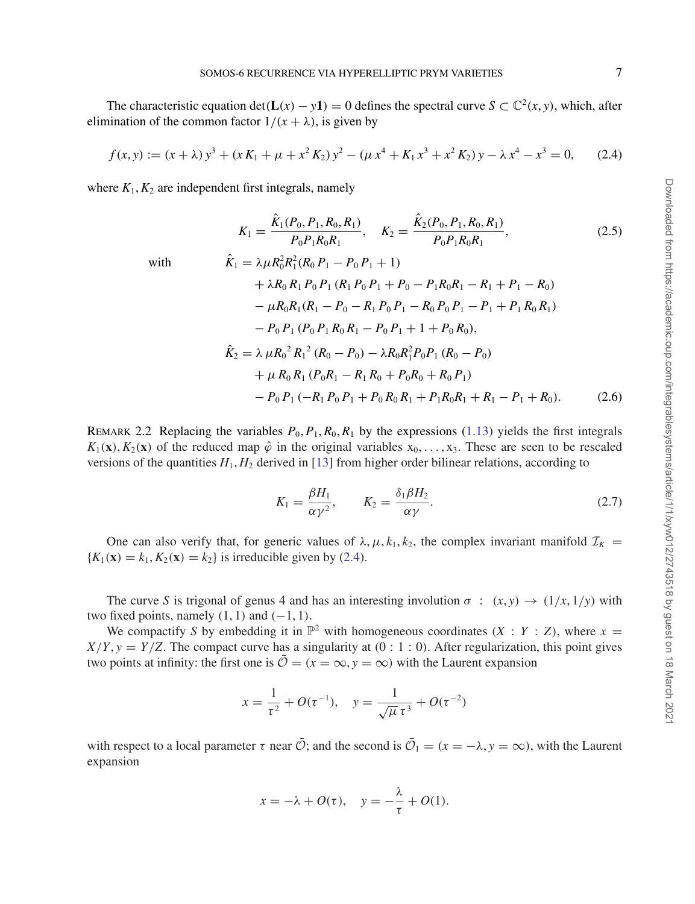The characteristic equation $\det(\mathbf{L}(x) - y\mathbf{1}) = 0$ defines the spectral curve $S \subset \mathbb{C}^2(x, y)$, which, after elimination of the common factor $1/(x + \lambda)$, is given by

$$f(x, y) := (x + \lambda)\, y^3 + (x\, K_1 + \mu + x^2\, K_2)\, y^2 - (\mu\, x^4 + K_1\, x^3 + x^2\, K_2)\, y - \lambda\, x^4 - x^3 = 0, \tag{2.4}$$

where $K_1, K_2$ are independent first integrals, namely

$$K_1 = \frac{\hat{K}_1(P_0, P_1, R_0, R_1)}{P_0 P_1 R_0 R_1}, \quad K_2 = \frac{\hat{K}_2(P_0, P_1, R_0, R_1)}{P_0 P_1 R_0 R_1}, \tag{2.5}$$

with

$$\begin{aligned}
\hat{K}_1 &= \lambda\mu R_0^2 R_1^2 (R_0\, P_1 - P_0\, P_1 + 1) \\
&\quad + \lambda R_0\, R_1\, P_0\, P_1\, (R_1\, P_0\, P_1 + P_0 - P_1 R_0 R_1 - R_1 + P_1 - R_0) \\
&\quad - \mu R_0 R_1 (R_1 - P_0 - R_1\, P_0\, P_1 - R_0\, P_0\, P_1 - P_1 + P_1\, R_0\, R_1) \\
&\quad - P_0\, P_1\, (P_0\, P_1\, R_0\, R_1 - P_0\, P_1 + 1 + P_0\, R_0), \\
\hat{K}_2 &= \lambda\, \mu {R_0}^2\, {R_1}^2\, (R_0 - P_0) - \lambda R_0 R_1^2 P_0 P_1\, (R_0 - P_0) \\
&\quad + \mu\, R_0\, R_1\, (P_0 R_1 - R_1\, R_0 + P_0 R_0 + R_0\, P_1) \\
&\quad - P_0\, P_1\, (-R_1\, P_0\, P_1 + P_0\, R_0\, R_1 + P_1 R_0 R_1 + R_1 - P_1 + R_0).
\end{aligned} \tag{2.6}$$

REMARK 2.2 Replacing the variables $P_0, P_1, R_0, R_1$ by the expressions (1.13) yields the first integrals $K_1(\mathbf{x}), K_2(\mathbf{x})$ of the reduced map $\hat{\varphi}$ in the original variables $\mathrm{x}_0, \ldots, \mathrm{x}_3$. These are seen to be rescaled versions of the quantities $H_1, H_2$ derived in [13] from higher order bilinear relations, according to

$$K_1 = \frac{\beta H_1}{\alpha \gamma^2}, \qquad K_2 = \frac{\delta_1 \beta H_2}{\alpha \gamma}. \tag{2.7}$$

One can also verify that, for generic values of $\lambda, \mu, k_1, k_2$, the complex invariant manifold $\mathcal{I}_K = \{K_1(\mathbf{x}) = k_1, K_2(\mathbf{x}) = k_2\}$ is irreducible given by (2.4).

The curve $S$ is trigonal of genus 4 and has an interesting involution $\sigma\ :\ (x, y) \to (1/x, 1/y)$ with two fixed points, namely $(1, 1)$ and $(-1, 1)$.

We compactify $S$ by embedding it in $\mathbb{P}^2$ with homogeneous coordinates $(X : Y : Z)$, where $x = X/Y, y = Y/Z$. The compact curve has a singularity at $(0 : 1 : 0)$. After regularization, this point gives two points at infinity: the first one is $\bar{\mathcal{O}} = (x = \infty, y = \infty)$ with the Laurent expansion

$$x = \frac{1}{\tau^2} + O(\tau^{-1}), \quad y = \frac{1}{\sqrt{\mu}\, \tau^3} + O(\tau^{-2})$$

with respect to a local parameter $\tau$ near $\bar{\mathcal{O}}$; and the second is $\bar{\mathcal{O}}_1 = (x = -\lambda, y = \infty)$, with the Laurent expansion

$$x = -\lambda + O(\tau), \quad y = -\frac{\lambda}{\tau} + O(1).$$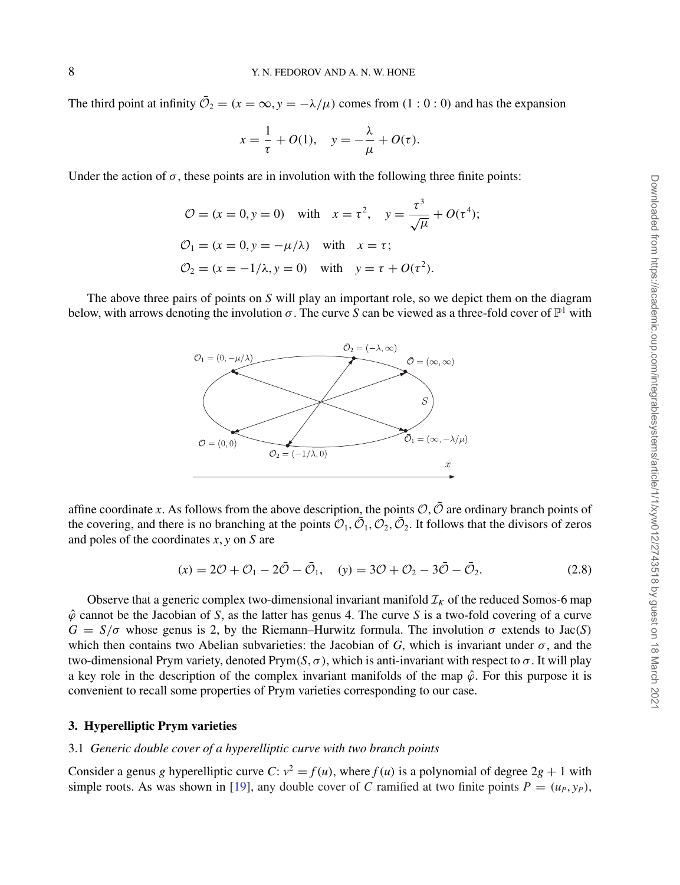The third point at infinity $\bar{\mathcal{O}}_2 = (x = \infty, y = -\lambda/\mu)$ comes from $(1:0:0)$ and has the expansion

$$x = \frac{1}{\tau} + O(1), \quad y = -\frac{\lambda}{\mu} + O(\tau).$$

Under the action of $\sigma$, these points are in involution with the following three finite points:

$$\mathcal{O} = (x = 0, y = 0) \quad \text{with} \quad x = \tau^2, \quad y = \frac{\tau^3}{\sqrt{\mu}} + O(\tau^4);$$

$$\mathcal{O}_1 = (x = 0, y = -\mu/\lambda) \quad \text{with} \quad x = \tau;$$

$$\mathcal{O}_2 = (x = -1/\lambda, y = 0) \quad \text{with} \quad y = \tau + O(\tau^2).$$

The above three pairs of points on $S$ will play an important role, so we depict them on the diagram below, with arrows denoting the involution $\sigma$. The curve $S$ can be viewed as a three-fold cover of $\mathbb{P}^1$ with affine coordinate $x$. As follows from the above description, the points $\mathcal{O}, \bar{\mathcal{O}}$ are ordinary branch points of the covering, and there is no branching at the points $\mathcal{O}_1, \bar{\mathcal{O}}_1, \mathcal{O}_2, \bar{\mathcal{O}}_2$. It follows that the divisors of zeros and poles of the coordinates $x, y$ on $S$ are

$$(x) = 2\mathcal{O} + \mathcal{O}_1 - 2\bar{\mathcal{O}} - \bar{\mathcal{O}}_1, \quad (y) = 3\mathcal{O} + \mathcal{O}_2 - 3\bar{\mathcal{O}} - \bar{\mathcal{O}}_2. \tag{2.8}$$

Observe that a generic complex two-dimensional invariant manifold $\mathcal{I}_K$ of the reduced Somos-6 map $\hat{\varphi}$ cannot be the Jacobian of $S$, as the latter has genus 4. The curve $S$ is a two-fold covering of a curve $G = S/\sigma$ whose genus is 2, by the Riemann–Hurwitz formula. The involution $\sigma$ extends to $\text{Jac}(S)$ which then contains two Abelian subvarieties: the Jacobian of $G$, which is invariant under $\sigma$, and the two-dimensional Prym variety, denoted $\text{Prym}(S, \sigma)$, which is anti-invariant with respect to $\sigma$. It will play a key role in the description of the complex invariant manifolds of the map $\hat{\varphi}$. For this purpose it is convenient to recall some properties of Prym varieties corresponding to our case.

## 3. Hyperelliptic Prym varieties

### 3.1 *Generic double cover of a hyperelliptic curve with two branch points*

Consider a genus $g$ hyperelliptic curve $C$: $v^2 = f(u)$, where $f(u)$ is a polynomial of degree $2g + 1$ with simple roots. As was shown in [19], any double cover of $C$ ramified at two finite points $P = (u_P, y_P)$,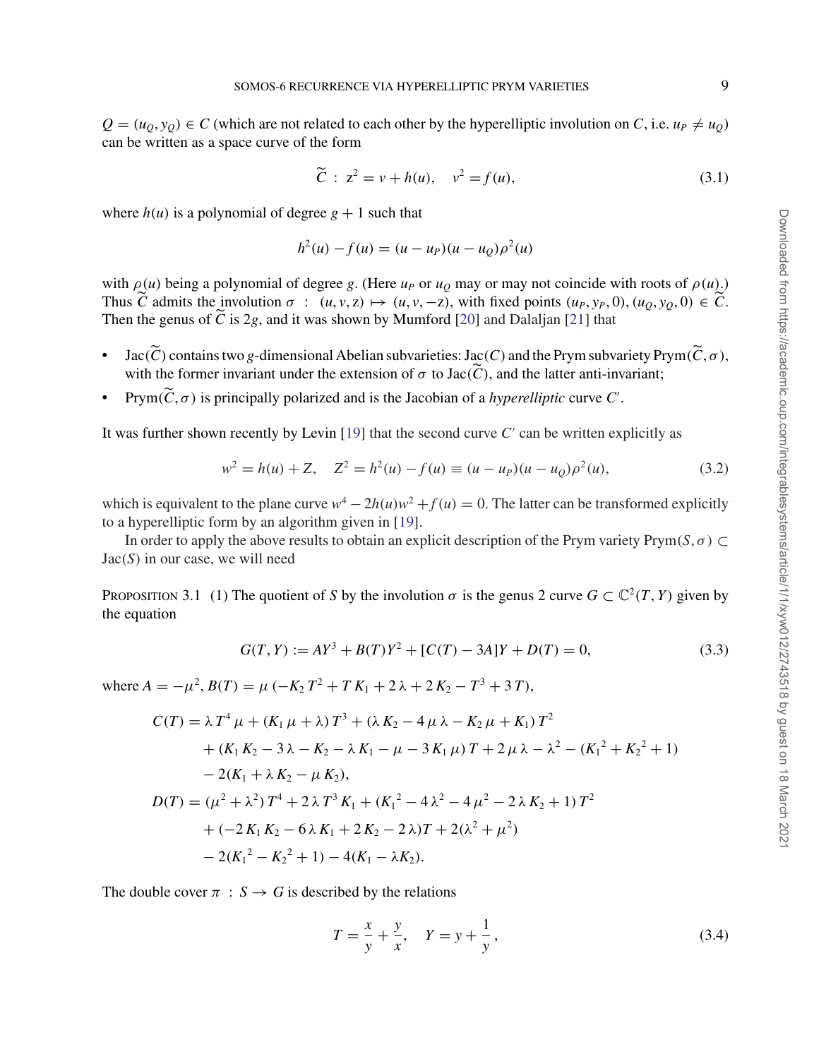$Q = (u_Q, y_Q) \in C$ (which are not related to each other by the hyperelliptic involution on $C$, i.e. $u_P \neq u_Q$) can be written as a space curve of the form

$$\widetilde{C} \ : \ z^2 = v + h(u), \quad v^2 = f(u), \tag{3.1}$$

where $h(u)$ is a polynomial of degree $g+1$ such that

$$h^2(u) - f(u) = (u - u_P)(u - u_Q)\rho^2(u)$$

with $\rho(u)$ being a polynomial of degree $g$. (Here $u_P$ or $u_Q$ may or may not coincide with roots of $\rho(u)$.) Thus $\widetilde{C}$ admits the involution $\sigma \ : \ (u, v, z) \mapsto (u, v, -z)$, with fixed points $(u_P, y_P, 0), (u_Q, y_Q, 0) \in \widetilde{C}$. Then the genus of $\widetilde{C}$ is $2g$, and it was shown by Mumford [20] and Dalaljan [21] that

- $\mathrm{Jac}(\widetilde{C})$ contains two $g$-dimensional Abelian subvarieties: $\mathrm{Jac}(C)$ and the Prym subvariety $\mathrm{Prym}(\widetilde{C}, \sigma)$, with the former invariant under the extension of $\sigma$ to $\mathrm{Jac}(\widetilde{C})$, and the latter anti-invariant;
- $\mathrm{Prym}(\widetilde{C}, \sigma)$ is principally polarized and is the Jacobian of a *hyperelliptic* curve $C'$.

It was further shown recently by Levin [19] that the second curve $C'$ can be written explicitly as

$$w^2 = h(u) + Z, \quad Z^2 = h^2(u) - f(u) \equiv (u - u_P)(u - u_Q)\rho^2(u), \tag{3.2}$$

which is equivalent to the plane curve $w^4 - 2h(u)w^2 + f(u) = 0$. The latter can be transformed explicitly to a hyperelliptic form by an algorithm given in [19].

In order to apply the above results to obtain an explicit description of the Prym variety $\mathrm{Prym}(S, \sigma) \subset \mathrm{Jac}(S)$ in our case, we will need

Proposition 3.1 (1) The quotient of $S$ by the involution $\sigma$ is the genus 2 curve $G \subset \mathbb{C}^2(T, Y)$ given by the equation

$$G(T, Y) := AY^3 + B(T)Y^2 + [C(T) - 3A]Y + D(T) = 0, \tag{3.3}$$

where $A = -\mu^2$, $B(T) = \mu\,(-K_2\,T^2 + T\,K_1 + 2\,\lambda + 2\,K_2 - T^3 + 3\,T)$,

$$\begin{aligned}
C(T) = {} & \lambda\,T^4\,\mu + (K_1\,\mu + \lambda)\,T^3 + (\lambda\,K_2 - 4\,\mu\,\lambda - K_2\,\mu + K_1)\,T^2 \\
& + (K_1\,K_2 - 3\,\lambda - K_2 - \lambda\,K_1 - \mu - 3\,K_1\,\mu)\,T + 2\,\mu\,\lambda - \lambda^2 - ({K_1}^2 + {K_2}^2 + 1) \\
& - 2(K_1 + \lambda\,K_2 - \mu\,K_2), \\
D(T) = {} & (\mu^2 + \lambda^2)\,T^4 + 2\,\lambda\,T^3\,K_1 + ({K_1}^2 - 4\,\lambda^2 - 4\,\mu^2 - 2\,\lambda\,K_2 + 1)\,T^2 \\
& + (-2\,K_1\,K_2 - 6\,\lambda\,K_1 + 2\,K_2 - 2\,\lambda)T + 2(\lambda^2 + \mu^2) \\
& - 2({K_1}^2 - {K_2}^2 + 1) - 4(K_1 - \lambda K_2).
\end{aligned}$$

The double cover $\pi \ : \ S \to G$ is described by the relations

$$T = \frac{x}{y} + \frac{y}{x}, \quad Y = y + \frac{1}{y}, \tag{3.4}$$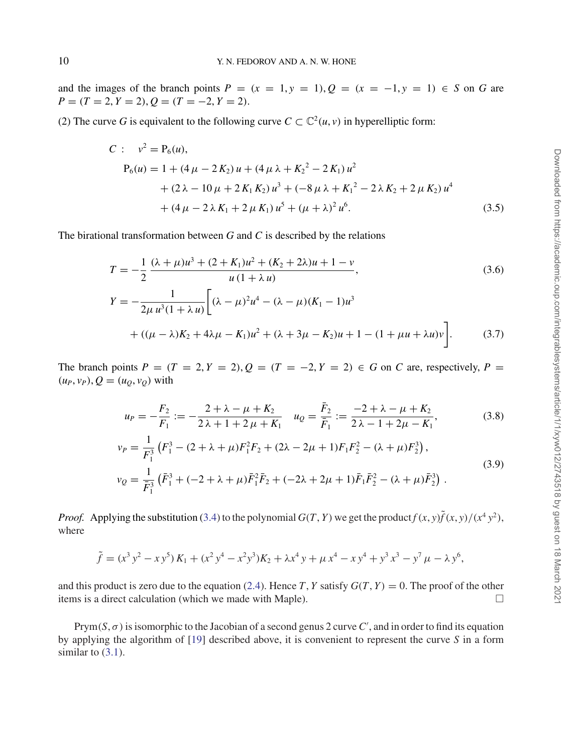and the images of the branch points $P = (x = 1, y = 1), Q = (x = -1, y = 1) \in S$ on $G$ are $P = (T = 2, Y = 2), Q = (T = -2, Y = 2)$.

(2) The curve $G$ is equivalent to the following curve $C \subset \mathbb{C}^2(u, v)$ in hyperelliptic form:

$$
\begin{aligned}
C: \quad & v^2 = \mathrm{P}_6(u), \\
\mathrm{P}_6(u) = {} & 1 + (4\,\mu - 2\,K_2)\,u + (4\,\mu\,\lambda + {K_2}^2 - 2\,K_1)\,u^2 \\
& + (2\,\lambda - 10\,\mu + 2\,K_1\,K_2)\,u^3 + (-8\,\mu\,\lambda + {K_1}^2 - 2\,\lambda\,K_2 + 2\,\mu\,K_2)\,u^4 \\
& + (4\,\mu - 2\,\lambda\,K_1 + 2\,\mu\,K_1)\,u^5 + (\mu + \lambda)^2\,u^6.
\end{aligned} \tag{3.5}
$$

The birational transformation between $G$ and $C$ is described by the relations

$$
T = -\frac{1}{2}\,\frac{(\lambda+\mu)u^3 + (2+K_1)u^2 + (K_2+2\lambda)u + 1 - v}{u\,(1+\lambda\,u)}, \tag{3.6}
$$

$$
\begin{aligned}
Y = -\frac{1}{2\mu\,u^3(1+\lambda\,u)}\Big[ & (\lambda-\mu)^2u^4 - (\lambda-\mu)(K_1-1)u^3 \\
& + ((\mu-\lambda)K_2 + 4\lambda\mu - K_1)u^2 + (\lambda + 3\mu - K_2)u + 1 - (1+\mu u + \lambda u)v\Big].
\end{aligned} \tag{3.7}
$$

The branch points $P = (T = 2, Y = 2), Q = (T = -2, Y = 2) \in G$ on $C$ are, respectively, $P = (u_P, v_P), Q = (u_Q, v_Q)$ with

$$
u_P = -\frac{F_2}{F_1} := -\frac{2+\lambda-\mu+K_2}{2\,\lambda+1+2\,\mu+K_1} \quad u_Q = \frac{\bar F_2}{\bar F_1} := \frac{-2+\lambda-\mu+K_2}{2\,\lambda-1+2\mu-K_1}, \tag{3.8}
$$

$$
\begin{aligned}
v_P &= \frac{1}{F_1^3}\left(F_1^3 - (2+\lambda+\mu)F_1^2F_2 + (2\lambda-2\mu+1)F_1F_2^2 - (\lambda+\mu)F_2^3\right), \\
v_Q &= \frac{1}{\bar F_1^3}\left(\bar F_1^3 + (-2+\lambda+\mu)\bar F_1^2\bar F_2 + (-2\lambda+2\mu+1)\bar F_1\bar F_2^2 - (\lambda+\mu)\bar F_2^3\right).
\end{aligned} \tag{3.9}
$$

*Proof.* Applying the substitution (3.4) to the polynomial $G(T, Y)$ we get the product $f(x, y)\tilde f(x, y)/(x^4\,y^2)$, where

$$
\tilde f = (x^3\,y^2 - x\,y^5)\,K_1 + (x^2\,y^4 - x^2y^3)K_2 + \lambda x^4\,y + \mu\,x^4 - x\,y^4 + y^3\,x^3 - y^7\,\mu - \lambda\,y^6,
$$

and this product is zero due to the equation (2.4). Hence $T, Y$ satisfy $G(T, Y) = 0$. The proof of the other items is a direct calculation (which we made with Maple). □

$\mathrm{Prym}(S, \sigma)$ is isomorphic to the Jacobian of a second genus 2 curve $C'$, and in order to find its equation by applying the algorithm of [19] described above, it is convenient to represent the curve $S$ in a form similar to (3.1).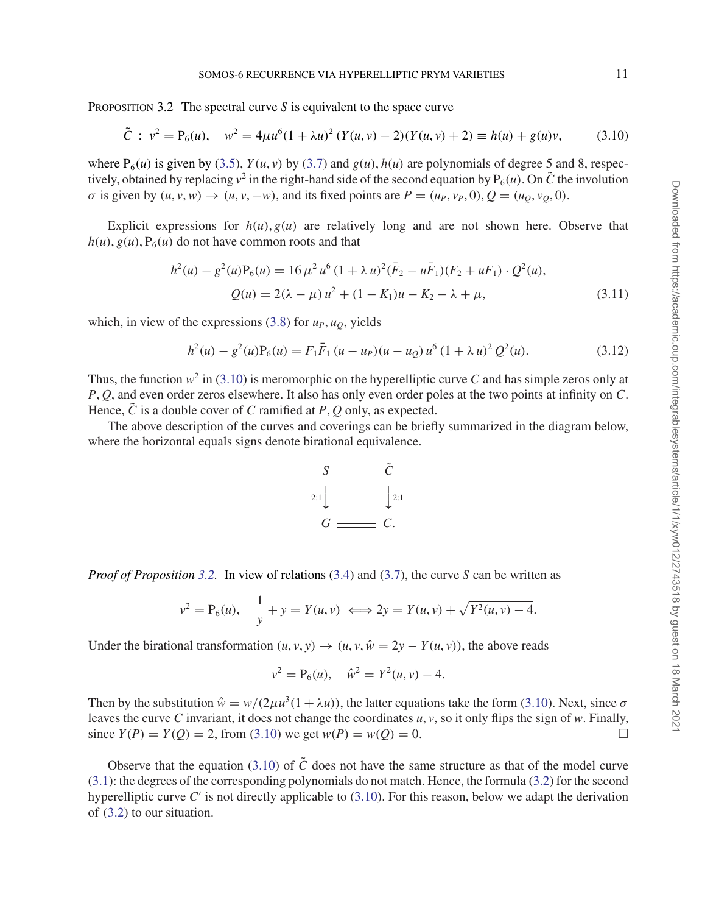Proposition 3.2 The spectral curve $S$ is equivalent to the space curve

$$\tilde{C} \, : \, v^2 = \mathrm{P}_6(u), \quad w^2 = 4\mu u^6 (1+\lambda u)^2 \left(Y(u,v)-2\right)(Y(u,v)+2) \equiv h(u) + g(u)v, \tag{3.10}$$

where $\mathrm{P}_6(u)$ is given by (3.5), $Y(u,v)$ by (3.7) and $g(u), h(u)$ are polynomials of degree 5 and 8, respectively, obtained by replacing $v^2$ in the right-hand side of the second equation by $\mathrm{P}_6(u)$. On $\tilde{C}$ the involution $\sigma$ is given by $(u,v,w) \to (u,v,-w)$, and its fixed points are $P = (u_P, v_P, 0), Q = (u_Q, v_Q, 0)$.

Explicit expressions for $h(u), g(u)$ are relatively long and are not shown here. Observe that $h(u), g(u), \mathrm{P}_6(u)$ do not have common roots and that

$$\begin{aligned} h^2(u) - g^2(u)\mathrm{P}_6(u) &= 16\,\mu^2\, u^6\, (1+\lambda\, u)^2 (\bar{F}_2 - u\bar{F}_1)(F_2 + uF_1) \cdot Q^2(u), \\ Q(u) &= 2(\lambda-\mu)\, u^2 + (1-K_1)u - K_2 - \lambda + \mu, \end{aligned} \tag{3.11}$$

which, in view of the expressions (3.8) for $u_P, u_Q$, yields

$$h^2(u) - g^2(u)\mathrm{P}_6(u) = F_1\bar{F}_1\,(u-u_P)(u-u_Q)\, u^6\,(1+\lambda\, u)^2\, Q^2(u). \tag{3.12}$$

Thus, the function $w^2$ in (3.10) is meromorphic on the hyperelliptic curve $C$ and has simple zeros only at $P, Q$, and even order zeros elsewhere. It also has only even order poles at the two points at infinity on $C$. Hence, $\tilde{C}$ is a double cover of $C$ ramified at $P, Q$ only, as expected.

The above description of the curves and coverings can be briefly summarized in the diagram below, where the horizontal equals signs denote birational equivalence.

$$\begin{array}{ccc} S & = & \tilde{C} \\ {\scriptstyle 2:1}\downarrow & & \downarrow{\scriptstyle 2:1} \\ G & = & C. \end{array}$$

*Proof of Proposition 3.2.* In view of relations (3.4) and (3.7), the curve $S$ can be written as

$$v^2 = \mathrm{P}_6(u), \quad \frac{1}{y} + y = Y(u,v) \iff 2y = Y(u,v) + \sqrt{Y^2(u,v)-4}.$$

Under the birational transformation $(u,v,y) \to (u,v,\hat{w} = 2y - Y(u,v))$, the above reads

$$v^2 = \mathrm{P}_6(u), \quad \hat{w}^2 = Y^2(u,v) - 4.$$

Then by the substitution $\hat{w} = w/(2\mu u^3(1+\lambda u))$, the latter equations take the form (3.10). Next, since $\sigma$ leaves the curve $C$ invariant, it does not change the coordinates $u, v$, so it only flips the sign of $w$. Finally, since $Y(P) = Y(Q) = 2$, from (3.10) we get $w(P) = w(Q) = 0$. □

Observe that the equation (3.10) of $\tilde{C}$ does not have the same structure as that of the model curve (3.1): the degrees of the corresponding polynomials do not match. Hence, the formula (3.2) for the second hyperelliptic curve $C'$ is not directly applicable to (3.10). For this reason, below we adapt the derivation of (3.2) to our situation.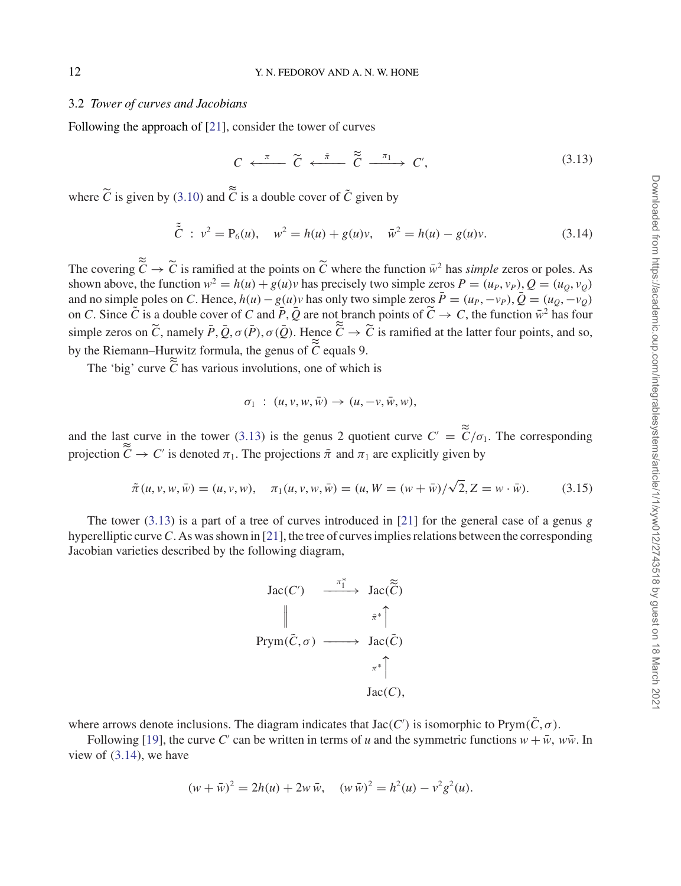### 3.2 *Tower of curves and Jacobians*

Following the approach of [21], consider the tower of curves

$$
C \xleftarrow{\ \pi\ } \widetilde{C} \xleftarrow{\ \tilde{\pi}\ } \widetilde{\widetilde{C}} \xrightarrow{\ \pi_1\ } C', \tag{3.13}
$$

where $\widetilde{C}$ is given by (3.10) and $\widetilde{\widetilde{C}}$ is a double cover of $\tilde{C}$ given by

$$
\tilde{\tilde{C}} \ : \ v^2 = \mathrm{P}_6(u), \quad w^2 = h(u) + g(u)v, \quad \bar{w}^2 = h(u) - g(u)v. \tag{3.14}
$$

The covering $\widetilde{\widetilde{C}} \to \widetilde{C}$ is ramified at the points on $\widetilde{C}$ where the function $\bar{w}^2$ has *simple* zeros or poles. As shown above, the function $w^2 = h(u) + g(u)v$ has precisely two simple zeros $P = (u_P, v_P), Q = (u_Q, v_Q)$ and no simple poles on $C$. Hence, $h(u) - g(u)v$ has only two simple zeros $\bar{P} = (u_P, -v_P), \bar{Q} = (u_Q, -v_Q)$ on $C$. Since $\tilde{C}$ is a double cover of $C$ and $\bar{P}, \bar{Q}$ are not branch points of $\widetilde{C} \to C$, the function $\bar{w}^2$ has four simple zeros on $\widetilde{C}$, namely $\bar{P}, \bar{Q}, \sigma(\bar{P}), \sigma(\bar{Q})$. Hence $\widetilde{\widetilde{C}} \to \widetilde{C}$ is ramified at the latter four points, and so, by the Riemann–Hurwitz formula, the genus of $\widetilde{\widetilde{C}}$ equals 9.

The 'big' curve $\widetilde{\widetilde{C}}$ has various involutions, one of which is

$$
\sigma_1 \ : \ (u, v, w, \bar{w}) \to (u, -v, \bar{w}, w),
$$

and the last curve in the tower (3.13) is the genus 2 quotient curve $C' = \widetilde{\widetilde{C}}/\sigma_1$. The corresponding projection $\widetilde{\widetilde{C}} \to C'$ is denoted $\pi_1$. The projections $\tilde{\pi}$ and $\pi_1$ are explicitly given by

$$
\tilde{\pi}(u, v, w, \bar{w}) = (u, v, w), \quad \pi_1(u, v, w, \bar{w}) = (u, W = (w + \bar{w})/\sqrt{2}, Z = w \cdot \bar{w}). \tag{3.15}
$$

The tower (3.13) is a part of a tree of curves introduced in [21] for the general case of a genus $g$ hyperelliptic curve $C$. As was shown in [21], the tree of curves implies relations between the corresponding Jacobian varieties described by the following diagram,

$$
\begin{array}{ccc}
\mathrm{Jac}(C') & \xrightarrow{\ \pi_1^*\ } & \mathrm{Jac}(\widetilde{\widetilde{C}}) \\
\Big\| & & \uparrow{\scriptstyle \tilde{\pi}^*} \\
\mathrm{Prym}(\tilde{C}, \sigma) & \longrightarrow & \mathrm{Jac}(\tilde{C}) \\
 & & \uparrow{\scriptstyle \pi^*} \\
 & & \mathrm{Jac}(C),
\end{array}
$$

where arrows denote inclusions. The diagram indicates that $\mathrm{Jac}(C')$ is isomorphic to $\mathrm{Prym}(\tilde{C}, \sigma)$.

Following [19], the curve $C'$ can be written in terms of $u$ and the symmetric functions $w + \bar{w}$, $w\bar{w}$. In view of (3.14), we have

$$
(w + \bar{w})^2 = 2h(u) + 2w\,\bar{w}, \quad (w\,\bar{w})^2 = h^2(u) - v^2 g^2(u).
$$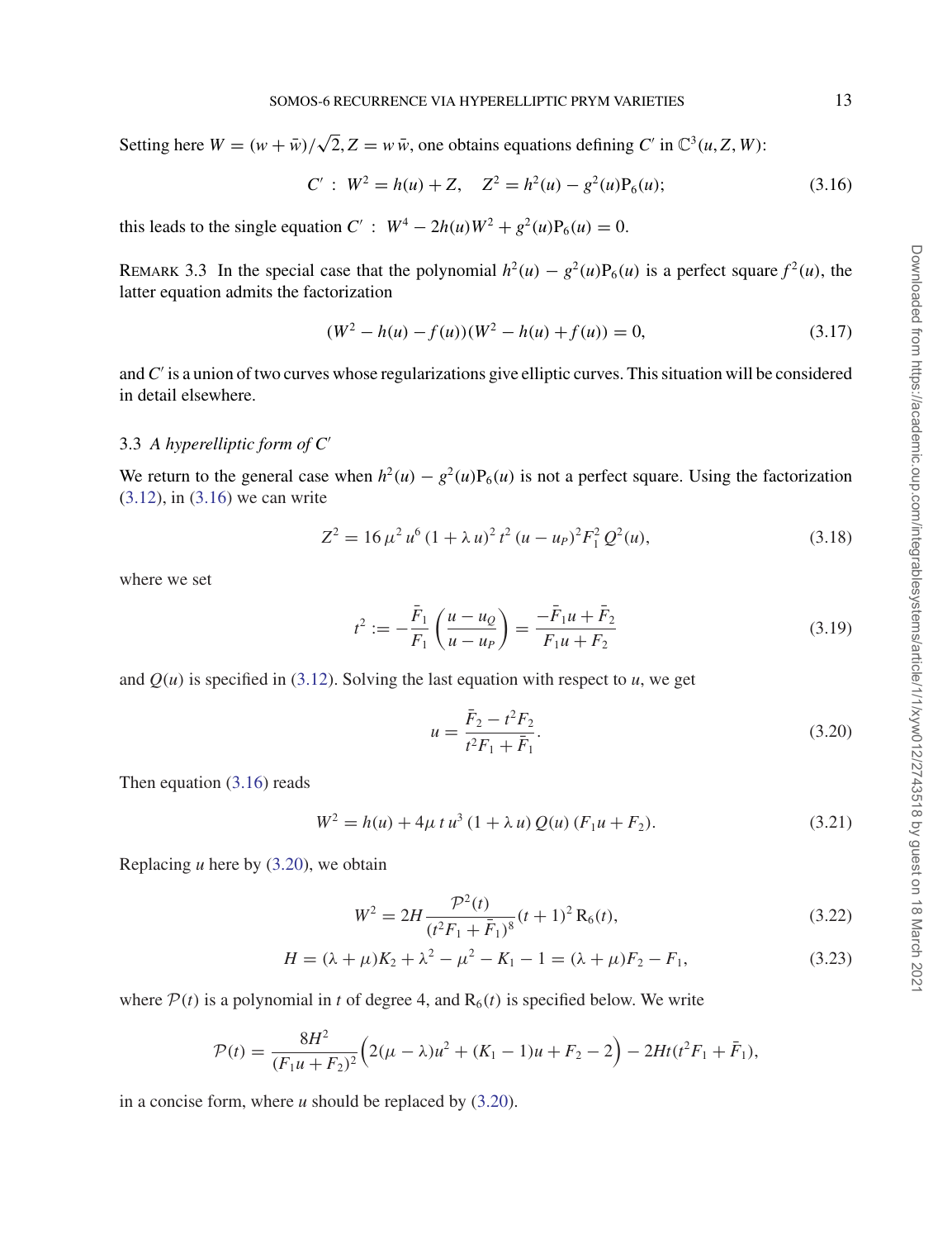Setting here $W = (w + \bar{w})/\sqrt{2}, Z = w\,\bar{w}$, one obtains equations defining $C'$ in $\mathbb{C}^3(u, Z, W)$:

$$C' \,:\; W^2 = h(u) + Z, \quad Z^2 = h^2(u) - g^2(u)\mathrm{P}_6(u); \tag{3.16}$$

this leads to the single equation $C' \,:\; W^4 - 2h(u)W^2 + g^2(u)\mathrm{P}_6(u) = 0$.

Remark 3.3 In the special case that the polynomial $h^2(u) - g^2(u)\mathrm{P}_6(u)$ is a perfect square $f^2(u)$, the latter equation admits the factorization

$$(W^2 - h(u) - f(u))(W^2 - h(u) + f(u)) = 0, \tag{3.17}$$

and $C'$ is a union of two curves whose regularizations give elliptic curves. This situation will be considered in detail elsewhere.

### 3.3 *A hyperelliptic form of $C'$*

We return to the general case when $h^2(u) - g^2(u)\mathrm{P}_6(u)$ is not a perfect square. Using the factorization (3.12), in (3.16) we can write

$$Z^2 = 16\,\mu^2\,u^6\,(1 + \lambda\,u)^2\,t^2\,(u - u_P)^2 F_1^2\,Q^2(u), \tag{3.18}$$

where we set

$$t^2 := -\frac{\bar{F}_1}{F_1}\left(\frac{u - u_Q}{u - u_P}\right) = \frac{-\bar{F}_1 u + \bar{F}_2}{F_1 u + F_2} \tag{3.19}$$

and $Q(u)$ is specified in (3.12). Solving the last equation with respect to $u$, we get

$$u = \frac{\bar{F}_2 - t^2 F_2}{t^2 F_1 + \bar{F}_1}. \tag{3.20}$$

Then equation (3.16) reads

$$W^2 = h(u) + 4\mu\,t\,u^3\,(1 + \lambda\,u)\,Q(u)\,(F_1 u + F_2). \tag{3.21}$$

Replacing $u$ here by (3.20), we obtain

$$W^2 = 2H\,\frac{\mathcal{P}^2(t)}{(t^2 F_1 + \bar{F}_1)^8}(t + 1)^2\,\mathrm{R}_6(t), \tag{3.22}$$

$$H = (\lambda + \mu)K_2 + \lambda^2 - \mu^2 - K_1 - 1 = (\lambda + \mu)F_2 - F_1, \tag{3.23}$$

where $\mathcal{P}(t)$ is a polynomial in $t$ of degree 4, and $\mathrm{R}_6(t)$ is specified below. We write

$$\mathcal{P}(t) = \frac{8H^2}{(F_1 u + F_2)^2}\Big(2(\mu - \lambda)u^2 + (K_1 - 1)u + F_2 - 2\Big) - 2Ht(t^2 F_1 + \bar{F}_1),$$

in a concise form, where $u$ should be replaced by (3.20).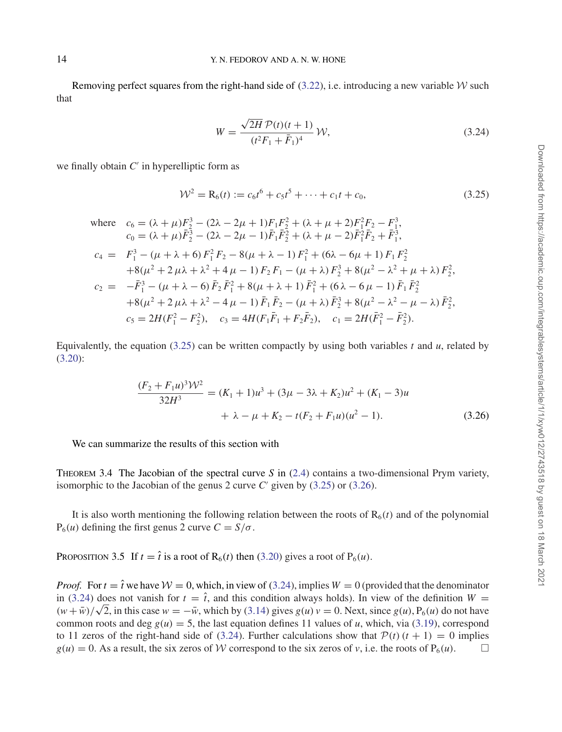Removing perfect squares from the right-hand side of (3.22), i.e. introducing a new variable $\mathcal{W}$ such that

$$W = \frac{\sqrt{2H}\,\mathcal{P}(t)(t+1)}{(t^2 F_1 + \bar{F}_1)^4}\,\mathcal{W}, \tag{3.24}$$

we finally obtain $C'$ in hyperelliptic form as

$$\mathcal{W}^2 = \mathrm{R}_6(t) := c_6 t^6 + c_5 t^5 + \cdots + c_1 t + c_0, \tag{3.25}$$

$$\begin{aligned}
\text{where}\quad & c_6 = (\lambda+\mu)F_2^3 - (2\lambda - 2\mu + 1)F_1 F_2^2 + (\lambda+\mu+2)F_1^2 F_2 - F_1^3,\\
& c_0 = (\lambda+\mu)\bar{F}_2^3 - (2\lambda - 2\mu - 1)\bar{F}_1 \bar{F}_2^2 + (\lambda+\mu-2)\bar{F}_1^2 \bar{F}_2 + \bar{F}_1^3,\\
c_4 = \;& F_1^3 - (\mu+\lambda+6)\,F_1^2 F_2 - 8(\mu+\lambda-1)\,F_1^2 + (6\lambda - 6\mu + 1)\,F_1 F_2^2\\
& + 8(\mu^2 + 2\mu\lambda + \lambda^2 + 4\mu - 1)\,F_2 F_1 - (\mu+\lambda)\,F_2^3 + 8(\mu^2 - \lambda^2 + \mu + \lambda)\,F_2^2,\\
c_2 = \;& -\bar{F}_1^3 - (\mu+\lambda-6)\,\bar{F}_2 \bar{F}_1^2 + 8(\mu+\lambda+1)\,\bar{F}_1^2 + (6\lambda - 6\mu - 1)\,\bar{F}_1 \bar{F}_2^2\\
& + 8(\mu^2 + 2\mu\lambda + \lambda^2 - 4\mu - 1)\,\bar{F}_1 \bar{F}_2 - (\mu+\lambda)\,\bar{F}_2^3 + 8(\mu^2 - \lambda^2 - \mu - \lambda)\,\bar{F}_2^2,\\
& c_5 = 2H(F_1^2 - F_2^2), \quad c_3 = 4H(F_1\bar{F}_1 + F_2\bar{F}_2), \quad c_1 = 2H(\bar{F}_1^2 - \bar{F}_2^2).
\end{aligned}$$

Equivalently, the equation (3.25) can be written compactly by using both variables $t$ and $u$, related by (3.20):

$$\begin{aligned}
\frac{(F_2 + F_1 u)^3 \mathcal{W}^2}{32H^3} = (K_1+1)u^3 + (3\mu - 3\lambda + K_2)u^2 + (K_1 - 3)u\\
+ \lambda - \mu + K_2 - t(F_2 + F_1 u)(u^2 - 1).
\end{aligned} \tag{3.26}$$

We can summarize the results of this section with

THEOREM 3.4 The Jacobian of the spectral curve $S$ in (2.4) contains a two-dimensional Prym variety, isomorphic to the Jacobian of the genus 2 curve $C'$ given by (3.25) or (3.26).

It is also worth mentioning the following relation between the roots of $\mathrm{R}_6(t)$ and of the polynomial $\mathrm{P}_6(u)$ defining the first genus 2 curve $C = S/\sigma$.

PROPOSITION 3.5 If $t = \hat{t}$ is a root of $\mathrm{R}_6(t)$ then (3.20) gives a root of $\mathrm{P}_6(u)$.

*Proof.* For $t = \hat{t}$ we have $\mathcal{W} = 0$, which, in view of (3.24), implies $W = 0$ (provided that the denominator in (3.24) does not vanish for $t = \hat{t}$, and this condition always holds). In view of the definition $W = (w + \bar{w})/\sqrt{2}$, in this case $w = -\bar{w}$, which by (3.14) gives $g(u)\,v = 0$. Next, since $g(u), \mathrm{P}_6(u)$ do not have common roots and $\deg g(u) = 5$, the last equation defines 11 values of $u$, which, via (3.19), correspond to 11 zeros of the right-hand side of (3.24). Further calculations show that $\mathcal{P}(t)\,(t+1) = 0$ implies $g(u) = 0$. As a result, the six zeros of $\mathcal{W}$ correspond to the six zeros of $v$, i.e. the roots of $\mathrm{P}_6(u)$. □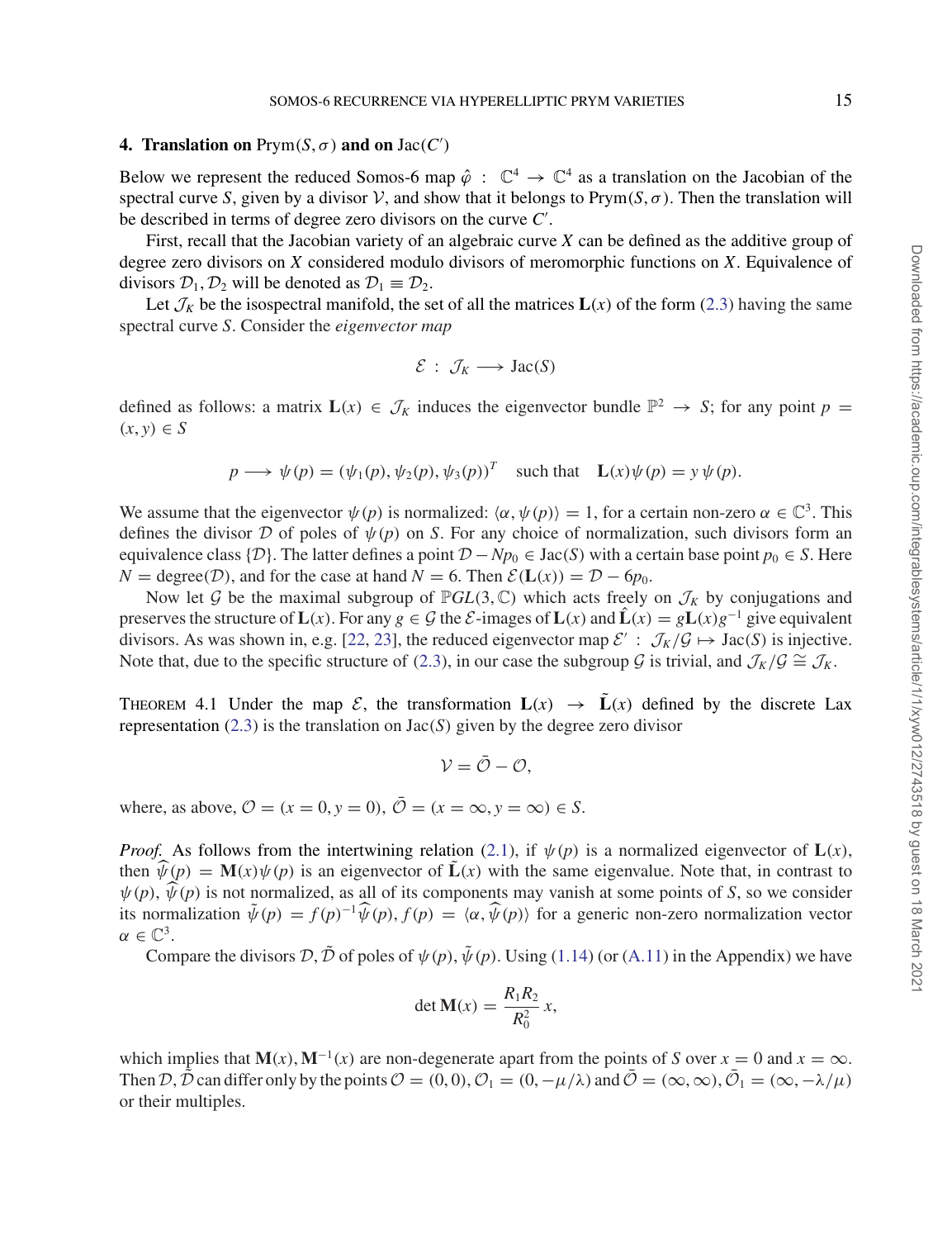## 4. Translation on $\text{Prym}(S, \sigma)$ and on $\text{Jac}(C')$

Below we represent the reduced Somos-6 map $\hat{\varphi} : \mathbb{C}^4 \to \mathbb{C}^4$ as a translation on the Jacobian of the spectral curve $S$, given by a divisor $\mathcal{V}$, and show that it belongs to $\text{Prym}(S, \sigma)$. Then the translation will be described in terms of degree zero divisors on the curve $C'$.

First, recall that the Jacobian variety of an algebraic curve $X$ can be defined as the additive group of degree zero divisors on $X$ considered modulo divisors of meromorphic functions on $X$. Equivalence of divisors $\mathcal{D}_1, \mathcal{D}_2$ will be denoted as $\mathcal{D}_1 \equiv \mathcal{D}_2$.

Let $\mathcal{J}_K$ be the isospectral manifold, the set of all the matrices $\mathbf{L}(x)$ of the form (2.3) having the same spectral curve $S$. Consider the *eigenvector map*

$$\mathcal{E} : \mathcal{J}_K \longrightarrow \text{Jac}(S)$$

defined as follows: a matrix $\mathbf{L}(x) \in \mathcal{J}_K$ induces the eigenvector bundle $\mathbb{P}^2 \to S$; for any point $p = (x, y) \in S$

$$p \longrightarrow \psi(p) = (\psi_1(p), \psi_2(p), \psi_3(p))^T \quad \text{such that} \quad \mathbf{L}(x)\psi(p) = y\,\psi(p).$$

We assume that the eigenvector $\psi(p)$ is normalized: $\langle \alpha, \psi(p) \rangle = 1$, for a certain non-zero $\alpha \in \mathbb{C}^3$. This defines the divisor $\mathcal{D}$ of poles of $\psi(p)$ on $S$. For any choice of normalization, such divisors form an equivalence class $\{\mathcal{D}\}$. The latter defines a point $\mathcal{D} - Np_0 \in \text{Jac}(S)$ with a certain base point $p_0 \in S$. Here $N = \text{degree}(\mathcal{D})$, and for the case at hand $N = 6$. Then $\mathcal{E}(\mathbf{L}(x)) = \mathcal{D} - 6p_0$.

Now let $\mathcal{G}$ be the maximal subgroup of $\mathbb{P}GL(3, \mathbb{C})$ which acts freely on $\mathcal{J}_K$ by conjugations and preserves the structure of $\mathbf{L}(x)$. For any $g \in \mathcal{G}$ the $\mathcal{E}$-images of $\mathbf{L}(x)$ and $\hat{\mathbf{L}}(x) = g\mathbf{L}(x)g^{-1}$ give equivalent divisors. As was shown in, e.g. [22, 23], the reduced eigenvector map $\mathcal{E}' : \mathcal{J}_K/\mathcal{G} \mapsto \text{Jac}(S)$ is injective. Note that, due to the specific structure of (2.3), in our case the subgroup $\mathcal{G}$ is trivial, and $\mathcal{J}_K/\mathcal{G} \cong \mathcal{J}_K$.

Theorem 4.1 Under the map $\mathcal{E}$, the transformation $\mathbf{L}(x) \to \tilde{\mathbf{L}}(x)$ defined by the discrete Lax representation (2.3) is the translation on $\text{Jac}(S)$ given by the degree zero divisor

$$\mathcal{V} = \bar{\mathcal{O}} - \mathcal{O},$$

where, as above, $\mathcal{O} = (x = 0, y = 0)$, $\bar{\mathcal{O}} = (x = \infty, y = \infty) \in S$.

*Proof.* As follows from the intertwining relation (2.1), if $\psi(p)$ is a normalized eigenvector of $\mathbf{L}(x)$, then $\widehat{\psi}(p) = \mathbf{M}(x)\psi(p)$ is an eigenvector of $\tilde{\mathbf{L}}(x)$ with the same eigenvalue. Note that, in contrast to $\psi(p)$, $\widehat{\psi}(p)$ is not normalized, as all of its components may vanish at some points of $S$, so we consider its normalization $\tilde{\psi}(p) = f(p)^{-1}\widehat{\psi}(p)$, $f(p) = \langle \alpha, \widehat{\psi}(p) \rangle$ for a generic non-zero normalization vector $\alpha \in \mathbb{C}^3$.

Compare the divisors $\mathcal{D}, \tilde{\mathcal{D}}$ of poles of $\psi(p), \tilde{\psi}(p)$. Using (1.14) (or (A.11) in the Appendix) we have

$$\det \mathbf{M}(x) = \frac{R_1 R_2}{R_0^2}\, x,$$

which implies that $\mathbf{M}(x), \mathbf{M}^{-1}(x)$ are non-degenerate apart from the points of $S$ over $x = 0$ and $x = \infty$. Then $\mathcal{D}, \tilde{\mathcal{D}}$ can differ only by the points $\mathcal{O} = (0, 0)$, $\mathcal{O}_1 = (0, -\mu/\lambda)$ and $\bar{\mathcal{O}} = (\infty, \infty)$, $\bar{\mathcal{O}}_1 = (\infty, -\lambda/\mu)$ or their multiples.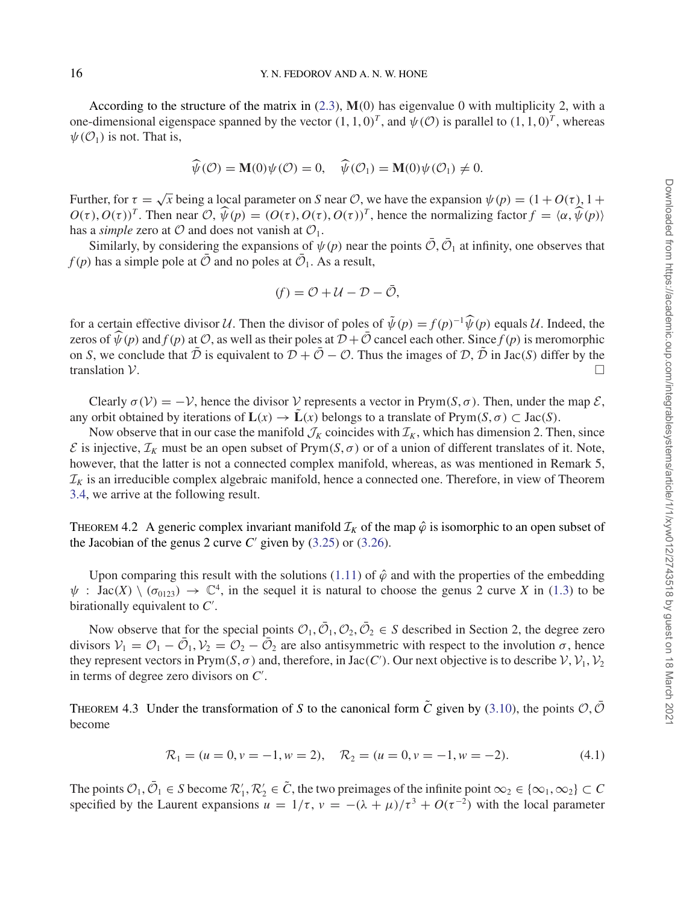According to the structure of the matrix in (2.3), $\mathbf{M}(0)$ has eigenvalue 0 with multiplicity 2, with a one-dimensional eigenspace spanned by the vector $(1, 1, 0)^T$, and $\psi(\mathcal{O})$ is parallel to $(1, 1, 0)^T$, whereas $\psi(\mathcal{O}_1)$ is not. That is,

$$\widehat{\psi}(\mathcal{O}) = \mathbf{M}(0)\psi(\mathcal{O}) = 0, \quad \widehat{\psi}(\mathcal{O}_1) = \mathbf{M}(0)\psi(\mathcal{O}_1) \neq 0.$$

Further, for $\tau = \sqrt{x}$ being a local parameter on $S$ near $\mathcal{O}$, we have the expansion $\psi(p) = (1 + O(\tau), 1 + O(\tau), O(\tau))^T$. Then near $\mathcal{O}$, $\widehat{\psi}(p) = (O(\tau), O(\tau), O(\tau))^T$, hence the normalizing factor $f = \langle \alpha, \widehat{\psi}(p) \rangle$ has a *simple* zero at $\mathcal{O}$ and does not vanish at $\mathcal{O}_1$.

Similarly, by considering the expansions of $\psi(p)$ near the points $\bar{\mathcal{O}}, \bar{\mathcal{O}}_1$ at infinity, one observes that $f(p)$ has a simple pole at $\bar{\mathcal{O}}$ and no poles at $\bar{\mathcal{O}}_1$. As a result,

$$(f) = \mathcal{O} + \mathcal{U} - \mathcal{D} - \bar{\mathcal{O}},$$

for a certain effective divisor $\mathcal{U}$. Then the divisor of poles of $\tilde{\psi}(p) = f(p)^{-1}\widehat{\psi}(p)$ equals $\mathcal{U}$. Indeed, the zeros of $\widehat{\psi}(p)$ and $f(p)$ at $\mathcal{O}$, as well as their poles at $\mathcal{D} + \bar{\mathcal{O}}$ cancel each other. Since $f(p)$ is meromorphic on $S$, we conclude that $\tilde{\mathcal{D}}$ is equivalent to $\mathcal{D} + \bar{\mathcal{O}} - \mathcal{O}$. Thus the images of $\mathcal{D}, \tilde{\mathcal{D}}$ in $\mathrm{Jac}(S)$ differ by the translation $\mathcal{V}$. □

Clearly $\sigma(\mathcal{V}) = -\mathcal{V}$, hence the divisor $\mathcal{V}$ represents a vector in $\mathrm{Prym}(S, \sigma)$. Then, under the map $\mathcal{E}$, any orbit obtained by iterations of $\mathbf{L}(x) \to \tilde{\mathbf{L}}(x)$ belongs to a translate of $\mathrm{Prym}(S, \sigma) \subset \mathrm{Jac}(S)$.

Now observe that in our case the manifold $\mathcal{J}_K$ coincides with $\mathcal{I}_K$, which has dimension 2. Then, since $\mathcal{E}$ is injective, $\mathcal{I}_K$ must be an open subset of $\mathrm{Prym}(S, \sigma)$ or of a union of different translates of it. Note, however, that the latter is not a connected complex manifold, whereas, as was mentioned in Remark 5, $\mathcal{I}_K$ is an irreducible complex algebraic manifold, hence a connected one. Therefore, in view of Theorem 3.4, we arrive at the following result.

**Theorem 4.2** A generic complex invariant manifold $\mathcal{I}_K$ of the map $\hat{\varphi}$ is isomorphic to an open subset of the Jacobian of the genus 2 curve $C'$ given by (3.25) or (3.26).

Upon comparing this result with the solutions (1.11) of $\hat{\varphi}$ and with the properties of the embedding $\psi : \mathrm{Jac}(X) \setminus (\sigma_{0123}) \to \mathbb{C}^4$, in the sequel it is natural to choose the genus 2 curve $X$ in (1.3) to be birationally equivalent to $C'$.

Now observe that for the special points $\mathcal{O}_1, \bar{\mathcal{O}}_1, \mathcal{O}_2, \bar{\mathcal{O}}_2 \in S$ described in Section 2, the degree zero divisors $\mathcal{V}_1 = \mathcal{O}_1 - \bar{\mathcal{O}}_1, \mathcal{V}_2 = \mathcal{O}_2 - \bar{\mathcal{O}}_2$ are also antisymmetric with respect to the involution $\sigma$, hence they represent vectors in $\mathrm{Prym}(S, \sigma)$ and, therefore, in $\mathrm{Jac}(C')$. Our next objective is to describe $\mathcal{V}, \mathcal{V}_1, \mathcal{V}_2$ in terms of degree zero divisors on $C'$.

**Theorem 4.3** Under the transformation of $S$ to the canonical form $\tilde{C}$ given by (3.10), the points $\mathcal{O}, \bar{\mathcal{O}}$ become

$$\mathcal{R}_1 = (u = 0, v = -1, w = 2), \quad \mathcal{R}_2 = (u = 0, v = -1, w = -2). \tag{4.1}$$

The points $\mathcal{O}_1, \bar{\mathcal{O}}_1 \in S$ become $\mathcal{R}'_1, \mathcal{R}'_2 \in \tilde{C}$, the two preimages of the infinite point $\infty_2 \in \{\infty_1, \infty_2\} \subset C$ specified by the Laurent expansions $u = 1/\tau$, $v = -(\lambda + \mu)/\tau^3 + O(\tau^{-2})$ with the local parameter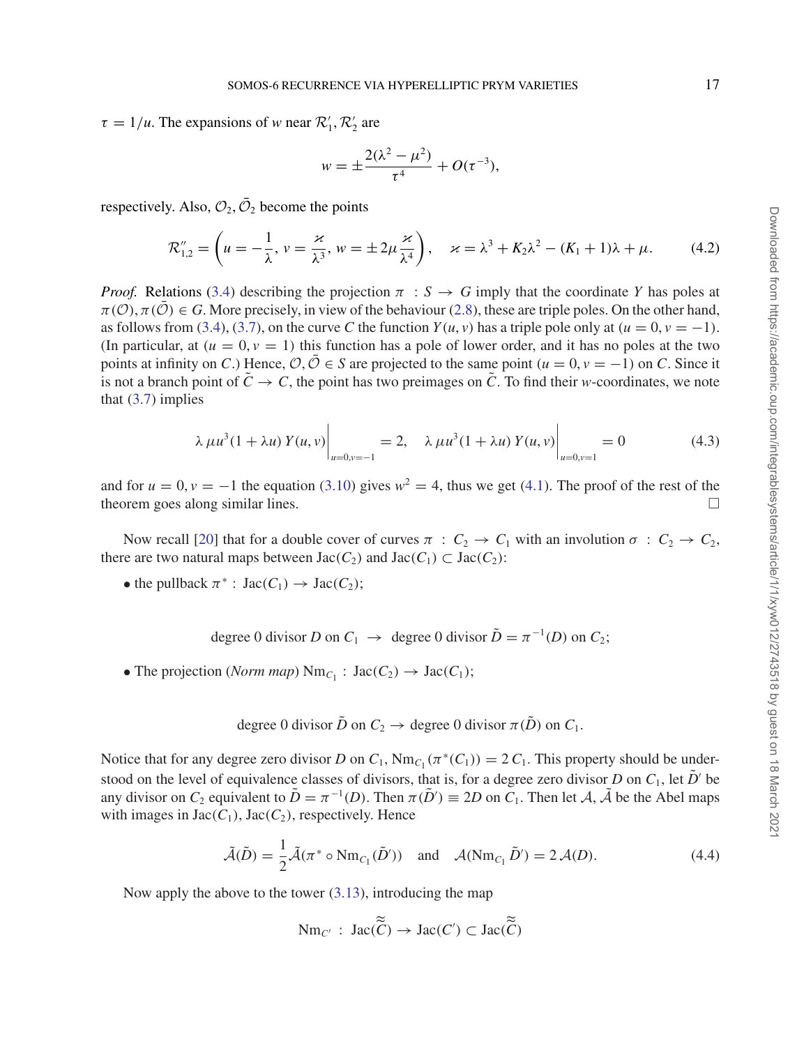$\tau = 1/u$. The expansions of $w$ near $\mathcal{R}_1', \mathcal{R}_2'$ are

$$w = \pm \frac{2(\lambda^2 - \mu^2)}{\tau^4} + O(\tau^{-3}),$$

respectively. Also, $\mathcal{O}_2, \bar{\mathcal{O}}_2$ become the points

$$\mathcal{R}_{1,2}'' = \left( u = -\frac{1}{\lambda},\ v = \frac{\varkappa}{\lambda^3},\ w = \pm 2\mu \frac{\varkappa}{\lambda^4} \right), \quad \varkappa = \lambda^3 + K_2\lambda^2 - (K_1 + 1)\lambda + \mu. \tag{4.2}$$

*Proof.* Relations (3.4) describing the projection $\pi : S \to G$ imply that the coordinate $Y$ has poles at $\pi(\mathcal{O}), \pi(\bar{\mathcal{O}}) \in G$. More precisely, in view of the behaviour (2.8), these are triple poles. On the other hand, as follows from (3.4), (3.7), on the curve $C$ the function $Y(u, v)$ has a triple pole only at $(u = 0, v = -1)$. (In particular, at $(u = 0, v = 1)$ this function has a pole of lower order, and it has no poles at the two points at infinity on $C$.) Hence, $\mathcal{O}, \bar{\mathcal{O}} \in S$ are projected to the same point $(u = 0, v = -1)$ on $C$. Since it is not a branch point of $\tilde{C} \to C$, the point has two preimages on $\tilde{C}$. To find their $w$-coordinates, we note that (3.7) implies

$$\lambda\, \mu u^3 (1 + \lambda u)\, Y(u, v)\bigg|_{u=0, v=-1} = 2, \quad \lambda\, \mu u^3 (1 + \lambda u)\, Y(u, v)\bigg|_{u=0, v=1} = 0 \tag{4.3}$$

and for $u = 0, v = -1$ the equation (3.10) gives $w^2 = 4$, thus we get (4.1). The proof of the rest of the theorem goes along similar lines. $\square$

Now recall [20] that for a double cover of curves $\pi : C_2 \to C_1$ with an involution $\sigma : C_2 \to C_2$, there are two natural maps between $\mathrm{Jac}(C_2)$ and $\mathrm{Jac}(C_1) \subset \mathrm{Jac}(C_2)$:

- the pullback $\pi^* : \mathrm{Jac}(C_1) \to \mathrm{Jac}(C_2)$;

$$\text{degree 0 divisor } D \text{ on } C_1 \ \to \ \text{degree 0 divisor } \tilde{D} = \pi^{-1}(D) \text{ on } C_2;$$

- The projection (*Norm map*) $\mathrm{Nm}_{C_1} : \mathrm{Jac}(C_2) \to \mathrm{Jac}(C_1)$;

$$\text{degree 0 divisor } \tilde{D} \text{ on } C_2 \to \text{degree 0 divisor } \pi(\tilde{D}) \text{ on } C_1.$$

Notice that for any degree zero divisor $D$ on $C_1$, $\mathrm{Nm}_{C_1}(\pi^*(C_1)) = 2\,C_1$. This property should be understood on the level of equivalence classes of divisors, that is, for a degree zero divisor $D$ on $C_1$, let $\tilde{D}'$ be any divisor on $C_2$ equivalent to $\tilde{D} = \pi^{-1}(D)$. Then $\pi(\tilde{D}') \equiv 2D$ on $C_1$. Then let $\mathcal{A}, \tilde{\mathcal{A}}$ be the Abel maps with images in $\mathrm{Jac}(C_1), \mathrm{Jac}(C_2)$, respectively. Hence

$$\tilde{\mathcal{A}}(\tilde{D}) = \frac{1}{2} \tilde{\mathcal{A}}(\pi^* \circ \mathrm{Nm}_{C_1}(\tilde{D}')) \quad \text{and} \quad \mathcal{A}(\mathrm{Nm}_{C_1} \tilde{D}') = 2\,\mathcal{A}(D). \tag{4.4}$$

Now apply the above to the tower (3.13), introducing the map

$$\mathrm{Nm}_{C'} : \mathrm{Jac}(\tilde{\tilde{C}}) \to \mathrm{Jac}(C') \subset \mathrm{Jac}(\tilde{\tilde{C}})$$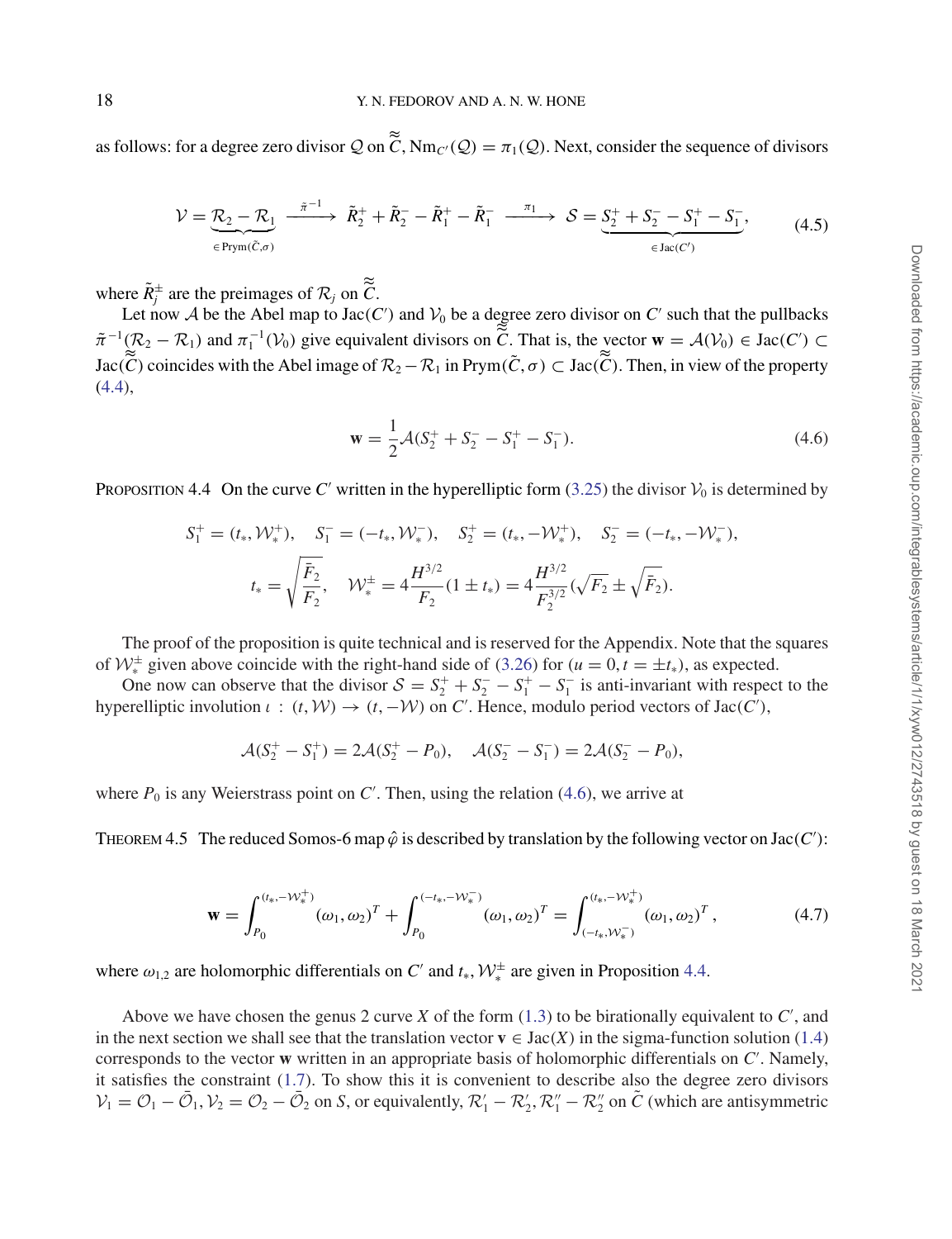as follows: for a degree zero divisor $\mathcal{Q}$ on $\tilde{\tilde{C}}$, $\mathrm{Nm}_{C'}(\mathcal{Q}) = \pi_1(\mathcal{Q})$. Next, consider the sequence of divisors

$$
\mathcal{V} = \underbrace{\mathcal{R}_2 - \mathcal{R}_1}_{\in \mathrm{Prym}(\tilde{C},\sigma)} \xrightarrow{\tilde{\pi}^{-1}} \tilde{R}_2^+ + \tilde{R}_2^- - \tilde{R}_1^+ - \tilde{R}_1^- \xrightarrow{\pi_1} \mathcal{S} = \underbrace{S_2^+ + S_2^- - S_1^+ - S_1^-}_{\in \mathrm{Jac}(C')}, \tag{4.5}
$$

where $\tilde{R}_j^{\pm}$ are the preimages of $\mathcal{R}_j$ on $\tilde{\tilde{C}}$.

Let now $\mathcal{A}$ be the Abel map to $\mathrm{Jac}(C')$ and $\mathcal{V}_0$ be a degree zero divisor on $C'$ such that the pullbacks $\tilde{\pi}^{-1}(\mathcal{R}_2 - \mathcal{R}_1)$ and $\pi_1^{-1}(\mathcal{V}_0)$ give equivalent divisors on $\tilde{\tilde{C}}$. That is, the vector $\mathbf{w} = \mathcal{A}(\mathcal{V}_0) \in \mathrm{Jac}(C') \subset \mathrm{Jac}(\tilde{\tilde{C}})$ coincides with the Abel image of $\mathcal{R}_2 - \mathcal{R}_1$ in $\mathrm{Prym}(\tilde{C},\sigma) \subset \mathrm{Jac}(\tilde{\tilde{C}})$. Then, in view of the property (4.4),

$$
\mathbf{w} = \frac{1}{2}\mathcal{A}(S_2^+ + S_2^- - S_1^+ - S_1^-). \tag{4.6}
$$

Proposition 4.4 On the curve $C'$ written in the hyperelliptic form (3.25) the divisor $\mathcal{V}_0$ is determined by

$$
S_1^+ = (t_*, \mathcal{W}_*^+), \quad S_1^- = (-t_*, \mathcal{W}_*^-), \quad S_2^+ = (t_*, -\mathcal{W}_*^+), \quad S_2^- = (-t_*, -\mathcal{W}_*^-),
$$

$$
t_* = \sqrt{\frac{\bar{F}_2}{F_2}}, \quad \mathcal{W}_*^{\pm} = 4\frac{H^{3/2}}{F_2}(1 \pm t_*) = 4\frac{H^{3/2}}{F_2^{3/2}}(\sqrt{F_2} \pm \sqrt{\bar{F}_2}).
$$

The proof of the proposition is quite technical and is reserved for the Appendix. Note that the squares of $\mathcal{W}_*^{\pm}$ given above coincide with the right-hand side of (3.26) for $(u = 0, t = \pm t_*)$, as expected.

One now can observe that the divisor $\mathcal{S} = S_2^+ + S_2^- - S_1^+ - S_1^-$ is anti-invariant with respect to the hyperelliptic involution $\iota : (t, \mathcal{W}) \to (t, -\mathcal{W})$ on $C'$. Hence, modulo period vectors of $\mathrm{Jac}(C')$,

$$
\mathcal{A}(S_2^+ - S_1^+) = 2\mathcal{A}(S_2^+ - P_0), \quad \mathcal{A}(S_2^- - S_1^-) = 2\mathcal{A}(S_2^- - P_0),
$$

where $P_0$ is any Weierstrass point on $C'$. Then, using the relation (4.6), we arrive at

Theorem 4.5 The reduced Somos-6 map $\hat{\varphi}$ is described by translation by the following vector on $\mathrm{Jac}(C')$:

$$
\mathbf{w} = \int_{P_0}^{(t_*, -\mathcal{W}_*^+)} (\omega_1, \omega_2)^T + \int_{P_0}^{(-t_*, -\mathcal{W}_*^-)} (\omega_1, \omega_2)^T = \int_{(-t_*, \mathcal{W}_*^-)}^{(t_*, -\mathcal{W}_*^+)} (\omega_1, \omega_2)^T, \tag{4.7}
$$

where $\omega_{1,2}$ are holomorphic differentials on $C'$ and $t_*, \mathcal{W}_*^{\pm}$ are given in Proposition 4.4.

Above we have chosen the genus 2 curve $X$ of the form (1.3) to be birationally equivalent to $C'$, and in the next section we shall see that the translation vector $\mathbf{v} \in \mathrm{Jac}(X)$ in the sigma-function solution (1.4) corresponds to the vector $\mathbf{w}$ written in an appropriate basis of holomorphic differentials on $C'$. Namely, it satisfies the constraint (1.7). To show this it is convenient to describe also the degree zero divisors $\mathcal{V}_1 = \mathcal{O}_1 - \bar{\mathcal{O}}_1, \mathcal{V}_2 = \mathcal{O}_2 - \bar{\mathcal{O}}_2$ on $S$, or equivalently, $\mathcal{R}_1' - \mathcal{R}_2', \mathcal{R}_1'' - \mathcal{R}_2''$ on $\tilde{C}$ (which are antisymmetric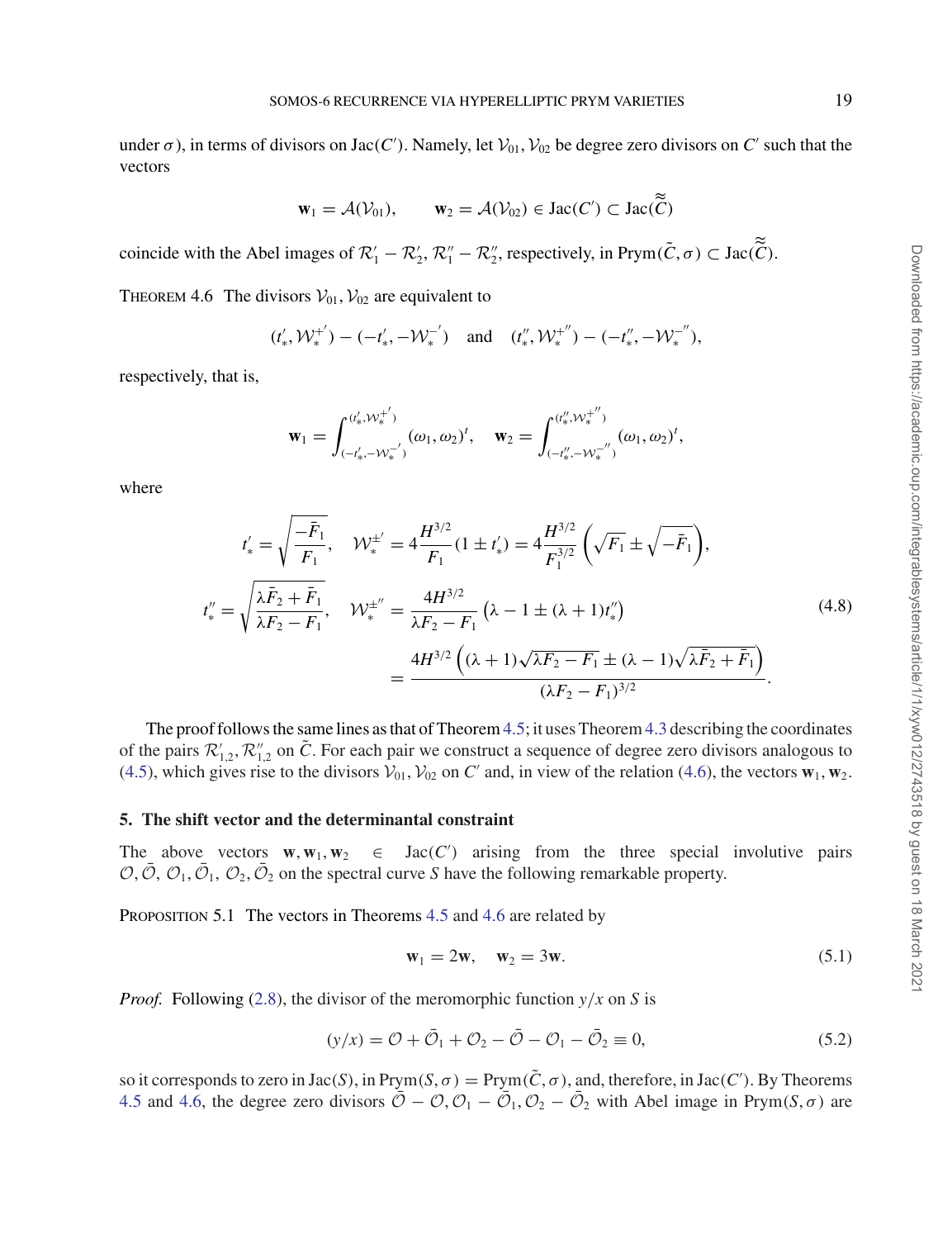under $\sigma$), in terms of divisors on $\mathrm{Jac}(C')$. Namely, let $\mathcal{V}_{01}, \mathcal{V}_{02}$ be degree zero divisors on $C'$ such that the vectors

$$\mathbf{w}_1 = \mathcal{A}(\mathcal{V}_{01}), \qquad \mathbf{w}_2 = \mathcal{A}(\mathcal{V}_{02}) \in \mathrm{Jac}(C') \subset \mathrm{Jac}(\tilde{\tilde{\tilde{C}}})$$

coincide with the Abel images of $\mathcal{R}_1' - \mathcal{R}_2', \mathcal{R}_1'' - \mathcal{R}_2''$, respectively, in $\mathrm{Prym}(\tilde{C}, \sigma) \subset \mathrm{Jac}(\tilde{\tilde{\tilde{C}}})$.

THEOREM 4.6 The divisors $\mathcal{V}_{01}, \mathcal{V}_{02}$ are equivalent to

$$(t_*', \mathcal{W}_*^{+'}) - (-t_*', -\mathcal{W}_*^{-'}) \quad \text{and} \quad (t_*'', \mathcal{W}_*^{+''}) - (-t_*'', -\mathcal{W}_*^{-''}),$$

respectively, that is,

$$\mathbf{w}_1 = \int_{(-t_*', -\mathcal{W}_*^{-'})}^{(t_*', \mathcal{W}_*^{+'})} (\omega_1, \omega_2)^t, \quad \mathbf{w}_2 = \int_{(-t_*'', -\mathcal{W}_*^{-''})}^{(t_*'', \mathcal{W}_*^{+''})} (\omega_1, \omega_2)^t,$$

where

$$\begin{aligned}
t_*' &= \sqrt{\frac{-\bar{F}_1}{F_1}}, \quad \mathcal{W}_*^{\pm'} = 4\frac{H^{3/2}}{F_1}(1 \pm t_*') = 4\frac{H^{3/2}}{F_1^{3/2}}\left(\sqrt{F_1} \pm \sqrt{-\bar{F}_1}\right), \\
t_*'' &= \sqrt{\frac{\lambda \bar{F}_2 + \bar{F}_1}{\lambda F_2 - F_1}}, \quad \mathcal{W}_*^{\pm''} = \frac{4H^{3/2}}{\lambda F_2 - F_1}\left(\lambda - 1 \pm (\lambda + 1)t_*''\right) \\
&\qquad\qquad = \frac{4H^{3/2}\left((\lambda+1)\sqrt{\lambda F_2 - F_1} \pm (\lambda - 1)\sqrt{\lambda \bar{F}_2 + \bar{F}_1}\right)}{(\lambda F_2 - F_1)^{3/2}}.
\end{aligned} \tag{4.8}$$

The proof follows the same lines as that of Theorem 4.5; it uses Theorem 4.3 describing the coordinates of the pairs $\mathcal{R}_{1,2}', \mathcal{R}_{1,2}''$ on $\tilde{C}$. For each pair we construct a sequence of degree zero divisors analogous to (4.5), which gives rise to the divisors $\mathcal{V}_{01}, \mathcal{V}_{02}$ on $C'$ and, in view of the relation (4.6), the vectors $\mathbf{w}_1, \mathbf{w}_2$.

## 5. The shift vector and the determinantal constraint

The above vectors $\mathbf{w}, \mathbf{w}_1, \mathbf{w}_2 \in \mathrm{Jac}(C')$ arising from the three special involutive pairs $\mathcal{O}, \bar{\mathcal{O}}, \mathcal{O}_1, \bar{\mathcal{O}}_1, \mathcal{O}_2, \bar{\mathcal{O}}_2$ on the spectral curve $S$ have the following remarkable property.

PROPOSITION 5.1 The vectors in Theorems 4.5 and 4.6 are related by

$$\mathbf{w}_1 = 2\mathbf{w}, \quad \mathbf{w}_2 = 3\mathbf{w}. \tag{5.1}$$

*Proof.* Following (2.8), the divisor of the meromorphic function $y/x$ on $S$ is

$$(y/x) = \mathcal{O} + \bar{\mathcal{O}}_1 + \mathcal{O}_2 - \bar{\mathcal{O}} - \mathcal{O}_1 - \bar{\mathcal{O}}_2 \equiv 0, \tag{5.2}$$

so it corresponds to zero in $\mathrm{Jac}(S)$, in $\mathrm{Prym}(S, \sigma) = \mathrm{Prym}(\tilde{C}, \sigma)$, and, therefore, in $\mathrm{Jac}(C')$. By Theorems 4.5 and 4.6, the degree zero divisors $\bar{\mathcal{O}} - \mathcal{O}, \mathcal{O}_1 - \bar{\mathcal{O}}_1, \mathcal{O}_2 - \bar{\mathcal{O}}_2$ with Abel image in $\mathrm{Prym}(S, \sigma)$ are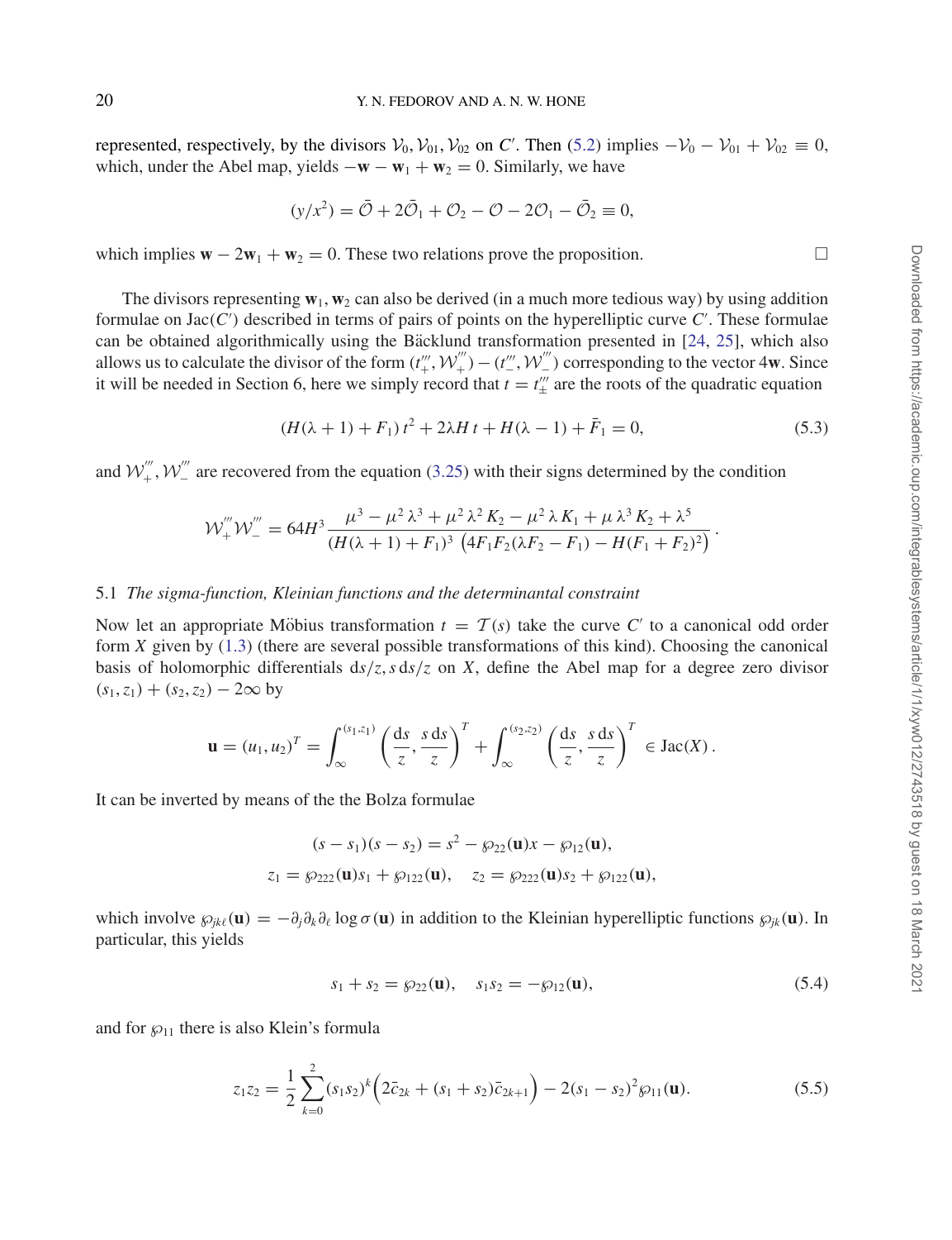represented, respectively, by the divisors $\mathcal{V}_0, \mathcal{V}_{01}, \mathcal{V}_{02}$ on $C'$. Then (5.2) implies $-\mathcal{V}_0 - \mathcal{V}_{01} + \mathcal{V}_{02} \equiv 0$, which, under the Abel map, yields $-\mathbf{w} - \mathbf{w}_1 + \mathbf{w}_2 = 0$. Similarly, we have

$$(y/x^2) = \bar{\mathcal{O}} + 2\bar{\mathcal{O}}_1 + \mathcal{O}_2 - \mathcal{O} - 2\mathcal{O}_1 - \bar{\mathcal{O}}_2 \equiv 0,$$

which implies $\mathbf{w} - 2\mathbf{w}_1 + \mathbf{w}_2 = 0$. These two relations prove the proposition. □

The divisors representing $\mathbf{w}_1, \mathbf{w}_2$ can also be derived (in a much more tedious way) by using addition formulae on $\mathrm{Jac}(C')$ described in terms of pairs of points on the hyperelliptic curve $C'$. These formulae can be obtained algorithmically using the Bäcklund transformation presented in [24, 25], which also allows us to calculate the divisor of the form $(t_+''', \mathcal{W}_+''') - (t_-''', \mathcal{W}_-''')$ corresponding to the vector $4\mathbf{w}$. Since it will be needed in Section 6, here we simply record that $t = t_\pm'''$ are the roots of the quadratic equation

$$(H(\lambda+1) + F_1)\,t^2 + 2\lambda H\,t + H(\lambda - 1) + \bar{F}_1 = 0, \tag{5.3}$$

and $\mathcal{W}_+''', \mathcal{W}_-'''$ are recovered from the equation (3.25) with their signs determined by the condition

$$\mathcal{W}_+'''\mathcal{W}_-''' = 64H^3 \frac{\mu^3 - \mu^2\lambda^3 + \mu^2\lambda^2 K_2 - \mu^2\lambda K_1 + \mu\lambda^3 K_2 + \lambda^5}{(H(\lambda+1) + F_1)^3\,\left(4F_1F_2(\lambda F_2 - F_1) - H(F_1 + F_2)^2\right)}\,.$$

### 5.1 *The sigma-function, Kleinian functions and the determinantal constraint*

Now let an appropriate Möbius transformation $t = \mathcal{T}(s)$ take the curve $C'$ to a canonical odd order form $X$ given by (1.3) (there are several possible transformations of this kind). Choosing the canonical basis of holomorphic differentials $\mathrm{d}s/z, s\,\mathrm{d}s/z$ on $X$, define the Abel map for a degree zero divisor $(s_1, z_1) + (s_2, z_2) - 2\infty$ by

$$\mathbf{u} = (u_1, u_2)^T = \int_\infty^{(s_1,z_1)} \left(\frac{\mathrm{d}s}{z}, \frac{s\,\mathrm{d}s}{z}\right)^T + \int_\infty^{(s_2,z_2)} \left(\frac{\mathrm{d}s}{z}, \frac{s\,\mathrm{d}s}{z}\right)^T \in \mathrm{Jac}(X)\,.$$

It can be inverted by means of the the Bolza formulae

$$(s - s_1)(s - s_2) = s^2 - \wp_{22}(\mathbf{u})x - \wp_{12}(\mathbf{u}),$$
$$z_1 = \wp_{222}(\mathbf{u})s_1 + \wp_{122}(\mathbf{u}), \quad z_2 = \wp_{222}(\mathbf{u})s_2 + \wp_{122}(\mathbf{u}),$$

which involve $\wp_{jk\ell}(\mathbf{u}) = -\partial_j\partial_k\partial_\ell \log\sigma(\mathbf{u})$ in addition to the Kleinian hyperelliptic functions $\wp_{jk}(\mathbf{u})$. In particular, this yields

$$s_1 + s_2 = \wp_{22}(\mathbf{u}), \quad s_1 s_2 = -\wp_{12}(\mathbf{u}), \tag{5.4}$$

and for $\wp_{11}$ there is also Klein's formula

$$z_1 z_2 = \frac{1}{2}\sum_{k=0}^{2}(s_1s_2)^k\Big(2\bar{c}_{2k} + (s_1 + s_2)\bar{c}_{2k+1}\Big) - 2(s_1 - s_2)^2\wp_{11}(\mathbf{u}). \tag{5.5}$$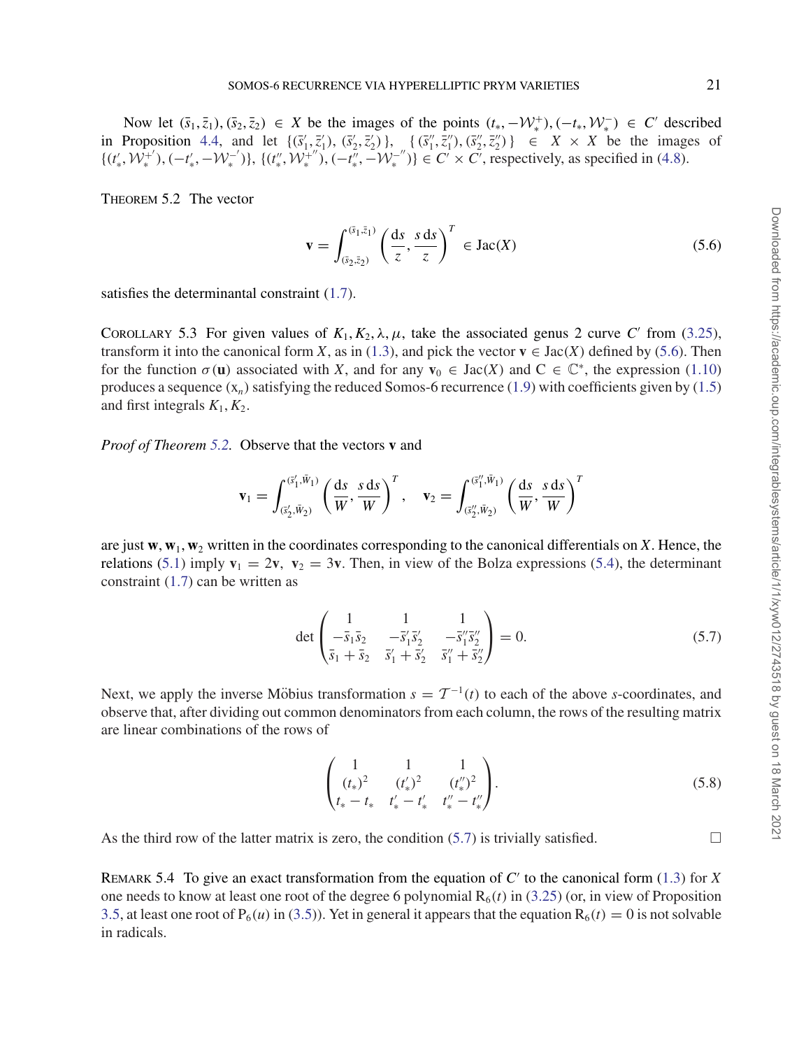Now let $(\bar{s}_1, \bar{z}_1), (\bar{s}_2, \bar{z}_2) \in X$ be the images of the points $(t_*, -\mathcal{W}_*^+), (-t_*, \mathcal{W}_*^-) \in C'$ described in Proposition 4.4, and let $\{(\bar{s}_1', \bar{z}_1'), (\bar{s}_2', \bar{z}_2')\}$, $\{(\bar{s}_1'', \bar{z}_1''), (\bar{s}_2'', \bar{z}_2'')\} \in X \times X$ be the images of $\{(t_*', \mathcal{W}_*^{+'}), (-t_*', -\mathcal{W}_*^{-'})\}$, $\{(t_*'', \mathcal{W}_*^{+''}), (-t_*'', -\mathcal{W}_*^{-''})\} \in C' \times C'$, respectively, as specified in (4.8).

THEOREM 5.2 The vector

$$\mathbf{v} = \int_{(\bar{s}_2, \bar{z}_2)}^{(\bar{s}_1, \bar{z}_1)} \left( \frac{\mathrm{d}s}{z}, \frac{s\,\mathrm{d}s}{z} \right)^T \in \mathrm{Jac}(X) \tag{5.6}$$

satisfies the determinantal constraint (1.7).

COROLLARY 5.3 For given values of $K_1, K_2, \lambda, \mu$, take the associated genus 2 curve $C'$ from (3.25), transform it into the canonical form $X$, as in (1.3), and pick the vector $\mathbf{v} \in \mathrm{Jac}(X)$ defined by (5.6). Then for the function $\sigma(\mathbf{u})$ associated with $X$, and for any $\mathbf{v}_0 \in \mathrm{Jac}(X)$ and $\mathrm{C} \in \mathbb{C}^*$, the expression (1.10) produces a sequence $(\mathrm{x}_n)$ satisfying the reduced Somos-6 recurrence (1.9) with coefficients given by (1.5) and first integrals $K_1, K_2$.

*Proof of Theorem 5.2.* Observe that the vectors $\mathbf{v}$ and

$$\mathbf{v}_1 = \int_{(\bar{s}_2', \bar{W}_2)}^{(\bar{s}_1', \bar{W}_1)} \left( \frac{\mathrm{d}s}{W}, \frac{s\,\mathrm{d}s}{W} \right)^T, \quad \mathbf{v}_2 = \int_{(\bar{s}_2'', \bar{W}_2)}^{(\bar{s}_1'', \bar{W}_1)} \left( \frac{\mathrm{d}s}{W}, \frac{s\,\mathrm{d}s}{W} \right)^T$$

are just $\mathbf{w}, \mathbf{w}_1, \mathbf{w}_2$ written in the coordinates corresponding to the canonical differentials on $X$. Hence, the relations (5.1) imply $\mathbf{v}_1 = 2\mathbf{v}$, $\mathbf{v}_2 = 3\mathbf{v}$. Then, in view of the Bolza expressions (5.4), the determinant constraint (1.7) can be written as

$$\det \begin{pmatrix} 1 & 1 & 1 \\ -\bar{s}_1 \bar{s}_2 & -\bar{s}_1' \bar{s}_2' & -\bar{s}_1'' \bar{s}_2'' \\ \bar{s}_1 + \bar{s}_2 & \bar{s}_1' + \bar{s}_2' & \bar{s}_1'' + \bar{s}_2'' \end{pmatrix} = 0. \tag{5.7}$$

Next, we apply the inverse Möbius transformation $s = \mathcal{T}^{-1}(t)$ to each of the above $s$-coordinates, and observe that, after dividing out common denominators from each column, the rows of the resulting matrix are linear combinations of the rows of

$$\begin{pmatrix} 1 & 1 & 1 \\ (t_*)^2 & (t_*')^2 & (t_*'')^2 \\ t_* - t_* & t_*' - t_*' & t_*'' - t_*'' \end{pmatrix}. \tag{5.8}$$

As the third row of the latter matrix is zero, the condition (5.7) is trivially satisfied. □

REMARK 5.4 To give an exact transformation from the equation of $C'$ to the canonical form (1.3) for $X$ one needs to know at least one root of the degree 6 polynomial $\mathrm{R}_6(t)$ in (3.25) (or, in view of Proposition 3.5, at least one root of $\mathrm{P}_6(u)$ in (3.5)). Yet in general it appears that the equation $\mathrm{R}_6(t) = 0$ is not solvable in radicals.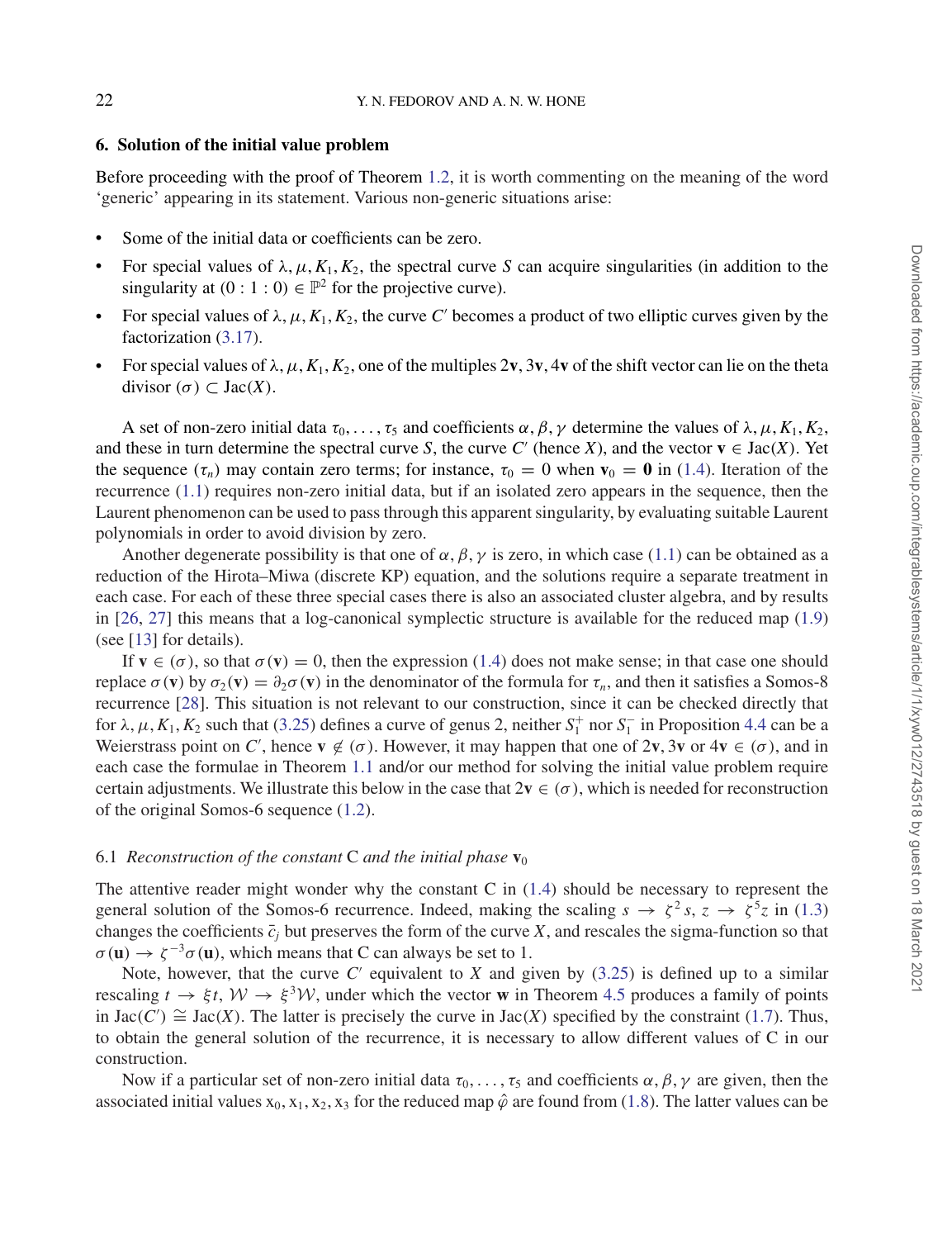## 6. Solution of the initial value problem

Before proceeding with the proof of Theorem 1.2, it is worth commenting on the meaning of the word 'generic' appearing in its statement. Various non-generic situations arise:

- Some of the initial data or coefficients can be zero.
- For special values of $\lambda, \mu, K_1, K_2$, the spectral curve $S$ can acquire singularities (in addition to the singularity at $(0:1:0) \in \mathbb{P}^2$ for the projective curve).
- For special values of $\lambda, \mu, K_1, K_2$, the curve $C'$ becomes a product of two elliptic curves given by the factorization (3.17).
- For special values of $\lambda, \mu, K_1, K_2$, one of the multiples $2\mathbf{v}, 3\mathbf{v}, 4\mathbf{v}$ of the shift vector can lie on the theta divisor $(\sigma) \subset \mathrm{Jac}(X)$.

A set of non-zero initial data $\tau_0, \ldots, \tau_5$ and coefficients $\alpha, \beta, \gamma$ determine the values of $\lambda, \mu, K_1, K_2$, and these in turn determine the spectral curve $S$, the curve $C'$ (hence $X$), and the vector $\mathbf{v} \in \mathrm{Jac}(X)$. Yet the sequence $(\tau_n)$ may contain zero terms; for instance, $\tau_0 = 0$ when $\mathbf{v}_0 = \mathbf{0}$ in (1.4). Iteration of the recurrence (1.1) requires non-zero initial data, but if an isolated zero appears in the sequence, then the Laurent phenomenon can be used to pass through this apparent singularity, by evaluating suitable Laurent polynomials in order to avoid division by zero.

Another degenerate possibility is that one of $\alpha, \beta, \gamma$ is zero, in which case (1.1) can be obtained as a reduction of the Hirota–Miwa (discrete KP) equation, and the solutions require a separate treatment in each case. For each of these three special cases there is also an associated cluster algebra, and by results in [26, 27] this means that a log-canonical symplectic structure is available for the reduced map (1.9) (see [13] for details).

If $\mathbf{v} \in (\sigma)$, so that $\sigma(\mathbf{v}) = 0$, then the expression (1.4) does not make sense; in that case one should replace $\sigma(\mathbf{v})$ by $\sigma_2(\mathbf{v}) = \partial_2 \sigma(\mathbf{v})$ in the denominator of the formula for $\tau_n$, and then it satisfies a Somos-8 recurrence [28]. This situation is not relevant to our construction, since it can be checked directly that for $\lambda, \mu, K_1, K_2$ such that (3.25) defines a curve of genus 2, neither $S_1^+$ nor $S_1^-$ in Proposition 4.4 can be a Weierstrass point on $C'$, hence $\mathbf{v} \notin (\sigma)$. However, it may happen that one of $2\mathbf{v}, 3\mathbf{v}$ or $4\mathbf{v} \in (\sigma)$, and in each case the formulae in Theorem 1.1 and/or our method for solving the initial value problem require certain adjustments. We illustrate this below in the case that $2\mathbf{v} \in (\sigma)$, which is needed for reconstruction of the original Somos-6 sequence (1.2).

### 6.1 *Reconstruction of the constant* C *and the initial phase* $\mathbf{v}_0$

The attentive reader might wonder why the constant C in (1.4) should be necessary to represent the general solution of the Somos-6 recurrence. Indeed, making the scaling $s \to \zeta^2 s$, $z \to \zeta^5 z$ in (1.3) changes the coefficients $\bar{c}_j$ but preserves the form of the curve $X$, and rescales the sigma-function so that $\sigma(\mathbf{u}) \to \zeta^{-3}\sigma(\mathbf{u})$, which means that C can always be set to 1.

Note, however, that the curve $C'$ equivalent to $X$ and given by (3.25) is defined up to a similar rescaling $t \to \xi t$, $\mathcal{W} \to \xi^3 \mathcal{W}$, under which the vector $\mathbf{w}$ in Theorem 4.5 produces a family of points in $\mathrm{Jac}(C') \cong \mathrm{Jac}(X)$. The latter is precisely the curve in $\mathrm{Jac}(X)$ specified by the constraint (1.7). Thus, to obtain the general solution of the recurrence, it is necessary to allow different values of C in our construction.

Now if a particular set of non-zero initial data $\tau_0, \ldots, \tau_5$ and coefficients $\alpha, \beta, \gamma$ are given, then the associated initial values $\mathrm{x}_0, \mathrm{x}_1, \mathrm{x}_2, \mathrm{x}_3$ for the reduced map $\hat{\varphi}$ are found from (1.8). The latter values can be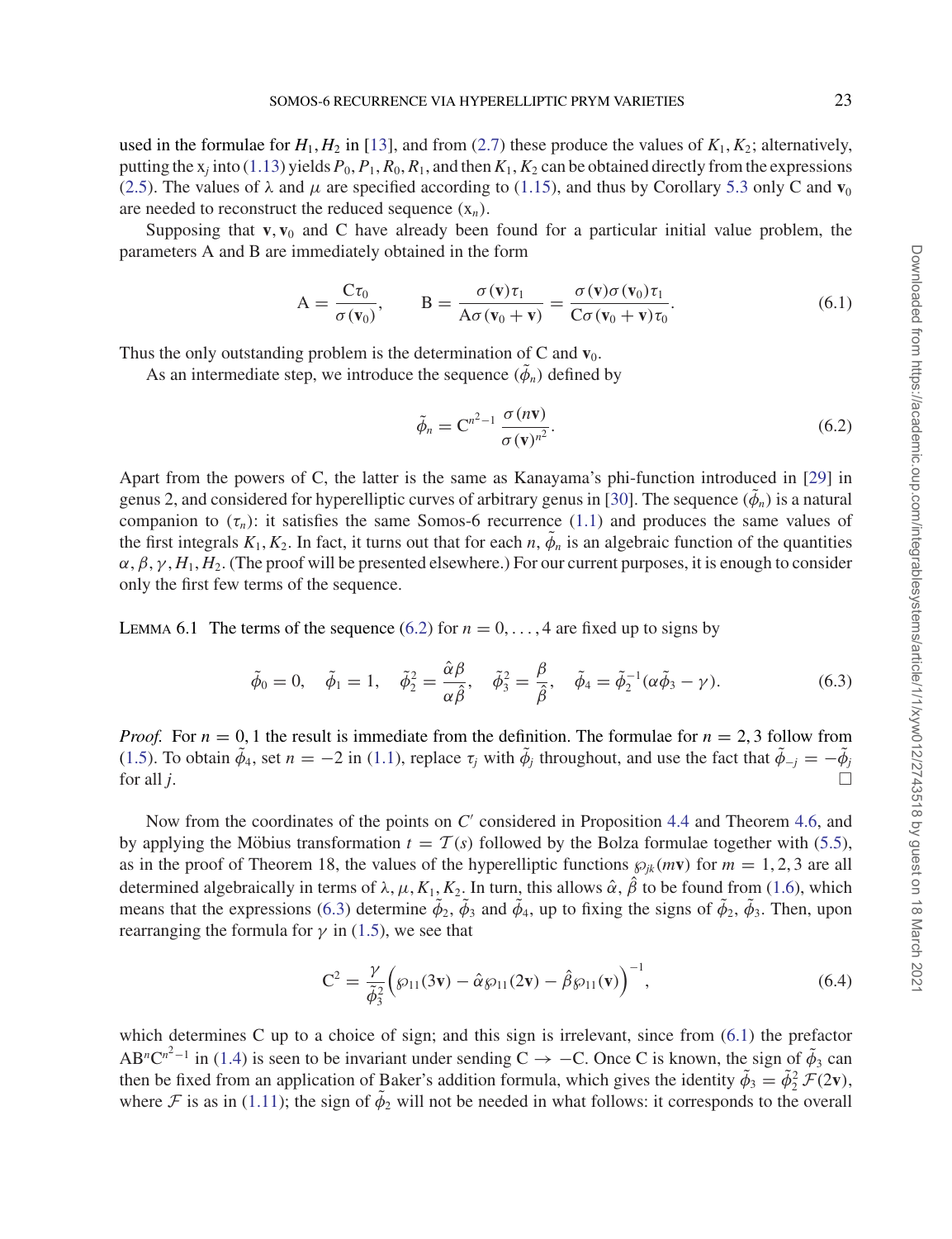used in the formulae for $H_1, H_2$ in [13], and from (2.7) these produce the values of $K_1, K_2$; alternatively, putting the $\mathrm{x}_j$ into (1.13) yields $P_0, P_1, R_0, R_1$, and then $K_1, K_2$ can be obtained directly from the expressions (2.5). The values of $\lambda$ and $\mu$ are specified according to (1.15), and thus by Corollary 5.3 only C and $\mathbf{v}_0$ are needed to reconstruct the reduced sequence $(\mathrm{x}_n)$.

Supposing that $\mathbf{v}, \mathbf{v}_0$ and C have already been found for a particular initial value problem, the parameters A and B are immediately obtained in the form

$$\mathrm{A} = \frac{\mathrm{C}\tau_0}{\sigma(\mathbf{v}_0)}, \qquad \mathrm{B} = \frac{\sigma(\mathbf{v})\tau_1}{\mathrm{A}\sigma(\mathbf{v}_0 + \mathbf{v})} = \frac{\sigma(\mathbf{v})\sigma(\mathbf{v}_0)\tau_1}{\mathrm{C}\sigma(\mathbf{v}_0 + \mathbf{v})\tau_0}. \tag{6.1}$$

Thus the only outstanding problem is the determination of C and $\mathbf{v}_0$.

As an intermediate step, we introduce the sequence $(\tilde{\phi}_n)$ defined by

$$\tilde{\phi}_n = \mathrm{C}^{n^2-1}\,\frac{\sigma(n\mathbf{v})}{\sigma(\mathbf{v})^{n^2}}. \tag{6.2}$$

Apart from the powers of C, the latter is the same as Kanayama's phi-function introduced in [29] in genus 2, and considered for hyperelliptic curves of arbitrary genus in [30]. The sequence $(\tilde{\phi}_n)$ is a natural companion to $(\tau_n)$: it satisfies the same Somos-6 recurrence (1.1) and produces the same values of the first integrals $K_1, K_2$. In fact, it turns out that for each $n$, $\tilde{\phi}_n$ is an algebraic function of the quantities $\alpha, \beta, \gamma, H_1, H_2$. (The proof will be presented elsewhere.) For our current purposes, it is enough to consider only the first few terms of the sequence.

Lemma 6.1 The terms of the sequence (6.2) for $n = 0, \ldots, 4$ are fixed up to signs by

$$\tilde{\phi}_0 = 0, \quad \tilde{\phi}_1 = 1, \quad \tilde{\phi}_2^2 = \frac{\hat{\alpha}\beta}{\alpha\hat{\beta}}, \quad \tilde{\phi}_3^2 = \frac{\beta}{\hat{\beta}}, \quad \tilde{\phi}_4 = \tilde{\phi}_2^{-1}(\alpha\tilde{\phi}_3 - \gamma). \tag{6.3}$$

*Proof.* For $n = 0, 1$ the result is immediate from the definition. The formulae for $n = 2, 3$ follow from (1.5). To obtain $\tilde{\phi}_4$, set $n = -2$ in (1.1), replace $\tau_j$ with $\tilde{\phi}_j$ throughout, and use the fact that $\tilde{\phi}_{-j} = -\tilde{\phi}_j$ for all $j$. □

Now from the coordinates of the points on $C'$ considered in Proposition 4.4 and Theorem 4.6, and by applying the Möbius transformation $t = \mathcal{T}(s)$ followed by the Bolza formulae together with (5.5), as in the proof of Theorem 18, the values of the hyperelliptic functions $\wp_{jk}(m\mathbf{v})$ for $m = 1, 2, 3$ are all determined algebraically in terms of $\lambda, \mu, K_1, K_2$. In turn, this allows $\hat{\alpha}, \hat{\beta}$ to be found from (1.6), which means that the expressions (6.3) determine $\tilde{\phi}_2, \tilde{\phi}_3$ and $\tilde{\phi}_4$, up to fixing the signs of $\tilde{\phi}_2, \tilde{\phi}_3$. Then, upon rearranging the formula for $\gamma$ in (1.5), we see that

$$\mathrm{C}^2 = \frac{\gamma}{\tilde{\phi}_3^2}\Big(\wp_{11}(3\mathbf{v}) - \hat{\alpha}\wp_{11}(2\mathbf{v}) - \hat{\beta}\wp_{11}(\mathbf{v})\Big)^{-1}, \tag{6.4}$$

which determines C up to a choice of sign; and this sign is irrelevant, since from (6.1) the prefactor $\mathrm{A}\mathrm{B}^n\mathrm{C}^{n^2-1}$ in (1.4) is seen to be invariant under sending $\mathrm{C} \to -\mathrm{C}$. Once C is known, the sign of $\tilde{\phi}_3$ can then be fixed from an application of Baker's addition formula, which gives the identity $\tilde{\phi}_3 = \tilde{\phi}_2^2\,\mathcal{F}(2\mathbf{v})$, where $\mathcal{F}$ is as in (1.11); the sign of $\tilde{\phi}_2$ will not be needed in what follows: it corresponds to the overall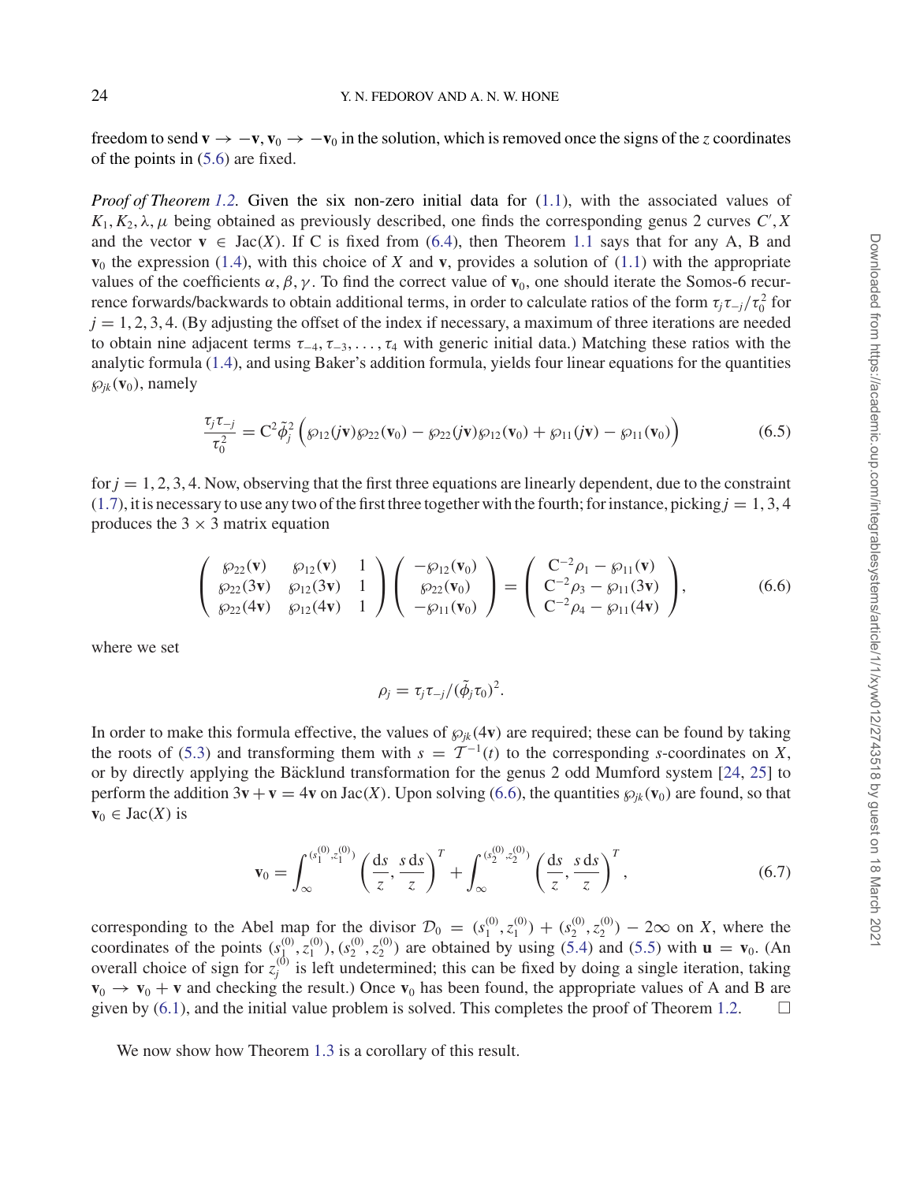freedom to send $\mathbf{v} \to -\mathbf{v}, \mathbf{v}_0 \to -\mathbf{v}_0$ in the solution, which is removed once the signs of the $z$ coordinates of the points in (5.6) are fixed.

*Proof of Theorem 1.2.* Given the six non-zero initial data for (1.1), with the associated values of $K_1, K_2, \lambda, \mu$ being obtained as previously described, one finds the corresponding genus 2 curves $C', X$ and the vector $\mathbf{v} \in \mathrm{Jac}(X)$. If C is fixed from (6.4), then Theorem 1.1 says that for any A, B and $\mathbf{v}_0$ the expression (1.4), with this choice of $X$ and $\mathbf{v}$, provides a solution of (1.1) with the appropriate values of the coefficients $\alpha, \beta, \gamma$. To find the correct value of $\mathbf{v}_0$, one should iterate the Somos-6 recurrence forwards/backwards to obtain additional terms, in order to calculate ratios of the form $\tau_j\tau_{-j}/\tau_0^2$ for $j = 1, 2, 3, 4$. (By adjusting the offset of the index if necessary, a maximum of three iterations are needed to obtain nine adjacent terms $\tau_{-4}, \tau_{-3}, \ldots, \tau_4$ with generic initial data.) Matching these ratios with the analytic formula (1.4), and using Baker's addition formula, yields four linear equations for the quantities $\wp_{jk}(\mathbf{v}_0)$, namely

$$\frac{\tau_j\tau_{-j}}{\tau_0^2} = \mathrm{C}^2\tilde{\phi}_j^2\Big(\wp_{12}(j\mathbf{v})\wp_{22}(\mathbf{v}_0) - \wp_{22}(j\mathbf{v})\wp_{12}(\mathbf{v}_0) + \wp_{11}(j\mathbf{v}) - \wp_{11}(\mathbf{v}_0)\Big) \tag{6.5}$$

for $j = 1, 2, 3, 4$. Now, observing that the first three equations are linearly dependent, due to the constraint (1.7), it is necessary to use any two of the first three together with the fourth; for instance, picking $j = 1, 3, 4$ produces the $3 \times 3$ matrix equation

$$\begin{pmatrix} \wp_{22}(\mathbf{v}) & \wp_{12}(\mathbf{v}) & 1 \\ \wp_{22}(3\mathbf{v}) & \wp_{12}(3\mathbf{v}) & 1 \\ \wp_{22}(4\mathbf{v}) & \wp_{12}(4\mathbf{v}) & 1 \end{pmatrix} \begin{pmatrix} -\wp_{12}(\mathbf{v}_0) \\ \wp_{22}(\mathbf{v}_0) \\ -\wp_{11}(\mathbf{v}_0) \end{pmatrix} = \begin{pmatrix} \mathrm{C}^{-2}\rho_1 - \wp_{11}(\mathbf{v}) \\ \mathrm{C}^{-2}\rho_3 - \wp_{11}(3\mathbf{v}) \\ \mathrm{C}^{-2}\rho_4 - \wp_{11}(4\mathbf{v}) \end{pmatrix}, \tag{6.6}$$

where we set

$$\rho_j = \tau_j\tau_{-j}/(\tilde{\phi}_j\tau_0)^2.$$

In order to make this formula effective, the values of $\wp_{jk}(4\mathbf{v})$ are required; these can be found by taking the roots of (5.3) and transforming them with $s = \mathcal{T}^{-1}(t)$ to the corresponding $s$-coordinates on $X$, or by directly applying the Bäcklund transformation for the genus 2 odd Mumford system [24, 25] to perform the addition $3\mathbf{v} + \mathbf{v} = 4\mathbf{v}$ on $\mathrm{Jac}(X)$. Upon solving (6.6), the quantities $\wp_{jk}(\mathbf{v}_0)$ are found, so that $\mathbf{v}_0 \in \mathrm{Jac}(X)$ is

$$\mathbf{v}_0 = \int_\infty^{(s_1^{(0)}, z_1^{(0)})} \left(\frac{\mathrm{d}s}{z}, \frac{s\,\mathrm{d}s}{z}\right)^T + \int_\infty^{(s_2^{(0)}, z_2^{(0)})} \left(\frac{\mathrm{d}s}{z}, \frac{s\,\mathrm{d}s}{z}\right)^T, \tag{6.7}$$

corresponding to the Abel map for the divisor $\mathcal{D}_0 = (s_1^{(0)}, z_1^{(0)}) + (s_2^{(0)}, z_2^{(0)}) - 2\infty$ on $X$, where the coordinates of the points $(s_1^{(0)}, z_1^{(0)}), (s_2^{(0)}, z_2^{(0)})$ are obtained by using (5.4) and (5.5) with $\mathbf{u} = \mathbf{v}_0$. (An overall choice of sign for $z_j^{(0)}$ is left undetermined; this can be fixed by doing a single iteration, taking $\mathbf{v}_0 \to \mathbf{v}_0 + \mathbf{v}$ and checking the result.) Once $\mathbf{v}_0$ has been found, the appropriate values of A and B are given by (6.1), and the initial value problem is solved. This completes the proof of Theorem 1.2. □

We now show how Theorem 1.3 is a corollary of this result.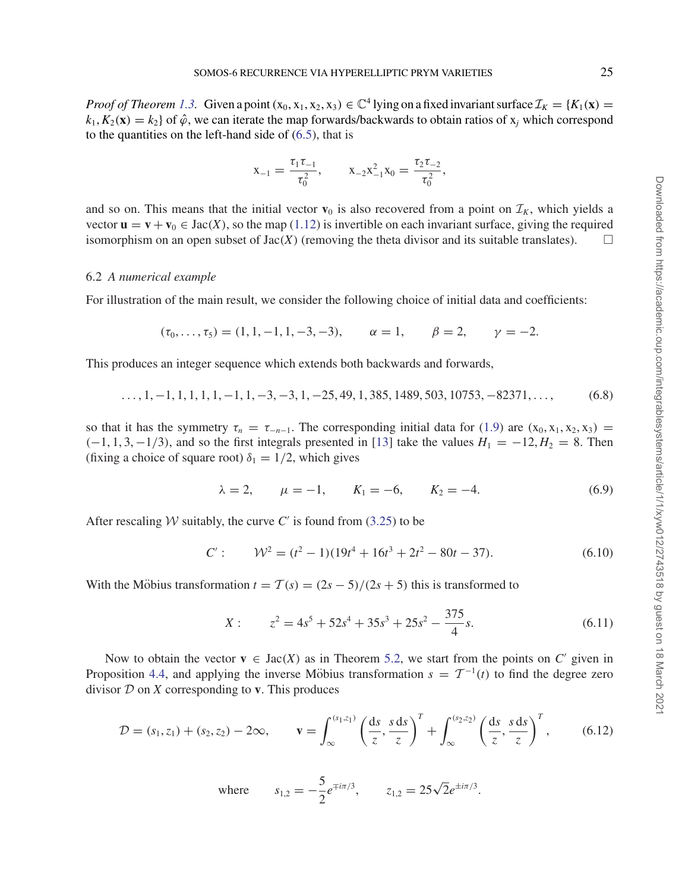*Proof of Theorem 1.3.* Given a point $(\mathrm{x}_0, \mathrm{x}_1, \mathrm{x}_2, \mathrm{x}_3) \in \mathbb{C}^4$ lying on a fixed invariant surface $\mathcal{I}_K = \{K_1(\mathbf{x}) = k_1, K_2(\mathbf{x}) = k_2\}$ of $\hat{\varphi}$, we can iterate the map forwards/backwards to obtain ratios of $\mathrm{x}_j$ which correspond to the quantities on the left-hand side of (6.5), that is

$$\mathrm{x}_{-1} = \frac{\tau_1 \tau_{-1}}{\tau_0^2}, \qquad \mathrm{x}_{-2}\mathrm{x}_{-1}^2\mathrm{x}_0 = \frac{\tau_2 \tau_{-2}}{\tau_0^2},$$

and so on. This means that the initial vector $\mathbf{v}_0$ is also recovered from a point on $\mathcal{I}_K$, which yields a vector $\mathbf{u} = \mathbf{v} + \mathbf{v}_0 \in \mathrm{Jac}(X)$, so the map (1.12) is invertible on each invariant surface, giving the required isomorphism on an open subset of $\mathrm{Jac}(X)$ (removing the theta divisor and its suitable translates). □

## 6.2 *A numerical example*

For illustration of the main result, we consider the following choice of initial data and coefficients:

$$(\tau_0, \ldots, \tau_5) = (1, 1, -1, 1, -3, -3), \qquad \alpha = 1, \qquad \beta = 2, \qquad \gamma = -2.$$

This produces an integer sequence which extends both backwards and forwards,

$$\ldots, 1, -1, 1, 1, 1, 1, -1, 1, -3, -3, 1, -25, 49, 1, 385, 1489, 503, 10753, -82371, \ldots, \tag{6.8}$$

so that it has the symmetry $\tau_n = \tau_{-n-1}$. The corresponding initial data for (1.9) are $(\mathrm{x}_0, \mathrm{x}_1, \mathrm{x}_2, \mathrm{x}_3) = (-1, 1, 3, -1/3)$, and so the first integrals presented in [13] take the values $H_1 = -12, H_2 = 8$. Then (fixing a choice of square root) $\delta_1 = 1/2$, which gives

$$\lambda = 2, \qquad \mu = -1, \qquad K_1 = -6, \qquad K_2 = -4. \tag{6.9}$$

After rescaling $\mathcal{W}$ suitably, the curve $C'$ is found from (3.25) to be

$$C': \qquad \mathcal{W}^2 = (t^2 - 1)(19t^4 + 16t^3 + 2t^2 - 80t - 37). \tag{6.10}$$

With the Möbius transformation $t = \mathcal{T}(s) = (2s - 5)/(2s + 5)$ this is transformed to

$$X: \qquad z^2 = 4s^5 + 52s^4 + 35s^3 + 25s^2 - \frac{375}{4}s. \tag{6.11}$$

Now to obtain the vector $\mathbf{v} \in \mathrm{Jac}(X)$ as in Theorem 5.2, we start from the points on $C'$ given in Proposition 4.4, and applying the inverse Möbius transformation $s = \mathcal{T}^{-1}(t)$ to find the degree zero divisor $\mathcal{D}$ on $X$ corresponding to $\mathbf{v}$. This produces

$$\mathcal{D} = (s_1, z_1) + (s_2, z_2) - 2\infty, \qquad \mathbf{v} = \int_\infty^{(s_1, z_1)} \left(\frac{\mathrm{d}s}{z}, \frac{s\,\mathrm{d}s}{z}\right)^T + \int_\infty^{(s_2, z_2)} \left(\frac{\mathrm{d}s}{z}, \frac{s\,\mathrm{d}s}{z}\right)^T, \tag{6.12}$$

$$\text{where} \qquad s_{1,2} = -\frac{5}{2}e^{\mp i\pi/3}, \qquad z_{1,2} = 25\sqrt{2}e^{\pm i\pi/3}.$$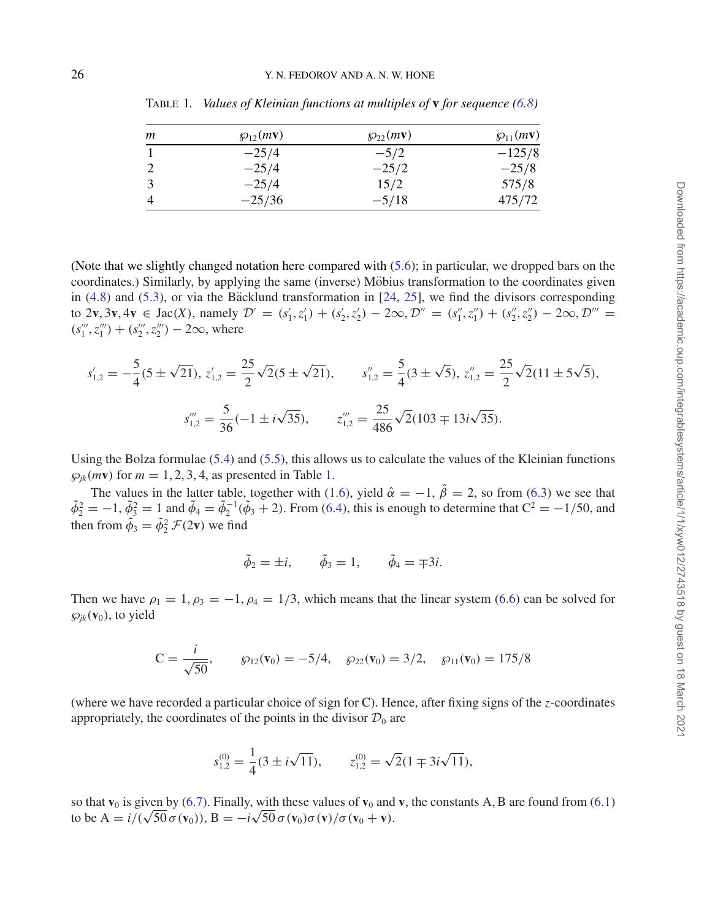TABLE 1. *Values of Kleinian functions at multiples of* $\mathbf{v}$ *for sequence (6.8)*

| $m$ | $\wp_{12}(m\mathbf{v})$ | $\wp_{22}(m\mathbf{v})$ | $\wp_{11}(m\mathbf{v})$ |
|---|---|---|---|
| 1 | $-25/4$ | $-5/2$ | $-125/8$ |
| 2 | $-25/4$ | $-25/2$ | $-25/8$ |
| 3 | $-25/4$ | $15/2$ | $575/8$ |
| 4 | $-25/36$ | $-5/18$ | $475/72$ |

(Note that we slightly changed notation here compared with (5.6); in particular, we dropped bars on the coordinates.) Similarly, by applying the same (inverse) Möbius transformation to the coordinates given in (4.8) and (5.3), or via the Bäcklund transformation in [24, 25], we find the divisors corresponding to $2\mathbf{v}, 3\mathbf{v}, 4\mathbf{v} \in \mathrm{Jac}(X)$, namely $\mathcal{D}' = (s_1', z_1') + (s_2', z_2') - 2\infty$, $\mathcal{D}'' = (s_1'', z_1'') + (s_2'', z_2'') - 2\infty$, $\mathcal{D}''' = (s_1''', z_1''') + (s_2''', z_2''') - 2\infty$, where

$$s_{1,2}' = -\frac{5}{4}(5 \pm \sqrt{21}),\ z_{1,2}' = \frac{25}{2}\sqrt{2}(5 \pm \sqrt{21}), \qquad s_{1,2}'' = \frac{5}{4}(3 \pm \sqrt{5}),\ z_{1,2}'' = \frac{25}{2}\sqrt{2}(11 \pm 5\sqrt{5}),$$

$$s_{1,2}''' = \frac{5}{36}(-1 \pm i\sqrt{35}), \qquad z_{1,2}''' = \frac{25}{486}\sqrt{2}(103 \mp 13i\sqrt{35}).$$

Using the Bolza formulae (5.4) and (5.5), this allows us to calculate the values of the Kleinian functions $\wp_{jk}(m\mathbf{v})$ for $m = 1, 2, 3, 4$, as presented in Table 1.

The values in the latter table, together with (1.6), yield $\hat{\alpha} = -1$, $\hat{\beta} = 2$, so from (6.3) we see that $\tilde{\phi}_2^2 = -1$, $\tilde{\phi}_3^2 = 1$ and $\tilde{\phi}_4 = \tilde{\phi}_2^{-1}(\tilde{\phi}_3 + 2)$. From (6.4), this is enough to determine that $\mathrm{C}^2 = -1/50$, and then from $\tilde{\phi}_3 = \tilde{\phi}_2^2\,\mathcal{F}(2\mathbf{v})$ we find

$$\tilde{\phi}_2 = \pm i, \qquad \tilde{\phi}_3 = 1, \qquad \tilde{\phi}_4 = \mp 3i.$$

Then we have $\rho_1 = 1$, $\rho_3 = -1$, $\rho_4 = 1/3$, which means that the linear system (6.6) can be solved for $\wp_{jk}(\mathbf{v}_0)$, to yield

$$\mathrm{C} = \frac{i}{\sqrt{50}}, \qquad \wp_{12}(\mathbf{v}_0) = -5/4, \quad \wp_{22}(\mathbf{v}_0) = 3/2, \quad \wp_{11}(\mathbf{v}_0) = 175/8$$

(where we have recorded a particular choice of sign for C). Hence, after fixing signs of the $z$-coordinates appropriately, the coordinates of the points in the divisor $\mathcal{D}_0$ are

$$s_{1,2}^{(0)} = \frac{1}{4}(3 \pm i\sqrt{11}), \qquad z_{1,2}^{(0)} = \sqrt{2}(1 \mp 3i\sqrt{11}),$$

so that $\mathbf{v}_0$ is given by (6.7). Finally, with these values of $\mathbf{v}_0$ and $\mathbf{v}$, the constants A, B are found from (6.1) to be $\mathrm{A} = i/(\sqrt{50}\,\sigma(\mathbf{v}_0))$, $\mathrm{B} = -i\sqrt{50}\,\sigma(\mathbf{v}_0)\sigma(\mathbf{v})/\sigma(\mathbf{v}_0 + \mathbf{v})$.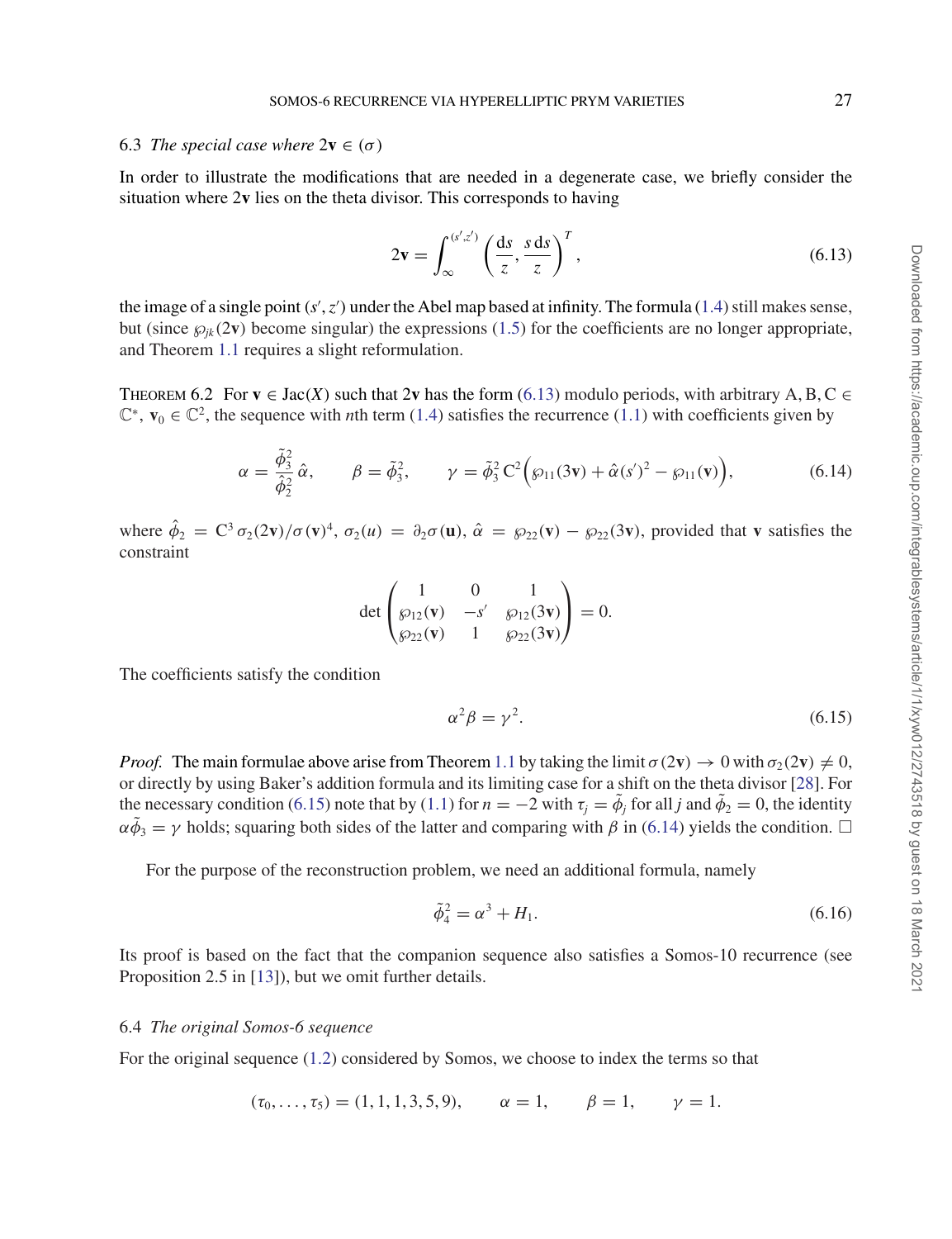### 6.3 *The special case where* $2\mathbf{v} \in (\sigma)$

In order to illustrate the modifications that are needed in a degenerate case, we briefly consider the situation where $2\mathbf{v}$ lies on the theta divisor. This corresponds to having

$$2\mathbf{v} = \int_{\infty}^{(s',z')} \left( \frac{\mathrm{d}s}{z}, \frac{s\,\mathrm{d}s}{z} \right)^T, \tag{6.13}$$

the image of a single point $(s', z')$ under the Abel map based at infinity. The formula (1.4) still makes sense, but (since $\wp_{jk}(2\mathbf{v})$ become singular) the expressions (1.5) for the coefficients are no longer appropriate, and Theorem 1.1 requires a slight reformulation.

THEOREM 6.2 For $\mathbf{v} \in \mathrm{Jac}(X)$ such that $2\mathbf{v}$ has the form (6.13) modulo periods, with arbitrary $\mathrm{A}, \mathrm{B}, \mathrm{C} \in \mathbb{C}^*$, $\mathbf{v}_0 \in \mathbb{C}^2$, the sequence with $n$th term (1.4) satisfies the recurrence (1.1) with coefficients given by

$$\alpha = \frac{\tilde{\phi}_3^2}{\hat{\phi}_2^2}\,\hat{\alpha}, \qquad \beta = \tilde{\phi}_3^2, \qquad \gamma = \tilde{\phi}_3^2\,\mathrm{C}^2\Big(\wp_{11}(3\mathbf{v}) + \hat{\alpha}(s')^2 - \wp_{11}(\mathbf{v})\Big), \tag{6.14}$$

where $\hat{\phi}_2 = \mathrm{C}^3\,\sigma_2(2\mathbf{v})/\sigma(\mathbf{v})^4$, $\sigma_2(u) = \partial_2\sigma(\mathbf{u})$, $\hat{\alpha} = \wp_{22}(\mathbf{v}) - \wp_{22}(3\mathbf{v})$, provided that $\mathbf{v}$ satisfies the constraint

$$\det\begin{pmatrix} 1 & 0 & 1 \\ \wp_{12}(\mathbf{v}) & -s' & \wp_{12}(3\mathbf{v}) \\ \wp_{22}(\mathbf{v}) & 1 & \wp_{22}(3\mathbf{v}) \end{pmatrix} = 0.$$

The coefficients satisfy the condition

$$\alpha^2\beta = \gamma^2. \tag{6.15}$$

*Proof.* The main formulae above arise from Theorem 1.1 by taking the limit $\sigma(2\mathbf{v}) \to 0$ with $\sigma_2(2\mathbf{v}) \neq 0$, or directly by using Baker's addition formula and its limiting case for a shift on the theta divisor [28]. For the necessary condition (6.15) note that by (1.1) for $n = -2$ with $\tau_j = \tilde{\phi}_j$ for all $j$ and $\tilde{\phi}_2 = 0$, the identity $\alpha\tilde{\phi}_3 = \gamma$ holds; squaring both sides of the latter and comparing with $\beta$ in (6.14) yields the condition. □

For the purpose of the reconstruction problem, we need an additional formula, namely

$$\tilde{\phi}_4^2 = \alpha^3 + H_1. \tag{6.16}$$

Its proof is based on the fact that the companion sequence also satisfies a Somos-10 recurrence (see Proposition 2.5 in [13]), but we omit further details.

### 6.4 *The original Somos-6 sequence*

For the original sequence (1.2) considered by Somos, we choose to index the terms so that

$$(\tau_0, \ldots, \tau_5) = (1, 1, 1, 3, 5, 9), \qquad \alpha = 1, \qquad \beta = 1, \qquad \gamma = 1.$$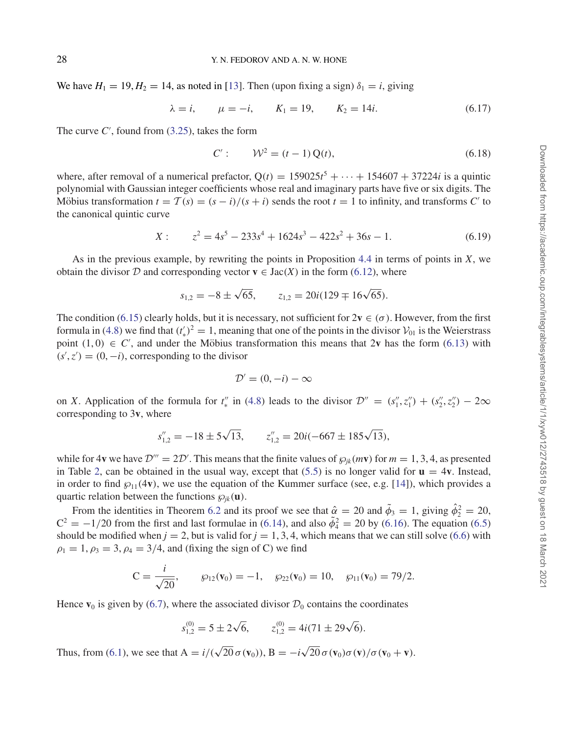We have $H_1 = 19, H_2 = 14$, as noted in [13]. Then (upon fixing a sign) $\delta_1 = i$, giving

$$\lambda = i, \qquad \mu = -i, \qquad K_1 = 19, \qquad K_2 = 14i. \tag{6.17}$$

The curve $C'$, found from (3.25), takes the form

$$C': \qquad \mathcal{W}^2 = (t-1)\,\mathrm{Q}(t), \tag{6.18}$$

where, after removal of a numerical prefactor, $\mathrm{Q}(t) = 159025t^5 + \cdots + 154607 + 37224i$ is a quintic polynomial with Gaussian integer coefficients whose real and imaginary parts have five or six digits. The Möbius transformation $t = \mathcal{T}(s) = (s-i)/(s+i)$ sends the root $t = 1$ to infinity, and transforms $C'$ to the canonical quintic curve

$$X: \qquad z^2 = 4s^5 - 233s^4 + 1624s^3 - 422s^2 + 36s - 1. \tag{6.19}$$

As in the previous example, by rewriting the points in Proposition 4.4 in terms of points in $X$, we obtain the divisor $\mathcal{D}$ and corresponding vector $\mathbf{v} \in \mathrm{Jac}(X)$ in the form (6.12), where

$$s_{1,2} = -8 \pm \sqrt{65}, \qquad z_{1,2} = 20i(129 \mp 16\sqrt{65}).$$

The condition (6.15) clearly holds, but it is necessary, not sufficient for $2\mathbf{v} \in (\sigma)$. However, from the first formula in (4.8) we find that $(t'_*)^2 = 1$, meaning that one of the points in the divisor $\mathcal{V}_{01}$ is the Weierstrass point $(1, 0) \in C'$, and under the Möbius transformation this means that $2\mathbf{v}$ has the form (6.13) with $(s', z') = (0, -i)$, corresponding to the divisor

$$\mathcal{D}' = (0, -i) - \infty$$

on $X$. Application of the formula for $t''_*$ in (4.8) leads to the divisor $\mathcal{D}'' = (s''_1, z''_1) + (s''_2, z''_2) - 2\infty$ corresponding to $3\mathbf{v}$, where

$$s''_{1,2} = -18 \pm 5\sqrt{13}, \qquad z''_{1,2} = 20i(-667 \pm 185\sqrt{13}),$$

while for $4\mathbf{v}$ we have $\mathcal{D}''' = 2\mathcal{D}'$. This means that the finite values of $\wp_{jk}(m\mathbf{v})$ for $m = 1, 3, 4$, as presented in Table 2, can be obtained in the usual way, except that (5.5) is no longer valid for $\mathbf{u} = 4\mathbf{v}$. Instead, in order to find $\wp_{11}(4\mathbf{v})$, we use the equation of the Kummer surface (see, e.g. [14]), which provides a quartic relation between the functions $\wp_{jk}(\mathbf{u})$.

From the identities in Theorem 6.2 and its proof we see that $\hat{\alpha} = 20$ and $\tilde{\phi}_3 = 1$, giving $\hat{\phi}_2^2 = 20$, $\mathrm{C}^2 = -1/20$ from the first and last formulae in (6.14), and also $\tilde{\phi}_4^2 = 20$ by (6.16). The equation (6.5) should be modified when $j = 2$, but is valid for $j = 1, 3, 4$, which means that we can still solve (6.6) with $\rho_1 = 1, \rho_3 = 3, \rho_4 = 3/4$, and (fixing the sign of C) we find

$$\mathrm{C} = \frac{i}{\sqrt{20}}, \qquad \wp_{12}(\mathbf{v}_0) = -1, \quad \wp_{22}(\mathbf{v}_0) = 10, \quad \wp_{11}(\mathbf{v}_0) = 79/2.$$

Hence $\mathbf{v}_0$ is given by (6.7), where the associated divisor $\mathcal{D}_0$ contains the coordinates

$$s_{1,2}^{(0)} = 5 \pm 2\sqrt{6}, \qquad z_{1,2}^{(0)} = 4i(71 \pm 29\sqrt{6}).$$

Thus, from (6.1), we see that $\mathrm{A} = i/(\sqrt{20}\,\sigma(\mathbf{v}_0))$, $\mathrm{B} = -i\sqrt{20}\,\sigma(\mathbf{v}_0)\sigma(\mathbf{v})/\sigma(\mathbf{v}_0 + \mathbf{v})$.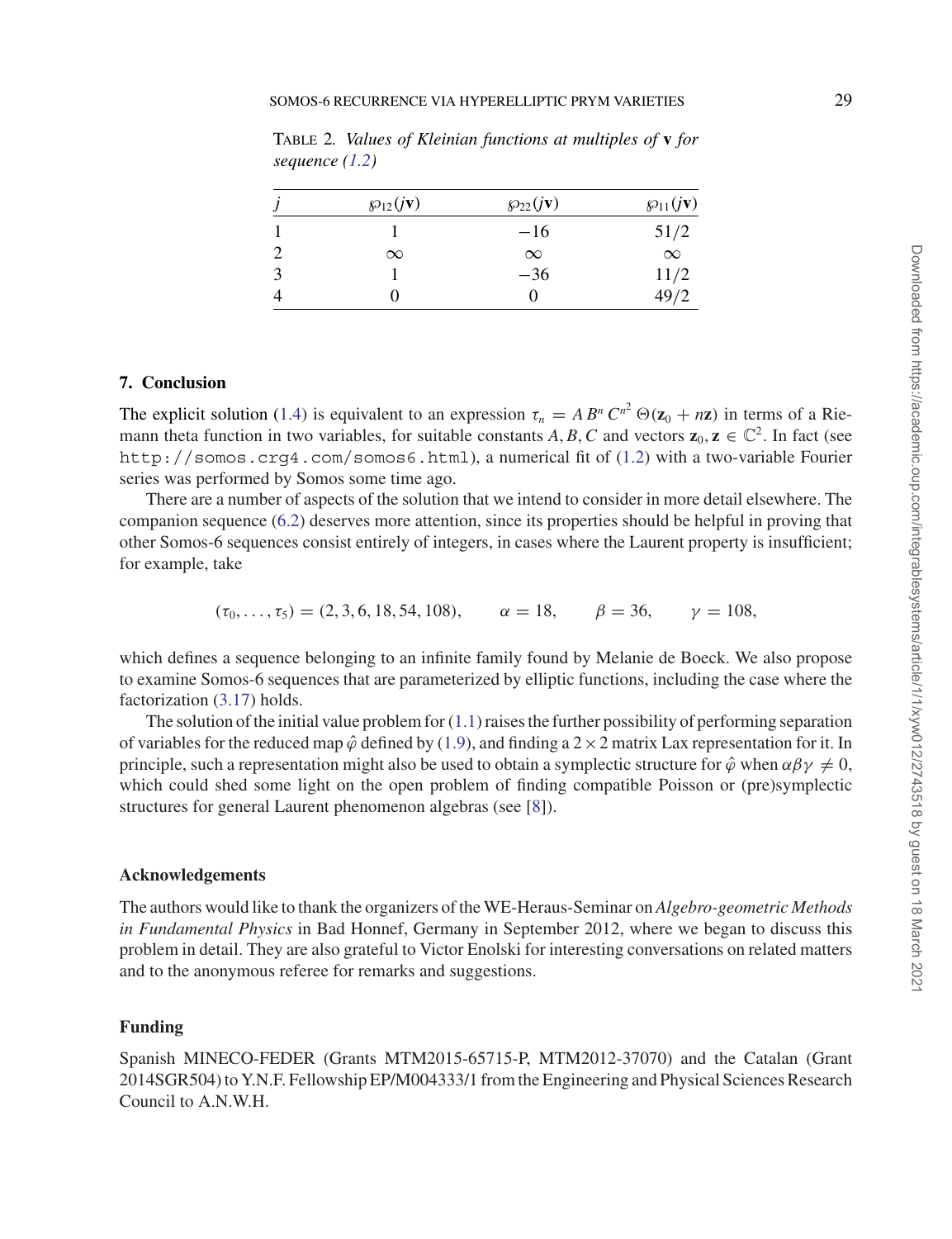TABLE 2. *Values of Kleinian functions at multiples of* $\mathbf{v}$ *for sequence (1.2)*

| $j$ | $\wp_{12}(j\mathbf{v})$ | $\wp_{22}(j\mathbf{v})$ | $\wp_{11}(j\mathbf{v})$ |
|---|---|---|---|
| 1 | 1 | $-16$ | $51/2$ |
| 2 | $\infty$ | $\infty$ | $\infty$ |
| 3 | 1 | $-36$ | $11/2$ |
| 4 | 0 | 0 | $49/2$ |

## 7. Conclusion

The explicit solution (1.4) is equivalent to an expression $\tau_n = A\,B^n\,C^{n^2}\,\Theta(\mathbf{z}_0 + n\mathbf{z})$ in terms of a Riemann theta function in two variables, for suitable constants $A, B, C$ and vectors $\mathbf{z}_0, \mathbf{z} \in \mathbb{C}^2$. In fact (see `http://somos.crg4.com/somos6.html`), a numerical fit of (1.2) with a two-variable Fourier series was performed by Somos some time ago.

There are a number of aspects of the solution that we intend to consider in more detail elsewhere. The companion sequence (6.2) deserves more attention, since its properties should be helpful in proving that other Somos-6 sequences consist entirely of integers, in cases where the Laurent property is insufficient; for example, take

$$(\tau_0, \ldots, \tau_5) = (2, 3, 6, 18, 54, 108), \qquad \alpha = 18, \qquad \beta = 36, \qquad \gamma = 108,$$

which defines a sequence belonging to an infinite family found by Melanie de Boeck. We also propose to examine Somos-6 sequences that are parameterized by elliptic functions, including the case where the factorization (3.17) holds.

The solution of the initial value problem for (1.1) raises the further possibility of performing separation of variables for the reduced map $\hat{\varphi}$ defined by (1.9), and finding a $2 \times 2$ matrix Lax representation for it. In principle, such a representation might also be used to obtain a symplectic structure for $\hat{\varphi}$ when $\alpha\beta\gamma \neq 0$, which could shed some light on the open problem of finding compatible Poisson or (pre)symplectic structures for general Laurent phenomenon algebras (see [8]).

### Acknowledgements

The authors would like to thank the organizers of the WE-Heraus-Seminar on *Algebro-geometric Methods in Fundamental Physics* in Bad Honnef, Germany in September 2012, where we began to discuss this problem in detail. They are also grateful to Victor Enolski for interesting conversations on related matters and to the anonymous referee for remarks and suggestions.

### Funding

Spanish MINECO-FEDER (Grants MTM2015-65715-P, MTM2012-37070) and the Catalan (Grant 2014SGR504) to Y.N.F. Fellowship EP/M004333/1 from the Engineering and Physical Sciences Research Council to A.N.W.H.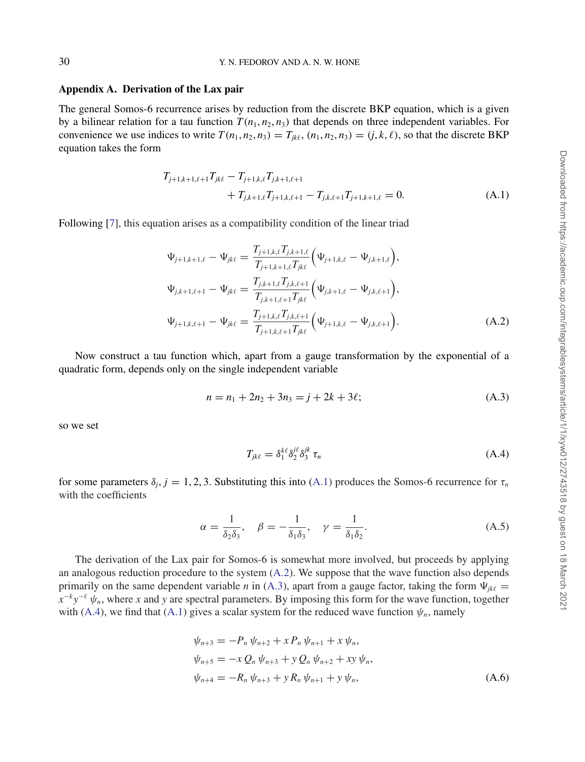## Appendix A. Derivation of the Lax pair

The general Somos-6 recurrence arises by reduction from the discrete BKP equation, which is a given by a bilinear relation for a tau function $T(n_1, n_2, n_3)$ that depends on three independent variables. For convenience we use indices to write $T(n_1, n_2, n_3) = T_{jk\ell}$, $(n_1, n_2, n_3) = (j, k, \ell)$, so that the discrete BKP equation takes the form

$$
\begin{aligned}
T_{j+1,k+1,\ell+1}T_{jk\ell} - T_{j+1,k,\ell}T_{j,k+1,\ell+1} \\
+ T_{j,k+1,\ell}T_{j+1,k,\ell+1} - T_{j,k,\ell+1}T_{j+1,k+1,\ell} = 0.
\end{aligned}
\tag{A.1}
$$

Following [7], this equation arises as a compatibility condition of the linear triad

$$
\begin{aligned}
\Psi_{j+1,k+1,\ell} - \Psi_{jk\ell} &= \frac{T_{j+1,k,\ell}T_{j,k+1,\ell}}{T_{j+1,k+1,\ell}T_{jk\ell}}\Big(\Psi_{j+1,k,\ell} - \Psi_{j,k+1,\ell}\Big), \\
\Psi_{j,k+1,\ell+1} - \Psi_{jk\ell} &= \frac{T_{j,k+1,\ell}T_{j,k,\ell+1}}{T_{j,k+1,\ell+1}T_{jk\ell}}\Big(\Psi_{j,k+1,\ell} - \Psi_{j,k,\ell+1}\Big), \\
\Psi_{j+1,k,\ell+1} - \Psi_{jk\ell} &= \frac{T_{j+1,k,\ell}T_{j,k,\ell+1}}{T_{j+1,k,\ell+1}T_{jk\ell}}\Big(\Psi_{j+1,k,\ell} - \Psi_{j,k,\ell+1}\Big).
\end{aligned}
\tag{A.2}
$$

Now construct a tau function which, apart from a gauge transformation by the exponential of a quadratic form, depends only on the single independent variable

$$
n = n_1 + 2n_2 + 3n_3 = j + 2k + 3\ell;
\tag{A.3}
$$

so we set

$$
T_{jk\ell} = \delta_1^{k\ell}\delta_2^{j\ell}\delta_3^{jk}\,\tau_n
\tag{A.4}
$$

for some parameters $\delta_j$, $j = 1, 2, 3$. Substituting this into (A.1) produces the Somos-6 recurrence for $\tau_n$ with the coefficients

$$
\alpha = \frac{1}{\delta_2\delta_3}, \quad \beta = -\frac{1}{\delta_1\delta_3}, \quad \gamma = \frac{1}{\delta_1\delta_2}.
\tag{A.5}
$$

The derivation of the Lax pair for Somos-6 is somewhat more involved, but proceeds by applying an analogous reduction procedure to the system (A.2). We suppose that the wave function also depends primarily on the same dependent variable $n$ in (A.3), apart from a gauge factor, taking the form $\Psi_{jk\ell} = x^{-k}y^{-\ell}\,\psi_n$, where $x$ and $y$ are spectral parameters. By imposing this form for the wave function, together with (A.4), we find that (A.1) gives a scalar system for the reduced wave function $\psi_n$, namely

$$
\begin{aligned}
\psi_{n+3} &= -P_n\,\psi_{n+2} + x\,P_n\,\psi_{n+1} + x\,\psi_n, \\
\psi_{n+5} &= -x\,Q_n\,\psi_{n+3} + y\,Q_n\,\psi_{n+2} + xy\,\psi_n, \\
\psi_{n+4} &= -R_n\,\psi_{n+3} + y\,R_n\,\psi_{n+1} + y\,\psi_n,
\end{aligned}
\tag{A.6}
$$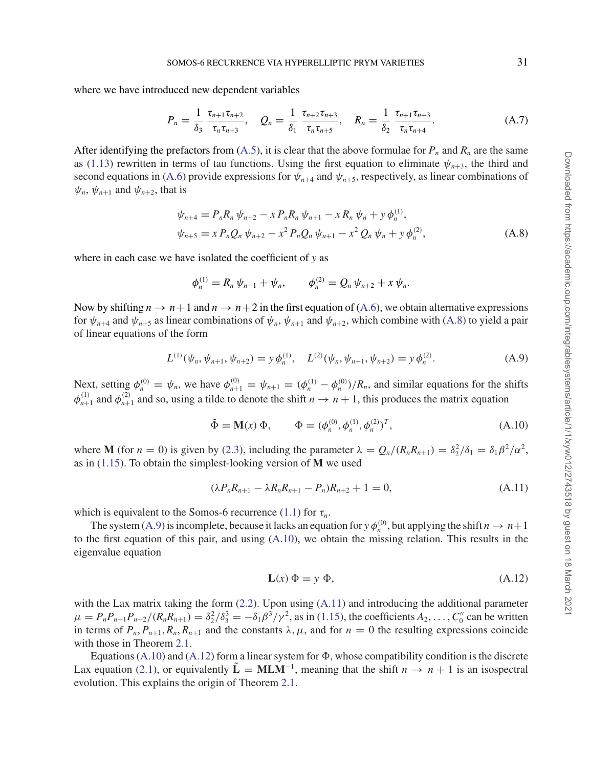where we have introduced new dependent variables

$$P_n = \frac{1}{\delta_3}\,\frac{\tau_{n+1}\tau_{n+2}}{\tau_n\tau_{n+3}}, \quad Q_n = \frac{1}{\delta_1}\,\frac{\tau_{n+2}\tau_{n+3}}{\tau_n\tau_{n+5}}, \quad R_n = \frac{1}{\delta_2}\,\frac{\tau_{n+1}\tau_{n+3}}{\tau_n\tau_{n+4}}. \tag{A.7}$$

After identifying the prefactors from (A.5), it is clear that the above formulae for $P_n$ and $R_n$ are the same as (1.13) rewritten in terms of tau functions. Using the first equation to eliminate $\psi_{n+3}$, the third and second equations in (A.6) provide expressions for $\psi_{n+4}$ and $\psi_{n+5}$, respectively, as linear combinations of $\psi_n$, $\psi_{n+1}$ and $\psi_{n+2}$, that is

$$\begin{aligned}
\psi_{n+4} &= P_nR_n\,\psi_{n+2} - x\,P_nR_n\,\psi_{n+1} - x\,R_n\,\psi_n + y\,\phi_n^{(1)},\\
\psi_{n+5} &= x\,P_nQ_n\,\psi_{n+2} - x^2\,P_nQ_n\,\psi_{n+1} - x^2\,Q_n\,\psi_n + y\,\phi_n^{(2)},
\end{aligned} \tag{A.8}$$

where in each case we have isolated the coefficient of $y$ as

$$\phi_n^{(1)} = R_n\,\psi_{n+1} + \psi_n, \qquad \phi_n^{(2)} = Q_n\,\psi_{n+2} + x\,\psi_n.$$

Now by shifting $n \to n+1$ and $n \to n+2$ in the first equation of (A.6), we obtain alternative expressions for $\psi_{n+4}$ and $\psi_{n+5}$ as linear combinations of $\psi_n$, $\psi_{n+1}$ and $\psi_{n+2}$, which combine with (A.8) to yield a pair of linear equations of the form

$$L^{(1)}(\psi_n, \psi_{n+1}, \psi_{n+2}) = y\,\phi_n^{(1)}, \quad L^{(2)}(\psi_n, \psi_{n+1}, \psi_{n+2}) = y\,\phi_n^{(2)}. \tag{A.9}$$

Next, setting $\phi_n^{(0)} = \psi_n$, we have $\phi_{n+1}^{(0)} = \psi_{n+1} = (\phi_n^{(1)} - \phi_n^{(0)})/R_n$, and similar equations for the shifts $\phi_{n+1}^{(1)}$ and $\phi_{n+1}^{(2)}$ and so, using a tilde to denote the shift $n \to n+1$, this produces the matrix equation

$$\tilde{\Phi} = \mathbf{M}(x)\,\Phi, \qquad \Phi = (\phi_n^{(0)}, \phi_n^{(1)}, \phi_n^{(2)})^T, \tag{A.10}$$

where $\mathbf{M}$ (for $n = 0$) is given by (2.3), including the parameter $\lambda = Q_n/(R_nR_{n+1}) = \delta_2^2/\delta_1 = \delta_1\beta^2/\alpha^2$, as in (1.15). To obtain the simplest-looking version of $\mathbf{M}$ we used

$$(\lambda P_nR_{n+1} - \lambda R_nR_{n+1} - P_n)R_{n+2} + 1 = 0, \tag{A.11}$$

which is equivalent to the Somos-6 recurrence (1.1) for $\tau_n$.

The system (A.9) is incomplete, because it lacks an equation for $y\,\phi_n^{(0)}$, but applying the shift $n \to n+1$ to the first equation of this pair, and using (A.10), we obtain the missing relation. This results in the eigenvalue equation

$$\mathbf{L}(x)\,\Phi = y\,\Phi, \tag{A.12}$$

with the Lax matrix taking the form (2.2). Upon using (A.11) and introducing the additional parameter $\mu = P_nP_{n+1}P_{n+2}/(R_nR_{n+1}) = \delta_2^2/\delta_3^3 = -\delta_1\beta^3/\gamma^2$, as in (1.15), the coefficients $A_2, \ldots, C_0''$ can be written in terms of $P_n, P_{n+1}, R_n, R_{n+1}$ and the constants $\lambda, \mu$, and for $n = 0$ the resulting expressions coincide with those in Theorem 2.1.

Equations (A.10) and (A.12) form a linear system for $\Phi$, whose compatibility condition is the discrete Lax equation (2.1), or equivalently $\tilde{\mathbf{L}} = \mathbf{M}\mathbf{L}\mathbf{M}^{-1}$, meaning that the shift $n \to n+1$ is an isospectral evolution. This explains the origin of Theorem 2.1.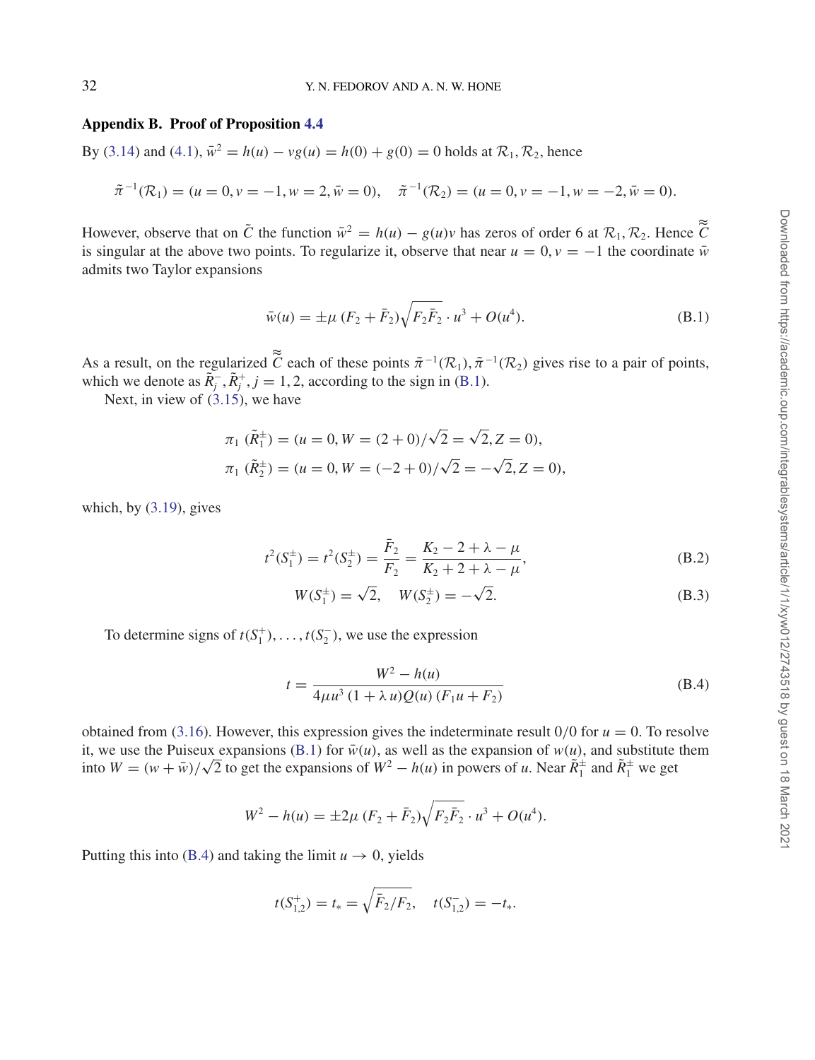## Appendix B. Proof of Proposition 4.4

By (3.14) and (4.1), $\bar{w}^2 = h(u) - vg(u) = h(0) + g(0) = 0$ holds at $\mathcal{R}_1, \mathcal{R}_2$, hence

$$\tilde{\pi}^{-1}(\mathcal{R}_1) = (u = 0, v = -1, w = 2, \bar{w} = 0), \quad \tilde{\pi}^{-1}(\mathcal{R}_2) = (u = 0, v = -1, w = -2, \bar{w} = 0).$$

However, observe that on $\tilde{C}$ the function $\bar{w}^2 = h(u) - g(u)v$ has zeros of order 6 at $\mathcal{R}_1, \mathcal{R}_2$. Hence $\tilde{\tilde{C}}$ is singular at the above two points. To regularize it, observe that near $u = 0, v = -1$ the coordinate $\bar{w}$ admits two Taylor expansions

$$\bar{w}(u) = \pm \mu \, (F_2 + \bar{F}_2)\sqrt{F_2 \bar{F}_2} \cdot u^3 + O(u^4). \tag{B.1}$$

As a result, on the regularized $\tilde{\tilde{C}}$ each of these points $\tilde{\pi}^{-1}(\mathcal{R}_1), \tilde{\pi}^{-1}(\mathcal{R}_2)$ gives rise to a pair of points, which we denote as $\tilde{R}_j^-, \tilde{R}_j^+, j = 1, 2$, according to the sign in (B.1).

Next, in view of (3.15), we have

$$\pi_1 \, (\tilde{R}_1^{\pm}) = (u = 0, W = (2 + 0)/\sqrt{2} = \sqrt{2}, Z = 0),$$
$$\pi_1 \, (\tilde{R}_2^{\pm}) = (u = 0, W = (-2 + 0)/\sqrt{2} = -\sqrt{2}, Z = 0),$$

which, by (3.19), gives

$$t^2(S_1^{\pm}) = t^2(S_2^{\pm}) = \frac{\bar{F}_2}{F_2} = \frac{K_2 - 2 + \lambda - \mu}{K_2 + 2 + \lambda - \mu}, \tag{B.2}$$

$$W(S_1^{\pm}) = \sqrt{2}, \quad W(S_2^{\pm}) = -\sqrt{2}. \tag{B.3}$$

To determine signs of $t(S_1^+), \ldots, t(S_2^-)$, we use the expression

$$t = \frac{W^2 - h(u)}{4\mu u^3 \, (1 + \lambda \, u) Q(u) \, (F_1 u + F_2)} \tag{B.4}$$

obtained from (3.16). However, this expression gives the indeterminate result $0/0$ for $u = 0$. To resolve it, we use the Puiseux expansions (B.1) for $\bar{w}(u)$, as well as the expansion of $w(u)$, and substitute them into $W = (w + \bar{w})/\sqrt{2}$ to get the expansions of $W^2 - h(u)$ in powers of $u$. Near $\tilde{R}_1^{\pm}$ and $\tilde{R}_1^{\pm}$ we get

$$W^2 - h(u) = \pm 2\mu \, (F_2 + \bar{F}_2)\sqrt{F_2 \bar{F}_2} \cdot u^3 + O(u^4).$$

Putting this into (B.4) and taking the limit $u \to 0$, yields

$$t(S_{1,2}^+) = t_* = \sqrt{\bar{F}_2/F_2}, \quad t(S_{1,2}^-) = -t_*.$$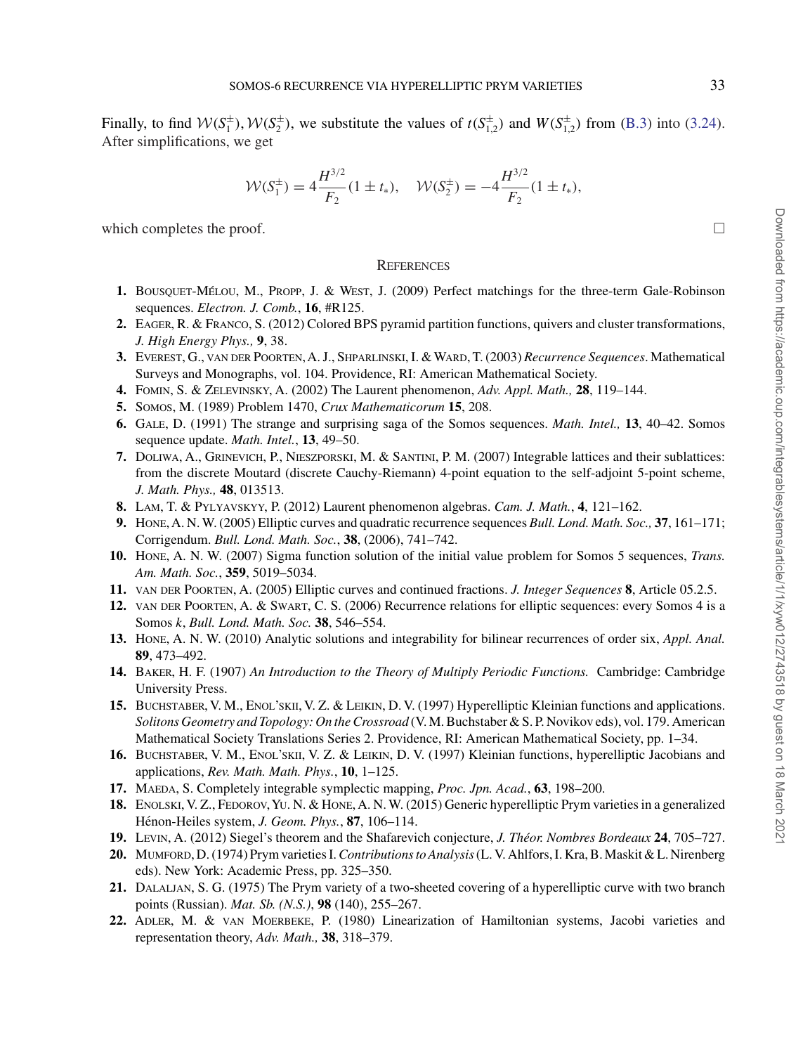Finally, to find $\mathcal{W}(S_1^{\pm}), \mathcal{W}(S_2^{\pm})$, we substitute the values of $t(S_{1,2}^{\pm})$ and $W(S_{1,2}^{\pm})$ from (B.3) into (3.24). After simplifications, we get

$$\mathcal{W}(S_1^{\pm}) = 4\frac{H^{3/2}}{F_2}(1 \pm t_*), \quad \mathcal{W}(S_2^{\pm}) = -4\frac{H^{3/2}}{F_2}(1 \pm t_*),$$

which completes the proof. □

## References

1. Bousquet-Mélou, M., Propp, J. & West, J. (2009) Perfect matchings for the three-term Gale-Robinson sequences. *Electron. J. Comb.*, **16**, #R125.
2. Eager, R. & Franco, S. (2012) Colored BPS pyramid partition functions, quivers and cluster transformations, *J. High Energy Phys.,* **9**, 38.
3. Everest, G., van der Poorten, A. J., Shparlinski, I. & Ward, T. (2003) *Recurrence Sequences*. Mathematical Surveys and Monographs, vol. 104. Providence, RI: American Mathematical Society.
4. Fomin, S. & Zelevinsky, A. (2002) The Laurent phenomenon, *Adv. Appl. Math.,* **28**, 119–144.
5. Somos, M. (1989) Problem 1470, *Crux Mathematicorum* **15**, 208.
6. Gale, D. (1991) The strange and surprising saga of the Somos sequences. *Math. Intel.,* **13**, 40–42. Somos sequence update. *Math. Intel.*, **13**, 49–50.
7. Doliwa, A., Grinevich, P., Nieszporski, M. & Santini, P. M. (2007) Integrable lattices and their sublattices: from the discrete Moutard (discrete Cauchy-Riemann) 4-point equation to the self-adjoint 5-point scheme, *J. Math. Phys.,* **48**, 013513.
8. Lam, T. & Pylyavskyy, P. (2012) Laurent phenomenon algebras. *Cam. J. Math.*, **4**, 121–162.
9. Hone, A. N. W. (2005) Elliptic curves and quadratic recurrence sequences *Bull. Lond. Math. Soc.,* **37**, 161–171; Corrigendum. *Bull. Lond. Math. Soc.*, **38**, (2006), 741–742.
10. Hone, A. N. W. (2007) Sigma function solution of the initial value problem for Somos 5 sequences, *Trans. Am. Math. Soc.*, **359**, 5019–5034.
11. van der Poorten, A. (2005) Elliptic curves and continued fractions. *J. Integer Sequences* **8**, Article 05.2.5.
12. van der Poorten, A. & Swart, C. S. (2006) Recurrence relations for elliptic sequences: every Somos 4 is a Somos *k*, *Bull. Lond. Math. Soc.* **38**, 546–554.
13. Hone, A. N. W. (2010) Analytic solutions and integrability for bilinear recurrences of order six, *Appl. Anal.* **89**, 473–492.
14. Baker, H. F. (1907) *An Introduction to the Theory of Multiply Periodic Functions.* Cambridge: Cambridge University Press.
15. Buchstaber, V. M., Enol'skii, V. Z. & Leikin, D. V. (1997) Hyperelliptic Kleinian functions and applications. *Solitons Geometry and Topology: On the Crossroad* (V. M. Buchstaber & S. P. Novikov eds), vol. 179. American Mathematical Society Translations Series 2. Providence, RI: American Mathematical Society, pp. 1–34.
16. Buchstaber, V. M., Enol'skii, V. Z. & Leikin, D. V. (1997) Kleinian functions, hyperelliptic Jacobians and applications, *Rev. Math. Math. Phys.*, **10**, 1–125.
17. Maeda, S. Completely integrable symplectic mapping, *Proc. Jpn. Acad.*, **63**, 198–200.
18. Enolski, V. Z., Fedorov, Yu. N. & Hone, A. N. W. (2015) Generic hyperelliptic Prym varieties in a generalized Hénon-Heiles system, *J. Geom. Phys.*, **87**, 106–114.
19. Levin, A. (2012) Siegel's theorem and the Shafarevich conjecture, *J. Théor. Nombres Bordeaux* **24**, 705–727.
20. Mumford, D. (1974) Prym varieties I. *Contributions to Analysis* (L. V. Ahlfors, I. Kra, B. Maskit & L. Nirenberg eds). New York: Academic Press, pp. 325–350.
21. Dalaljan, S. G. (1975) The Prym variety of a two-sheeted covering of a hyperelliptic curve with two branch points (Russian). *Mat. Sb. (N.S.)*, **98** (140), 255–267.
22. Adler, M. & van Moerbeke, P. (1980) Linearization of Hamiltonian systems, Jacobi varieties and representation theory, *Adv. Math.,* **38**, 318–379.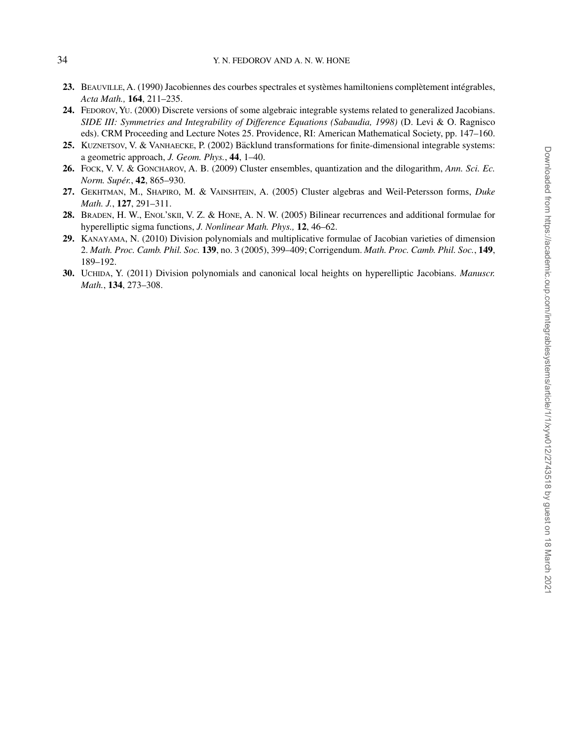23. Beauville, A. (1990) Jacobiennes des courbes spectrales et systèmes hamiltoniens complètement intégrables, *Acta Math.,* **164**, 211–235.

24. Fedorov, Yu. (2000) Discrete versions of some algebraic integrable systems related to generalized Jacobians. *SIDE III: Symmetries and Integrability of Difference Equations (Sabaudia, 1998)* (D. Levi & O. Ragnisco eds). CRM Proceeding and Lecture Notes 25. Providence, RI: American Mathematical Society, pp. 147–160.

25. Kuznetsov, V. & Vanhaecke, P. (2002) Bäcklund transformations for finite-dimensional integrable systems: a geometric approach, *J. Geom. Phys.*, **44**, 1–40.

26. Fock, V. V. & Goncharov, A. B. (2009) Cluster ensembles, quantization and the dilogarithm, *Ann. Sci. Ec. Norm. Supér.*, **42**, 865–930.

27. Gekhtman, M., Shapiro, M. & Vainshtein, A. (2005) Cluster algebras and Weil-Petersson forms, *Duke Math. J.*, **127**, 291–311.

28. Braden, H. W., Enol'skii, V. Z. & Hone, A. N. W. (2005) Bilinear recurrences and additional formulae for hyperelliptic sigma functions, *J. Nonlinear Math. Phys.,* **12**, 46–62.

29. Kanayama, N. (2010) Division polynomials and multiplicative formulae of Jacobian varieties of dimension 2. *Math. Proc. Camb. Phil. Soc.* **139**, no. 3 (2005), 399–409; Corrigendum. *Math. Proc. Camb. Phil. Soc.*, **149**, 189–192.

30. Uchida, Y. (2011) Division polynomials and canonical local heights on hyperelliptic Jacobians. *Manuscr. Math.*, **134**, 273–308.